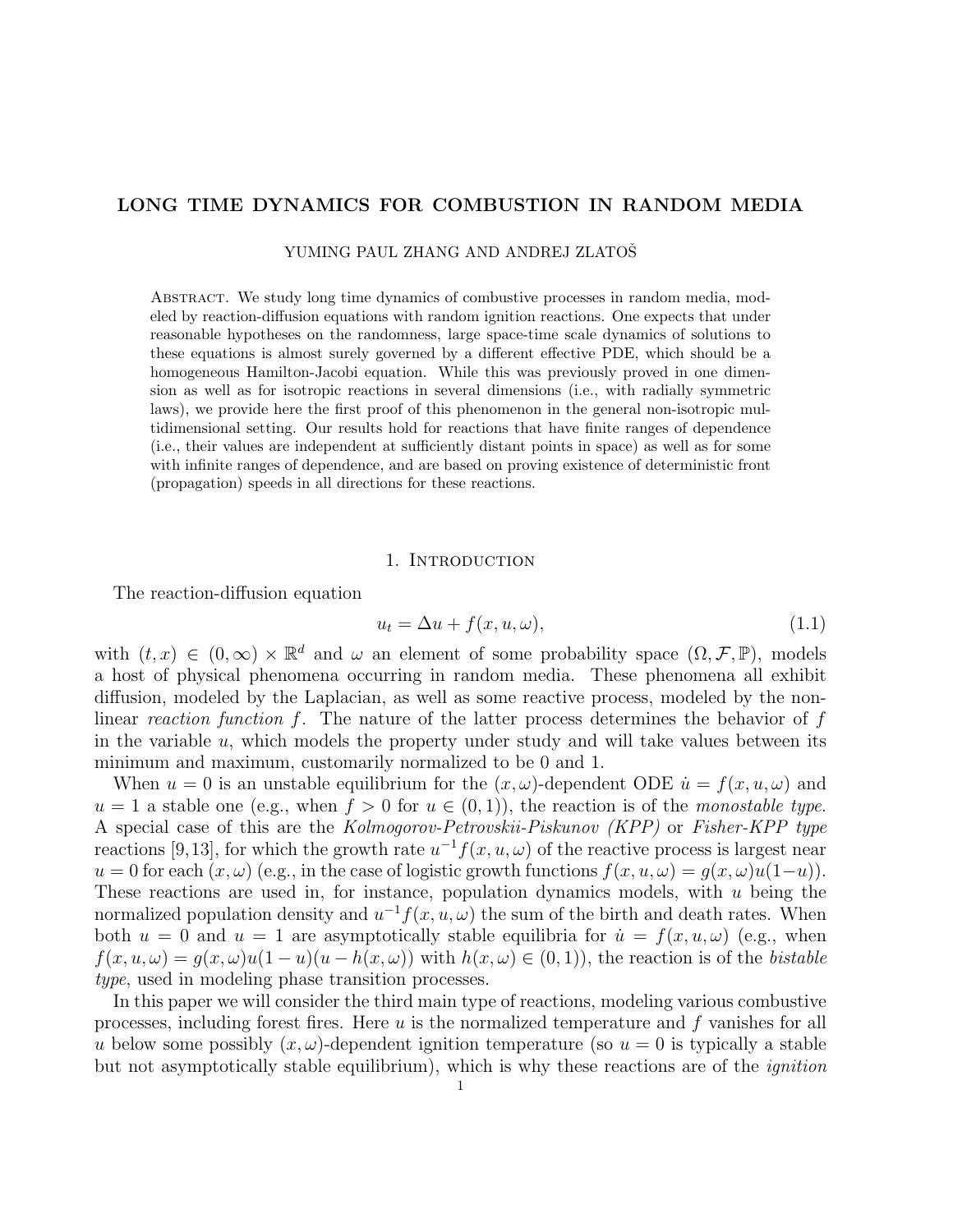# LONG TIME DYNAMICS FOR COMBUSTION IN RANDOM MEDIA

YUMING PAUL ZHANG AND ANDREJ ZLATOŠ

ABSTRACT. We study long time dynamics of combustive processes in random media, modeled by reaction-diffusion equations with random ignition reactions. One expects that under reasonable hypotheses on the randomness, large space-time scale dynamics of solutions to these equations is almost surely governed by a different effective PDE, which should be a homogeneous Hamilton-Jacobi equation. While this was previously proved in one dimension as well as for isotropic reactions in several dimensions (i.e., with radially symmetric laws), we provide here the first proof of this phenomenon in the general non-isotropic multidimensional setting. Our results hold for reactions that have finite ranges of dependence (i.e., their values are independent at sufficiently distant points in space) as well as for some with infinite ranges of dependence, and are based on proving existence of deterministic front (propagation) speeds in all directions for these reactions.

## 1. INTRODUCTION

The reaction-diffusion equation

$$u_t = \Delta u + f(x, u, \omega), \tag{1.1}$$

with $(t, x) \in (0, \infty) \times \mathbb{R}^d$ and $\omega$ an element of some probability space $(\Omega, \mathcal{F}, \mathbb{P})$, models a host of physical phenomena occurring in random media. These phenomena all exhibit diffusion, modeled by the Laplacian, as well as some reactive process, modeled by the non-linear *reaction function* $f$. The nature of the latter process determines the behavior of $f$ in the variable $u$, which models the property under study and will take values between its minimum and maximum, customarily normalized to be 0 and 1.

When $u = 0$ is an unstable equilibrium for the $(x, \omega)$-dependent ODE $\dot{u} = f(x, u, \omega)$ and $u = 1$ a stable one (e.g., when $f > 0$ for $u \in (0, 1)$), the reaction is of the *monostable type*. A special case of this are the *Kolmogorov-Petrovskii-Piskunov (KPP)* or *Fisher-KPP type* reactions [9,13], for which the growth rate $u^{-1}f(x, u, \omega)$ of the reactive process is largest near $u = 0$ for each $(x, \omega)$ (e.g., in the case of logistic growth functions $f(x, u, \omega) = g(x, \omega)u(1-u)$). These reactions are used in, for instance, population dynamics models, with $u$ being the normalized population density and $u^{-1}f(x, u, \omega)$ the sum of the birth and death rates. When both $u = 0$ and $u = 1$ are asymptotically stable equilibria for $\dot{u} = f(x, u, \omega)$ (e.g., when $f(x, u, \omega) = g(x, \omega)u(1-u)(u - h(x, \omega))$ with $h(x, \omega) \in (0, 1)$), the reaction is of the *bistable type*, used in modeling phase transition processes.

In this paper we will consider the third main type of reactions, modeling various combustive processes, including forest fires. Here $u$ is the normalized temperature and $f$ vanishes for all $u$ below some possibly $(x, \omega)$-dependent ignition temperature (so $u = 0$ is typically a stable but not asymptotically stable equilibrium), which is why these reactions are of the *ignition*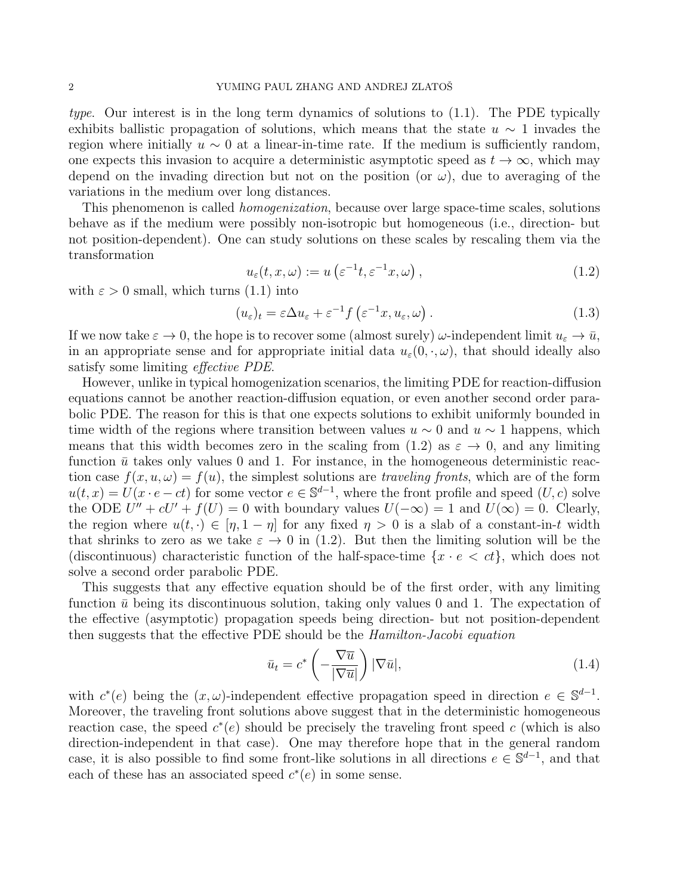*type*. Our interest is in the long term dynamics of solutions to (1.1). The PDE typically exhibits ballistic propagation of solutions, which means that the state $u \sim 1$ invades the region where initially $u \sim 0$ at a linear-in-time rate. If the medium is sufficiently random, one expects this invasion to acquire a deterministic asymptotic speed as $t \to \infty$, which may depend on the invading direction but not on the position (or $\omega$), due to averaging of the variations in the medium over long distances.

This phenomenon is called *homogenization*, because over large space-time scales, solutions behave as if the medium were possibly non-isotropic but homogeneous (i.e., direction- but not position-dependent). One can study solutions on these scales by rescaling them via the transformation

$$u_\varepsilon(t, x, \omega) := u\left(\varepsilon^{-1} t, \varepsilon^{-1} x, \omega\right), \tag{1.2}$$

with $\varepsilon > 0$ small, which turns (1.1) into

$$(u_\varepsilon)_t = \varepsilon \Delta u_\varepsilon + \varepsilon^{-1} f\left(\varepsilon^{-1} x, u_\varepsilon, \omega\right). \tag{1.3}$$

If we now take $\varepsilon \to 0$, the hope is to recover some (almost surely) $\omega$-independent limit $u_\varepsilon \to \bar{u}$, in an appropriate sense and for appropriate initial data $u_\varepsilon(0, \cdot, \omega)$, that should ideally also satisfy some limiting *effective PDE*.

However, unlike in typical homogenization scenarios, the limiting PDE for reaction-diffusion equations cannot be another reaction-diffusion equation, or even another second order parabolic PDE. The reason for this is that one expects solutions to exhibit uniformly bounded in time width of the regions where transition between values $u \sim 0$ and $u \sim 1$ happens, which means that this width becomes zero in the scaling from (1.2) as $\varepsilon \to 0$, and any limiting function $\bar{u}$ takes only values 0 and 1. For instance, in the homogeneous deterministic reaction case $f(x, u, \omega) = f(u)$, the simplest solutions are *traveling fronts*, which are of the form $u(t, x) = U(x \cdot e - ct)$ for some vector $e \in \mathbb{S}^{d-1}$, where the front profile and speed $(U, c)$ solve the ODE $U'' + cU' + f(U) = 0$ with boundary values $U(-\infty) = 1$ and $U(\infty) = 0$. Clearly, the region where $u(t, \cdot) \in [\eta, 1 - \eta]$ for any fixed $\eta > 0$ is a slab of a constant-in-$t$ width that shrinks to zero as we take $\varepsilon \to 0$ in (1.2). But then the limiting solution will be the (discontinuous) characteristic function of the half-space-time $\{x \cdot e < ct\}$, which does not solve a second order parabolic PDE.

This suggests that any effective equation should be of the first order, with any limiting function $\bar{u}$ being its discontinuous solution, taking only values 0 and 1. The expectation of the effective (asymptotic) propagation speeds being direction- but not position-dependent then suggests that the effective PDE should be the *Hamilton-Jacobi equation*

$$\bar{u}_t = c^*\left(-\frac{\nabla \bar{u}}{|\nabla \bar{u}|}\right) |\nabla \bar{u}|, \tag{1.4}$$

with $c^*(e)$ being the $(x, \omega)$-independent effective propagation speed in direction $e \in \mathbb{S}^{d-1}$. Moreover, the traveling front solutions above suggest that in the deterministic homogeneous reaction case, the speed $c^*(e)$ should be precisely the traveling front speed $c$ (which is also direction-independent in that case). One may therefore hope that in the general random case, it is also possible to find some front-like solutions in all directions $e \in \mathbb{S}^{d-1}$, and that each of these has an associated speed $c^*(e)$ in some sense.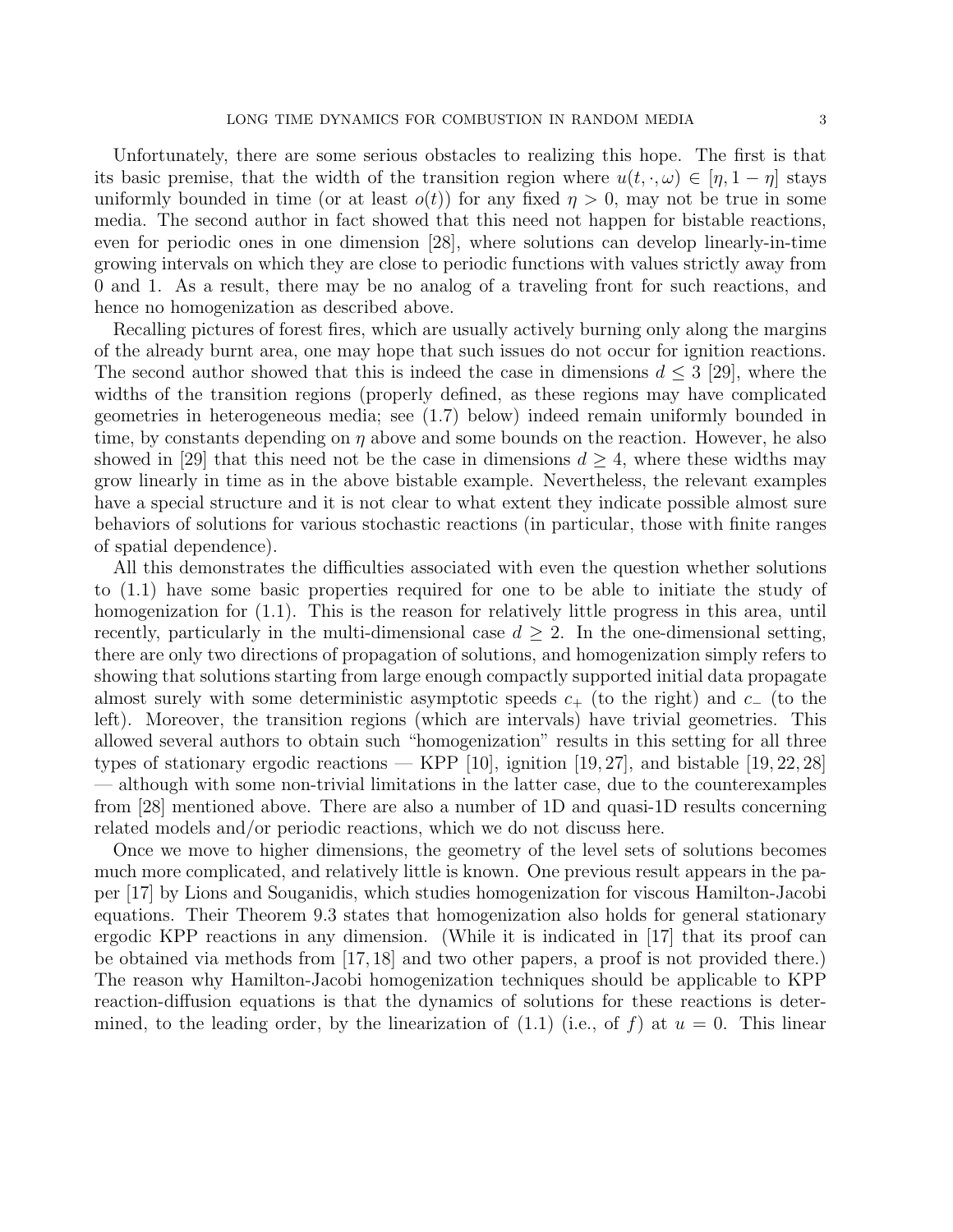Unfortunately, there are some serious obstacles to realizing this hope. The first is that its basic premise, that the width of the transition region where $u(t, \cdot, \omega) \in [\eta, 1-\eta]$ stays uniformly bounded in time (or at least $o(t)$) for any fixed $\eta > 0$, may not be true in some media. The second author in fact showed that this need not happen for bistable reactions, even for periodic ones in one dimension [28], where solutions can develop linearly-in-time growing intervals on which they are close to periodic functions with values strictly away from 0 and 1. As a result, there may be no analog of a traveling front for such reactions, and hence no homogenization as described above.

Recalling pictures of forest fires, which are usually actively burning only along the margins of the already burnt area, one may hope that such issues do not occur for ignition reactions. The second author showed that this is indeed the case in dimensions $d \le 3$ [29], where the widths of the transition regions (properly defined, as these regions may have complicated geometries in heterogeneous media; see (1.7) below) indeed remain uniformly bounded in time, by constants depending on $\eta$ above and some bounds on the reaction. However, he also showed in [29] that this need not be the case in dimensions $d \ge 4$, where these widths may grow linearly in time as in the above bistable example. Nevertheless, the relevant examples have a special structure and it is not clear to what extent they indicate possible almost sure behaviors of solutions for various stochastic reactions (in particular, those with finite ranges of spatial dependence).

All this demonstrates the difficulties associated with even the question whether solutions to (1.1) have some basic properties required for one to be able to initiate the study of homogenization for (1.1). This is the reason for relatively little progress in this area, until recently, particularly in the multi-dimensional case $d \ge 2$. In the one-dimensional setting, there are only two directions of propagation of solutions, and homogenization simply refers to showing that solutions starting from large enough compactly supported initial data propagate almost surely with some deterministic asymptotic speeds $c_+$ (to the right) and $c_-$ (to the left). Moreover, the transition regions (which are intervals) have trivial geometries. This allowed several authors to obtain such "homogenization" results in this setting for all three types of stationary ergodic reactions — KPP [10], ignition [19, 27], and bistable [19, 22, 28] — although with some non-trivial limitations in the latter case, due to the counterexamples from [28] mentioned above. There are also a number of 1D and quasi-1D results concerning related models and/or periodic reactions, which we do not discuss here.

Once we move to higher dimensions, the geometry of the level sets of solutions becomes much more complicated, and relatively little is known. One previous result appears in the paper [17] by Lions and Souganidis, which studies homogenization for viscous Hamilton-Jacobi equations. Their Theorem 9.3 states that homogenization also holds for general stationary ergodic KPP reactions in any dimension. (While it is indicated in [17] that its proof can be obtained via methods from [17, 18] and two other papers, a proof is not provided there.) The reason why Hamilton-Jacobi homogenization techniques should be applicable to KPP reaction-diffusion equations is that the dynamics of solutions for these reactions is determined, to the leading order, by the linearization of (1.1) (i.e., of $f$) at $u = 0$. This linear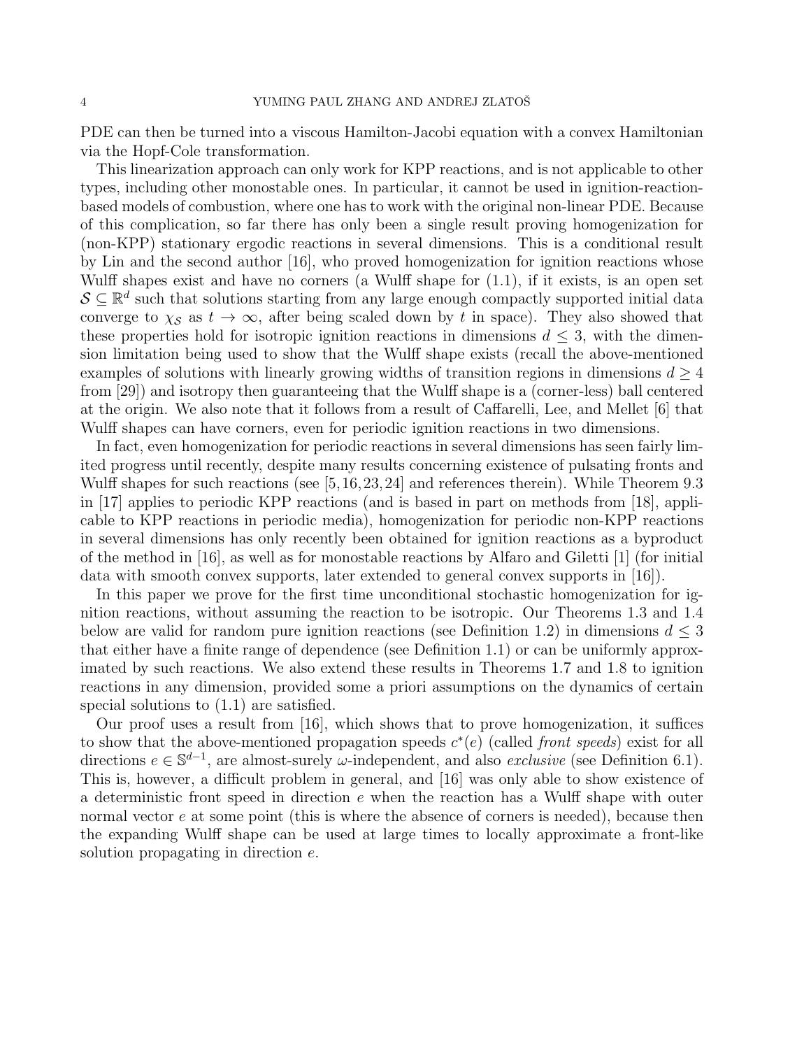PDE can then be turned into a viscous Hamilton-Jacobi equation with a convex Hamiltonian via the Hopf-Cole transformation.

This linearization approach can only work for KPP reactions, and is not applicable to other types, including other monostable ones. In particular, it cannot be used in ignition-reaction-based models of combustion, where one has to work with the original non-linear PDE. Because of this complication, so far there has only been a single result proving homogenization for (non-KPP) stationary ergodic reactions in several dimensions. This is a conditional result by Lin and the second author [16], who proved homogenization for ignition reactions whose Wulff shapes exist and have no corners (a Wulff shape for (1.1), if it exists, is an open set $\mathcal{S} \subseteq \mathbb{R}^d$ such that solutions starting from any large enough compactly supported initial data converge to $\chi_{\mathcal{S}}$ as $t \to \infty$, after being scaled down by $t$ in space). They also showed that these properties hold for isotropic ignition reactions in dimensions $d \leq 3$, with the dimension limitation being used to show that the Wulff shape exists (recall the above-mentioned examples of solutions with linearly growing widths of transition regions in dimensions $d \geq 4$ from [29]) and isotropy then guaranteeing that the Wulff shape is a (corner-less) ball centered at the origin. We also note that it follows from a result of Caffarelli, Lee, and Mellet [6] that Wulff shapes can have corners, even for periodic ignition reactions in two dimensions.

In fact, even homogenization for periodic reactions in several dimensions has seen fairly limited progress until recently, despite many results concerning existence of pulsating fronts and Wulff shapes for such reactions (see [5,16,23,24] and references therein). While Theorem 9.3 in [17] applies to periodic KPP reactions (and is based in part on methods from [18], applicable to KPP reactions in periodic media), homogenization for periodic non-KPP reactions in several dimensions has only recently been obtained for ignition reactions as a byproduct of the method in [16], as well as for monostable reactions by Alfaro and Giletti [1] (for initial data with smooth convex supports, later extended to general convex supports in [16]).

In this paper we prove for the first time unconditional stochastic homogenization for ignition reactions, without assuming the reaction to be isotropic. Our Theorems 1.3 and 1.4 below are valid for random pure ignition reactions (see Definition 1.2) in dimensions $d \leq 3$ that either have a finite range of dependence (see Definition 1.1) or can be uniformly approximated by such reactions. We also extend these results in Theorems 1.7 and 1.8 to ignition reactions in any dimension, provided some a priori assumptions on the dynamics of certain special solutions to (1.1) are satisfied.

Our proof uses a result from [16], which shows that to prove homogenization, it suffices to show that the above-mentioned propagation speeds $c^*(e)$ (called *front speeds*) exist for all directions $e \in \mathbb{S}^{d-1}$, are almost-surely $\omega$-independent, and also *exclusive* (see Definition 6.1). This is, however, a difficult problem in general, and [16] was only able to show existence of a deterministic front speed in direction $e$ when the reaction has a Wulff shape with outer normal vector $e$ at some point (this is where the absence of corners is needed), because then the expanding Wulff shape can be used at large times to locally approximate a front-like solution propagating in direction $e$.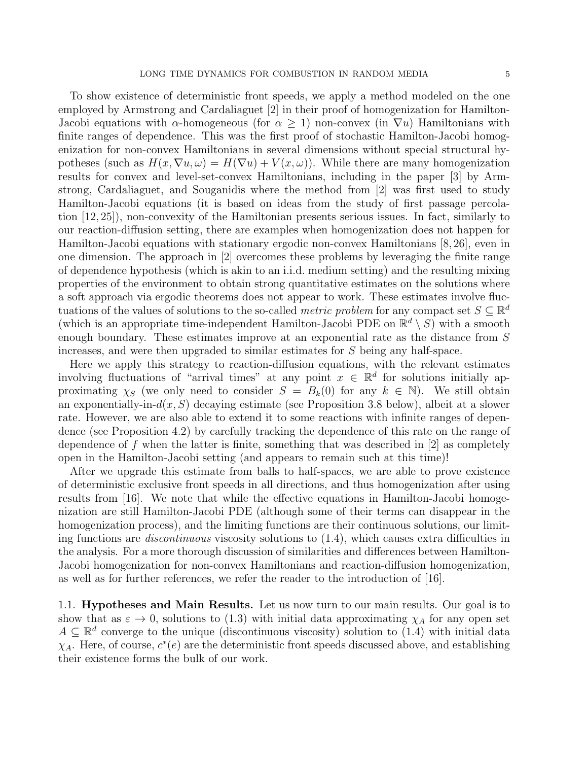To show existence of deterministic front speeds, we apply a method modeled on the one employed by Armstrong and Cardaliaguet [2] in their proof of homogenization for Hamilton-Jacobi equations with $\alpha$-homogeneous (for $\alpha \geq 1$) non-convex (in $\nabla u$) Hamiltonians with finite ranges of dependence. This was the first proof of stochastic Hamilton-Jacobi homogenization for non-convex Hamiltonians in several dimensions without special structural hypotheses (such as $H(x, \nabla u, \omega) = H(\nabla u) + V(x, \omega)$). While there are many homogenization results for convex and level-set-convex Hamiltonians, including in the paper [3] by Armstrong, Cardaliaguet, and Souganidis where the method from [2] was first used to study Hamilton-Jacobi equations (it is based on ideas from the study of first passage percolation [12, 25]), non-convexity of the Hamiltonian presents serious issues. In fact, similarly to our reaction-diffusion setting, there are examples when homogenization does not happen for Hamilton-Jacobi equations with stationary ergodic non-convex Hamiltonians [8, 26], even in one dimension. The approach in [2] overcomes these problems by leveraging the finite range of dependence hypothesis (which is akin to an i.i.d. medium setting) and the resulting mixing properties of the environment to obtain strong quantitative estimates on the solutions where a soft approach via ergodic theorems does not appear to work. These estimates involve fluctuations of the values of solutions to the so-called *metric problem* for any compact set $S \subseteq \mathbb{R}^d$ (which is an appropriate time-independent Hamilton-Jacobi PDE on $\mathbb{R}^d \setminus S$) with a smooth enough boundary. These estimates improve at an exponential rate as the distance from $S$ increases, and were then upgraded to similar estimates for $S$ being any half-space.

Here we apply this strategy to reaction-diffusion equations, with the relevant estimates involving fluctuations of "arrival times" at any point $x \in \mathbb{R}^d$ for solutions initially approximating $\chi_S$ (we only need to consider $S = B_k(0)$ for any $k \in \mathbb{N}$). We still obtain an exponentially-in-$d(x, S)$ decaying estimate (see Proposition 3.8 below), albeit at a slower rate. However, we are also able to extend it to some reactions with infinite ranges of dependence (see Proposition 4.2) by carefully tracking the dependence of this rate on the range of dependence of $f$ when the latter is finite, something that was described in [2] as completely open in the Hamilton-Jacobi setting (and appears to remain such at this time)!

After we upgrade this estimate from balls to half-spaces, we are able to prove existence of deterministic exclusive front speeds in all directions, and thus homogenization after using results from [16]. We note that while the effective equations in Hamilton-Jacobi homogenization are still Hamilton-Jacobi PDE (although some of their terms can disappear in the homogenization process), and the limiting functions are their continuous solutions, our limiting functions are *discontinuous* viscosity solutions to (1.4), which causes extra difficulties in the analysis. For a more thorough discussion of similarities and differences between Hamilton-Jacobi homogenization for non-convex Hamiltonians and reaction-diffusion homogenization, as well as for further references, we refer the reader to the introduction of [16].

## 1.1. Hypotheses and Main Results.

Let us now turn to our main results. Our goal is to show that as $\varepsilon \to 0$, solutions to (1.3) with initial data approximating $\chi_A$ for any open set $A \subseteq \mathbb{R}^d$ converge to the unique (discontinuous viscosity) solution to (1.4) with initial data $\chi_A$. Here, of course, $c^*(e)$ are the deterministic front speeds discussed above, and establishing their existence forms the bulk of our work.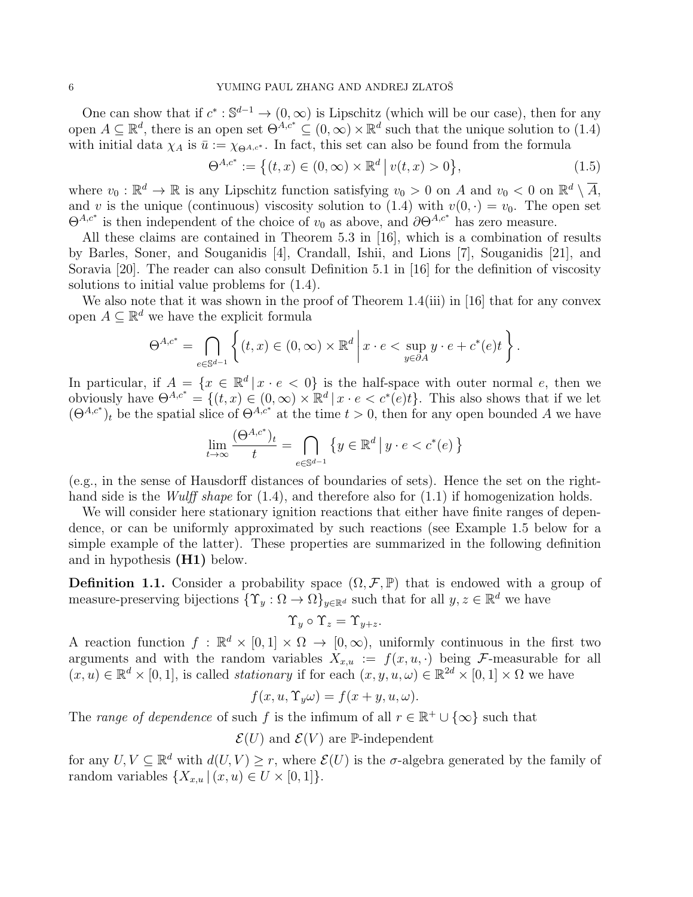One can show that if $c^* : \mathbb{S}^{d-1} \to (0,\infty)$ is Lipschitz (which will be our case), then for any open $A \subseteq \mathbb{R}^d$, there is an open set $\Theta^{A,c^*} \subseteq (0,\infty) \times \mathbb{R}^d$ such that the unique solution to (1.4) with initial data $\chi_A$ is $\bar{u} := \chi_{\Theta^{A,c^*}}$. In fact, this set can also be found from the formula

$$\Theta^{A,c^*} := \big\{ (t,x) \in (0,\infty) \times \mathbb{R}^d \,\big|\, v(t,x) > 0 \big\}, \tag{1.5}$$

where $v_0 : \mathbb{R}^d \to \mathbb{R}$ is any Lipschitz function satisfying $v_0 > 0$ on $A$ and $v_0 < 0$ on $\mathbb{R}^d \setminus \overline{A}$, and $v$ is the unique (continuous) viscosity solution to (1.4) with $v(0,\cdot) = v_0$. The open set $\Theta^{A,c^*}$ is then independent of the choice of $v_0$ as above, and $\partial \Theta^{A,c^*}$ has zero measure.

All these claims are contained in Theorem 5.3 in [16], which is a combination of results by Barles, Soner, and Souganidis [4], Crandall, Ishii, and Lions [7], Souganidis [21], and Soravia [20]. The reader can also consult Definition 5.1 in [16] for the definition of viscosity solutions to initial value problems for (1.4).

We also note that it was shown in the proof of Theorem 1.4(iii) in [16] that for any convex open $A \subseteq \mathbb{R}^d$ we have the explicit formula

$$\Theta^{A,c^*} = \bigcap_{e \in \mathbb{S}^{d-1}} \left\{ (t,x) \in (0,\infty) \times \mathbb{R}^d \,\middle|\, x \cdot e < \sup_{y \in \partial A} y \cdot e + c^*(e) t \right\}.$$

In particular, if $A = \{ x \in \mathbb{R}^d \,|\, x \cdot e < 0 \}$ is the half-space with outer normal $e$, then we obviously have $\Theta^{A,c^*} = \{ (t,x) \in (0,\infty) \times \mathbb{R}^d \,|\, x \cdot e < c^*(e) t \}$. This also shows that if we let $(\Theta^{A,c^*})_t$ be the spatial slice of $\Theta^{A,c^*}$ at the time $t > 0$, then for any open bounded $A$ we have

$$\lim_{t \to \infty} \frac{(\Theta^{A,c^*})_t}{t} = \bigcap_{e \in \mathbb{S}^{d-1}} \big\{ y \in \mathbb{R}^d \,\big|\, y \cdot e < c^*(e) \big\}$$

(e.g., in the sense of Hausdorff distances of boundaries of sets). Hence the set on the right-hand side is the *Wulff shape* for (1.4), and therefore also for (1.1) if homogenization holds.

We will consider here stationary ignition reactions that either have finite ranges of dependence, or can be uniformly approximated by such reactions (see Example 1.5 below for a simple example of the latter). These properties are summarized in the following definition and in hypothesis **(H1)** below.

**Definition 1.1.** Consider a probability space $(\Omega, \mathcal{F}, \mathbb{P})$ that is endowed with a group of measure-preserving bijections $\{\Upsilon_y : \Omega \to \Omega\}_{y \in \mathbb{R}^d}$ such that for all $y, z \in \mathbb{R}^d$ we have

$$\Upsilon_y \circ \Upsilon_z = \Upsilon_{y+z}.$$

A reaction function $f : \mathbb{R}^d \times [0,1] \times \Omega \to [0,\infty)$, uniformly continuous in the first two arguments and with the random variables $X_{x,u} := f(x,u,\cdot)$ being $\mathcal{F}$-measurable for all $(x,u) \in \mathbb{R}^d \times [0,1]$, is called *stationary* if for each $(x,y,u,\omega) \in \mathbb{R}^{2d} \times [0,1] \times \Omega$ we have

$$f(x,u,\Upsilon_y \omega) = f(x+y,u,\omega).$$

The *range of dependence* of such $f$ is the infimum of all $r \in \mathbb{R}^+ \cup \{\infty\}$ such that

$$\mathcal{E}(U) \text{ and } \mathcal{E}(V) \text{ are } \mathbb{P}\text{-independent}$$

for any $U, V \subseteq \mathbb{R}^d$ with $d(U,V) \geq r$, where $\mathcal{E}(U)$ is the $\sigma$-algebra generated by the family of random variables $\{X_{x,u} \,|\, (x,u) \in U \times [0,1]\}$.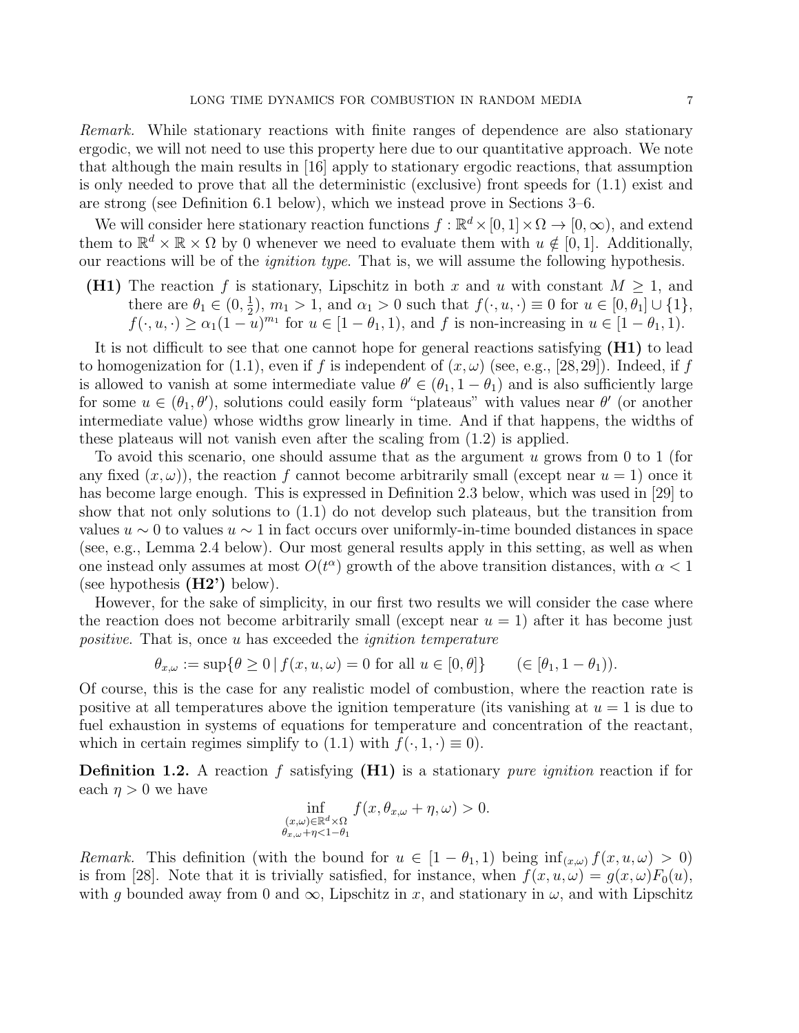*Remark.* While stationary reactions with finite ranges of dependence are also stationary ergodic, we will not need to use this property here due to our quantitative approach. We note that although the main results in [16] apply to stationary ergodic reactions, that assumption is only needed to prove that all the deterministic (exclusive) front speeds for (1.1) exist and are strong (see Definition 6.1 below), which we instead prove in Sections 3–6.

We will consider here stationary reaction functions $f : \mathbb{R}^d \times [0,1] \times \Omega \to [0,\infty)$, and extend them to $\mathbb{R}^d \times \mathbb{R} \times \Omega$ by 0 whenever we need to evaluate them with $u \notin [0,1]$. Additionally, our reactions will be of the *ignition type*. That is, we will assume the following hypothesis.

**(H1)** The reaction $f$ is stationary, Lipschitz in both $x$ and $u$ with constant $M \geq 1$, and there are $\theta_1 \in (0, \frac{1}{2})$, $m_1 > 1$, and $\alpha_1 > 0$ such that $f(\cdot, u, \cdot) \equiv 0$ for $u \in [0, \theta_1] \cup \{1\}$, $f(\cdot, u, \cdot) \geq \alpha_1 (1-u)^{m_1}$ for $u \in [1-\theta_1, 1)$, and $f$ is non-increasing in $u \in [1-\theta_1, 1)$.

It is not difficult to see that one cannot hope for general reactions satisfying **(H1)** to lead to homogenization for (1.1), even if $f$ is independent of $(x,\omega)$ (see, e.g., [28,29]). Indeed, if $f$ is allowed to vanish at some intermediate value $\theta' \in (\theta_1, 1-\theta_1)$ and is also sufficiently large for some $u \in (\theta_1, \theta')$, solutions could easily form "plateaus" with values near $\theta'$ (or another intermediate value) whose widths grow linearly in time. And if that happens, the widths of these plateaus will not vanish even after the scaling from (1.2) is applied.

To avoid this scenario, one should assume that as the argument $u$ grows from 0 to 1 (for any fixed $(x,\omega)$), the reaction $f$ cannot become arbitrarily small (except near $u=1$) once it has become large enough. This is expressed in Definition 2.3 below, which was used in [29] to show that not only solutions to (1.1) do not develop such plateaus, but the transition from values $u \sim 0$ to values $u \sim 1$ in fact occurs over uniformly-in-time bounded distances in space (see, e.g., Lemma 2.4 below). Our most general results apply in this setting, as well as when one instead only assumes at most $O(t^\alpha)$ growth of the above transition distances, with $\alpha < 1$ (see hypothesis **(H2')** below).

However, for the sake of simplicity, in our first two results we will consider the case where the reaction does not become arbitrarily small (except near $u=1$) after it has become just *positive*. That is, once $u$ has exceeded the *ignition temperature*

$$\theta_{x,\omega} := \sup\{\theta \geq 0 \,|\, f(x,u,\omega) = 0 \text{ for all } u \in [0,\theta]\} \qquad (\in [\theta_1, 1-\theta_1)).$$

Of course, this is the case for any realistic model of combustion, where the reaction rate is positive at all temperatures above the ignition temperature (its vanishing at $u=1$ is due to fuel exhaustion in systems of equations for temperature and concentration of the reactant, which in certain regimes simplify to (1.1) with $f(\cdot,1,\cdot) \equiv 0$).

**Definition 1.2.** A reaction $f$ satisfying **(H1)** is a stationary *pure ignition* reaction if for each $\eta > 0$ we have

$$\inf_{\substack{(x,\omega)\in\mathbb{R}^d\times\Omega \\ \theta_{x,\omega}+\eta<1-\theta_1}} f(x, \theta_{x,\omega}+\eta, \omega) > 0.$$

*Remark.* This definition (with the bound for $u \in [1-\theta_1, 1)$ being $\inf_{(x,\omega)} f(x,u,\omega) > 0$) is from [28]. Note that it is trivially satisfied, for instance, when $f(x,u,\omega) = g(x,\omega)F_0(u)$, with $g$ bounded away from 0 and $\infty$, Lipschitz in $x$, and stationary in $\omega$, and with Lipschitz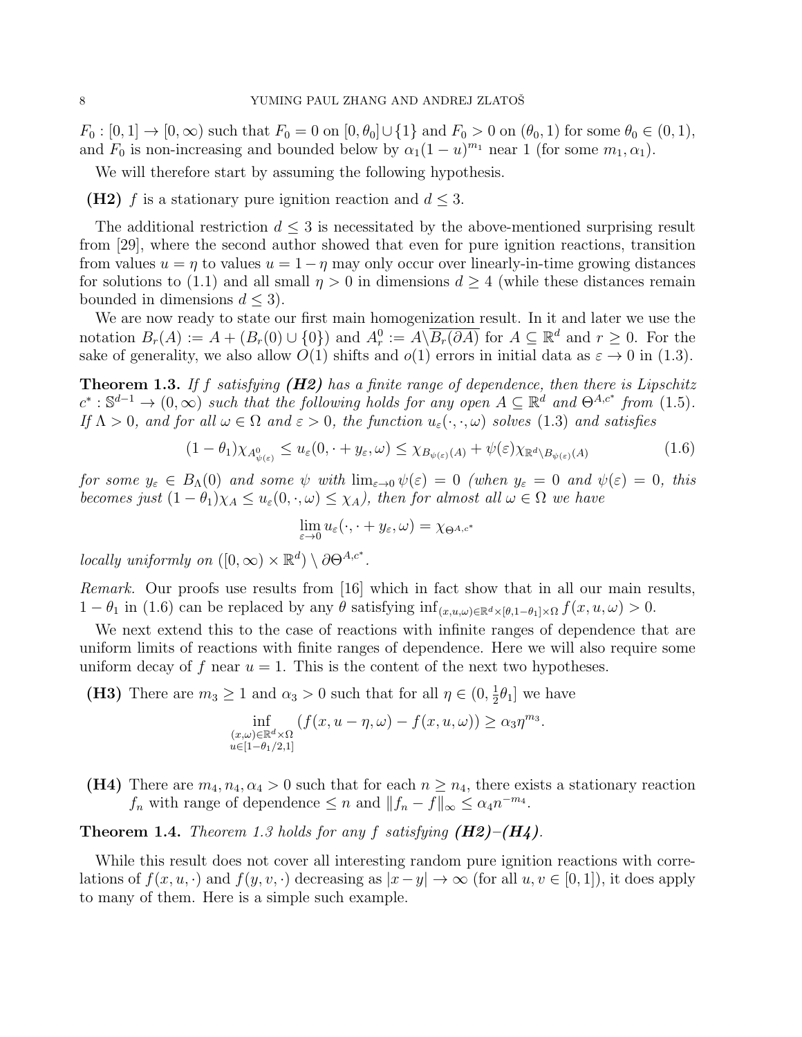$F_0 : [0,1] \to [0,\infty)$ such that $F_0 = 0$ on $[0,\theta_0] \cup \{1\}$ and $F_0 > 0$ on $(\theta_0, 1)$ for some $\theta_0 \in (0,1)$, and $F_0$ is non-increasing and bounded below by $\alpha_1(1-u)^{m_1}$ near 1 (for some $m_1, \alpha_1$).

We will therefore start by assuming the following hypothesis.

**(H2)** $f$ is a stationary pure ignition reaction and $d \le 3$.

The additional restriction $d \le 3$ is necessitated by the above-mentioned surprising result from [29], where the second author showed that even for pure ignition reactions, transition from values $u = \eta$ to values $u = 1-\eta$ may only occur over linearly-in-time growing distances for solutions to (1.1) and all small $\eta > 0$ in dimensions $d \ge 4$ (while these distances remain bounded in dimensions $d \le 3$).

We are now ready to state our first main homogenization result. In it and later we use the notation $B_r(A) := A + (B_r(0) \cup \{0\})$ and $A_r^0 := A \backslash \overline{B_r(\partial A)}$ for $A \subseteq \mathbb{R}^d$ and $r \ge 0$. For the sake of generality, we also allow $O(1)$ shifts and $o(1)$ errors in initial data as $\varepsilon \to 0$ in (1.3).

**Theorem 1.3.** *If $f$ satisfying **(H2)** has a finite range of dependence, then there is Lipschitz $c^* : \mathbb{S}^{d-1} \to (0,\infty)$ such that the following holds for any open $A \subseteq \mathbb{R}^d$ and $\Theta^{A,c^*}$ from (1.5). If $\Lambda > 0$, and for all $\omega \in \Omega$ and $\varepsilon > 0$, the function $u_\varepsilon(\cdot,\cdot,\omega)$ solves (1.3) and satisfies*

$$(1-\theta_1)\chi_{A^0_{\psi(\varepsilon)}} \le u_\varepsilon(0, \cdot + y_\varepsilon, \omega) \le \chi_{B_{\psi(\varepsilon)}(A)} + \psi(\varepsilon)\chi_{\mathbb{R}^d \setminus B_{\psi(\varepsilon)}(A)} \tag{1.6}$$

*for some $y_\varepsilon \in B_\Lambda(0)$ and some $\psi$ with $\lim_{\varepsilon \to 0} \psi(\varepsilon) = 0$ (when $y_\varepsilon = 0$ and $\psi(\varepsilon) = 0$, this becomes just $(1-\theta_1)\chi_A \le u_\varepsilon(0,\cdot,\omega) \le \chi_A$), then for almost all $\omega \in \Omega$ we have*

$$\lim_{\varepsilon \to 0} u_\varepsilon(\cdot, \cdot + y_\varepsilon, \omega) = \chi_{\Theta^{A,c^*}}$$

*locally uniformly on $([0,\infty) \times \mathbb{R}^d) \setminus \partial\Theta^{A,c^*}$.*

*Remark.* Our proofs use results from [16] which in fact show that in all our main results, $1-\theta_1$ in (1.6) can be replaced by any $\theta$ satisfying $\inf_{(x,u,\omega)\in\mathbb{R}^d\times[\theta,1-\theta_1]\times\Omega} f(x,u,\omega) > 0$.

We next extend this to the case of reactions with infinite ranges of dependence that are uniform limits of reactions with finite ranges of dependence. Here we will also require some uniform decay of $f$ near $u = 1$. This is the content of the next two hypotheses.

**(H3)** There are $m_3 \ge 1$ and $\alpha_3 > 0$ such that for all $\eta \in (0, \frac{1}{2}\theta_1]$ we have

$$\inf_{\substack{(x,\omega)\in\mathbb{R}^d\times\Omega \\ u\in[1-\theta_1/2,1]}} (f(x,u-\eta,\omega) - f(x,u,\omega)) \ge \alpha_3 \eta^{m_3}.$$

**(H4)** There are $m_4, n_4, \alpha_4 > 0$ such that for each $n \ge n_4$, there exists a stationary reaction $f_n$ with range of dependence $\le n$ and $\|f_n - f\|_\infty \le \alpha_4 n^{-m_4}$.

**Theorem 1.4.** *Theorem 1.3 holds for any $f$ satisfying **(H2)**–**(H4)**.*

While this result does not cover all interesting random pure ignition reactions with correlations of $f(x,u,\cdot)$ and $f(y,v,\cdot)$ decreasing as $|x-y| \to \infty$ (for all $u, v \in [0,1]$), it does apply to many of them. Here is a simple such example.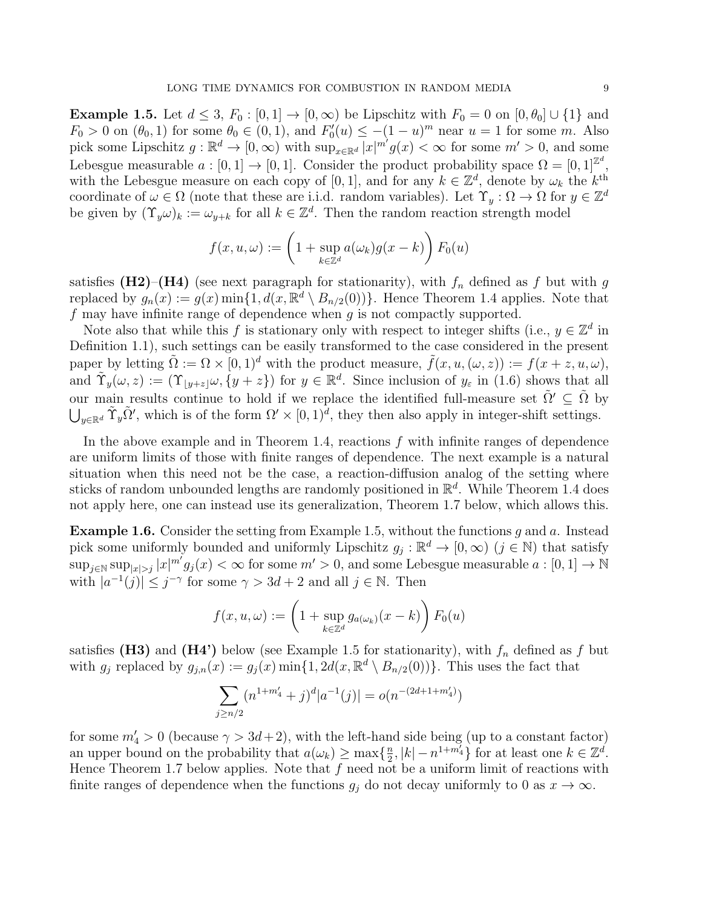**Example 1.5.** Let $d \leq 3$, $F_0 : [0,1] \to [0,\infty)$ be Lipschitz with $F_0 = 0$ on $[0,\theta_0] \cup \{1\}$ and $F_0 > 0$ on $(\theta_0, 1)$ for some $\theta_0 \in (0,1)$, and $F_0'(u) \leq -(1-u)^m$ near $u = 1$ for some $m$. Also pick some Lipschitz $g : \mathbb{R}^d \to [0,\infty)$ with $\sup_{x \in \mathbb{R}^d} |x|^{m'} g(x) < \infty$ for some $m' > 0$, and some Lebesgue measurable $a : [0,1] \to [0,1]$. Consider the product probability space $\Omega = [0,1]^{\mathbb{Z}^d}$, with the Lebesgue measure on each copy of $[0,1]$, and for any $k \in \mathbb{Z}^d$, denote by $\omega_k$ the $k^{\text{th}}$ coordinate of $\omega \in \Omega$ (note that these are i.i.d. random variables). Let $\Upsilon_y : \Omega \to \Omega$ for $y \in \mathbb{Z}^d$ be given by $(\Upsilon_y \omega)_k := \omega_{y+k}$ for all $k \in \mathbb{Z}^d$. Then the random reaction strength model

$$f(x,u,\omega) := \left(1 + \sup_{k \in \mathbb{Z}^d} a(\omega_k) g(x-k)\right) F_0(u)$$

satisfies **(H2)**–**(H4)** (see next paragraph for stationarity), with $f_n$ defined as $f$ but with $g$ replaced by $g_n(x) := g(x) \min\{1, d(x, \mathbb{R}^d \setminus B_{n/2}(0))\}$. Hence Theorem 1.4 applies. Note that $f$ may have infinite range of dependence when $g$ is not compactly supported.

Note also that while this $f$ is stationary only with respect to integer shifts (i.e., $y \in \mathbb{Z}^d$ in Definition 1.1), such settings can be easily transformed to the case considered in the present paper by letting $\tilde{\Omega} := \Omega \times [0,1)^d$ with the product measure, $\tilde{f}(x,u,(\omega,z)) := f(x+z,u,\omega)$, and $\tilde{\Upsilon}_y(\omega,z) := (\Upsilon_{\lfloor y+z \rfloor}\omega, \{y+z\})$ for $y \in \mathbb{R}^d$. Since inclusion of $y_\varepsilon$ in (1.6) shows that all our main results continue to hold if we replace the identified full-measure set $\tilde{\Omega}' \subseteq \tilde{\Omega}$ by $\bigcup_{y \in \mathbb{R}^d} \tilde{\Upsilon}_y \tilde{\Omega}'$, which is of the form $\Omega' \times [0,1)^d$, they then also apply in integer-shift settings.

In the above example and in Theorem 1.4, reactions $f$ with infinite ranges of dependence are uniform limits of those with finite ranges of dependence. The next example is a natural situation when this need not be the case, a reaction-diffusion analog of the setting where sticks of random unbounded lengths are randomly positioned in $\mathbb{R}^d$. While Theorem 1.4 does not apply here, one can instead use its generalization, Theorem 1.7 below, which allows this.

**Example 1.6.** Consider the setting from Example 1.5, without the functions $g$ and $a$. Instead pick some uniformly bounded and uniformly Lipschitz $g_j : \mathbb{R}^d \to [0,\infty)$ ($j \in \mathbb{N}$) that satisfy $\sup_{j \in \mathbb{N}} \sup_{|x|>j} |x|^{m'} g_j(x) < \infty$ for some $m' > 0$, and some Lebesgue measurable $a : [0,1] \to \mathbb{N}$ with $|a^{-1}(j)| \leq j^{-\gamma}$ for some $\gamma > 3d+2$ and all $j \in \mathbb{N}$. Then

$$f(x,u,\omega) := \left(1 + \sup_{k \in \mathbb{Z}^d} g_{a(\omega_k)}(x-k)\right) F_0(u)$$

satisfies **(H3)** and **(H4')** below (see Example 1.5 for stationarity), with $f_n$ defined as $f$ but with $g_j$ replaced by $g_{j,n}(x) := g_j(x) \min\{1, 2d(x, \mathbb{R}^d \setminus B_{n/2}(0))\}$. This uses the fact that

$$\sum_{j \geq n/2} (n^{1+m_4'} + j)^d |a^{-1}(j)| = o(n^{-(2d+1+m_4')})$$

for some $m_4' > 0$ (because $\gamma > 3d+2$), with the left-hand side being (up to a constant factor) an upper bound on the probability that $a(\omega_k) \geq \max\{\frac{n}{2}, |k| - n^{1+m_4'}\}$ for at least one $k \in \mathbb{Z}^d$. Hence Theorem 1.7 below applies. Note that $f$ need not be a uniform limit of reactions with finite ranges of dependence when the functions $g_j$ do not decay uniformly to 0 as $x \to \infty$.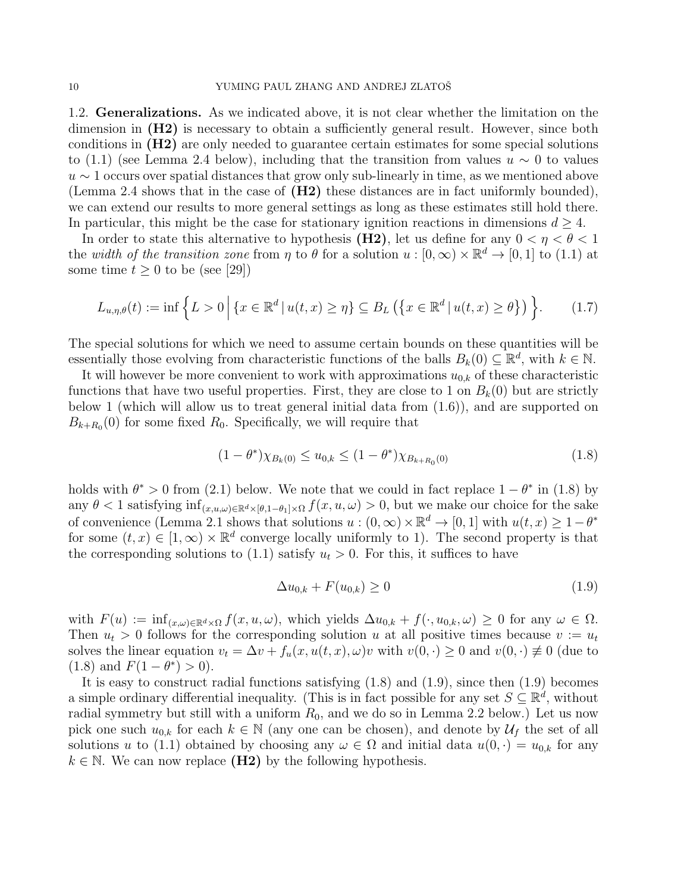1.2. **Generalizations.** As we indicated above, it is not clear whether the limitation on the dimension in **(H2)** is necessary to obtain a sufficiently general result. However, since both conditions in **(H2)** are only needed to guarantee certain estimates for some special solutions to (1.1) (see Lemma 2.4 below), including that the transition from values $u \sim 0$ to values $u \sim 1$ occurs over spatial distances that grow only sub-linearly in time, as we mentioned above (Lemma 2.4 shows that in the case of **(H2)** these distances are in fact uniformly bounded), we can extend our results to more general settings as long as these estimates still hold there. In particular, this might be the case for stationary ignition reactions in dimensions $d \geq 4$.

In order to state this alternative to hypothesis **(H2)**, let us define for any $0 < \eta < \theta < 1$ the *width of the transition zone* from $\eta$ to $\theta$ for a solution $u : [0, \infty) \times \mathbb{R}^d \to [0, 1]$ to (1.1) at some time $t \geq 0$ to be (see [29])

$$L_{u,\eta,\theta}(t) := \inf \Big\{ L > 0 \,\Big|\, \{x \in \mathbb{R}^d \,|\, u(t,x) \geq \eta\} \subseteq B_L\left(\{x \in \mathbb{R}^d \,|\, u(t,x) \geq \theta\}\right) \Big\}. \tag{1.7}$$

The special solutions for which we need to assume certain bounds on these quantities will be essentially those evolving from characteristic functions of the balls $B_k(0) \subseteq \mathbb{R}^d$, with $k \in \mathbb{N}$.

It will however be more convenient to work with approximations $u_{0,k}$ of these characteristic functions that have two useful properties. First, they are close to 1 on $B_k(0)$ but are strictly below 1 (which will allow us to treat general initial data from (1.6)), and are supported on $B_{k+R_0}(0)$ for some fixed $R_0$. Specifically, we will require that

$$(1 - \theta^*)\chi_{B_k(0)} \leq u_{0,k} \leq (1 - \theta^*)\chi_{B_{k+R_0}(0)} \tag{1.8}$$

holds with $\theta^* > 0$ from (2.1) below. We note that we could in fact replace $1 - \theta^*$ in (1.8) by any $\theta < 1$ satisfying $\inf_{(x,u,\omega)\in\mathbb{R}^d\times[\theta,1-\theta_1]\times\Omega} f(x,u,\omega) > 0$, but we make our choice for the sake of convenience (Lemma 2.1 shows that solutions $u : (0, \infty) \times \mathbb{R}^d \to [0, 1]$ with $u(t, x) \geq 1 - \theta^*$ for some $(t, x) \in [1, \infty) \times \mathbb{R}^d$ converge locally uniformly to 1). The second property is that the corresponding solutions to (1.1) satisfy $u_t > 0$. For this, it suffices to have

$$\Delta u_{0,k} + F(u_{0,k}) \geq 0 \tag{1.9}$$

with $F(u) := \inf_{(x,\omega)\in\mathbb{R}^d\times\Omega} f(x, u, \omega)$, which yields $\Delta u_{0,k} + f(\cdot, u_{0,k}, \omega) \geq 0$ for any $\omega \in \Omega$. Then $u_t > 0$ follows for the corresponding solution $u$ at all positive times because $v := u_t$ solves the linear equation $v_t = \Delta v + f_u(x, u(t, x), \omega)v$ with $v(0, \cdot) \geq 0$ and $v(0, \cdot) \not\equiv 0$ (due to (1.8) and $F(1 - \theta^*) > 0$).

It is easy to construct radial functions satisfying (1.8) and (1.9), since then (1.9) becomes a simple ordinary differential inequality. (This is in fact possible for any set $S \subseteq \mathbb{R}^d$, without radial symmetry but still with a uniform $R_0$, and we do so in Lemma 2.2 below.) Let us now pick one such $u_{0,k}$ for each $k \in \mathbb{N}$ (any one can be chosen), and denote by $\mathcal{U}_f$ the set of all solutions $u$ to (1.1) obtained by choosing any $\omega \in \Omega$ and initial data $u(0, \cdot) = u_{0,k}$ for any $k \in \mathbb{N}$. We can now replace **(H2)** by the following hypothesis.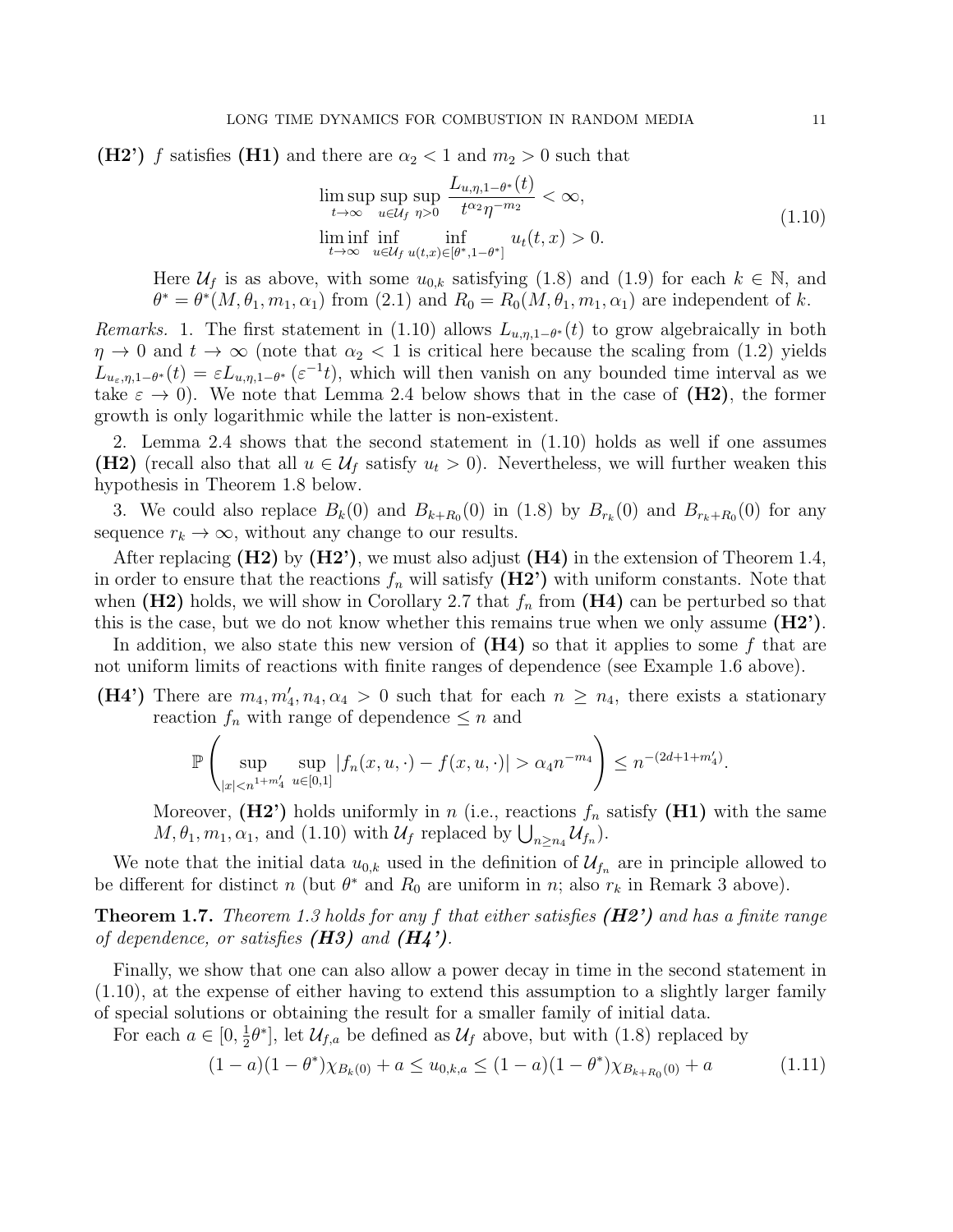**(H2')** $f$ satisfies **(H1)** and there are $\alpha_2 < 1$ and $m_2 > 0$ such that

$$
\begin{aligned}
&\limsup_{t\to\infty} \sup_{u\in\mathcal{U}_f} \sup_{\eta>0} \frac{L_{u,\eta,1-\theta^*}(t)}{t^{\alpha_2}\eta^{-m_2}} < \infty, \\
&\liminf_{t\to\infty} \inf_{u\in\mathcal{U}_f} \inf_{u(t,x)\in[\theta^*,1-\theta^*]} u_t(t,x) > 0.
\end{aligned}
\tag{1.10}
$$

Here $\mathcal{U}_f$ is as above, with some $u_{0,k}$ satisfying (1.8) and (1.9) for each $k \in \mathbb{N}$, and $\theta^* = \theta^*(M,\theta_1,m_1,\alpha_1)$ from (2.1) and $R_0 = R_0(M,\theta_1,m_1,\alpha_1)$ are independent of $k$.

*Remarks.* 1. The first statement in (1.10) allows $L_{u,\eta,1-\theta^*}(t)$ to grow algebraically in both $\eta \to 0$ and $t \to \infty$ (note that $\alpha_2 < 1$ is critical here because the scaling from (1.2) yields $L_{u_\varepsilon,\eta,1-\theta^*}(t) = \varepsilon L_{u,\eta,1-\theta^*}(\varepsilon^{-1}t)$, which will then vanish on any bounded time interval as we take $\varepsilon \to 0$). We note that Lemma 2.4 below shows that in the case of **(H2)**, the former growth is only logarithmic while the latter is non-existent.

2. Lemma 2.4 shows that the second statement in (1.10) holds as well if one assumes **(H2)** (recall also that all $u \in \mathcal{U}_f$ satisfy $u_t > 0$). Nevertheless, we will further weaken this hypothesis in Theorem 1.8 below.

3. We could also replace $B_k(0)$ and $B_{k+R_0}(0)$ in (1.8) by $B_{r_k}(0)$ and $B_{r_k+R_0}(0)$ for any sequence $r_k \to \infty$, without any change to our results.

After replacing **(H2)** by **(H2')**, we must also adjust **(H4)** in the extension of Theorem 1.4, in order to ensure that the reactions $f_n$ will satisfy **(H2')** with uniform constants. Note that when **(H2)** holds, we will show in Corollary 2.7 that $f_n$ from **(H4)** can be perturbed so that this is the case, but we do not know whether this remains true when we only assume **(H2')**.

In addition, we also state this new version of **(H4)** so that it applies to some $f$ that are not uniform limits of reactions with finite ranges of dependence (see Example 1.6 above).

**(H4')** There are $m_4, m_4', n_4, \alpha_4 > 0$ such that for each $n \geq n_4$, there exists a stationary reaction $f_n$ with range of dependence $\leq n$ and

$$
\mathbb{P}\left( \sup_{|x|<n^{1+m_4'}} \sup_{u\in[0,1]} |f_n(x,u,\cdot) - f(x,u,\cdot)| > \alpha_4 n^{-m_4} \right) \leq n^{-(2d+1+m_4')}.
$$

Moreover, **(H2')** holds uniformly in $n$ (i.e., reactions $f_n$ satisfy **(H1)** with the same $M, \theta_1, m_1, \alpha_1$, and (1.10) with $\mathcal{U}_f$ replaced by $\bigcup_{n\geq n_4} \mathcal{U}_{f_n}$).

We note that the initial data $u_{0,k}$ used in the definition of $\mathcal{U}_{f_n}$ are in principle allowed to be different for distinct $n$ (but $\theta^*$ and $R_0$ are uniform in $n$; also $r_k$ in Remark 3 above).

**Theorem 1.7.** *Theorem 1.3 holds for any $f$ that either satisfies **(H2')** and has a finite range of dependence, or satisfies **(H3)** and **(H4')**.*

Finally, we show that one can also allow a power decay in time in the second statement in (1.10), at the expense of either having to extend this assumption to a slightly larger family of special solutions or obtaining the result for a smaller family of initial data.

For each $a \in [0, \frac{1}{2}\theta^*]$, let $\mathcal{U}_{f,a}$ be defined as $\mathcal{U}_f$ above, but with (1.8) replaced by

$$
(1-a)(1-\theta^*)\chi_{B_k(0)} + a \leq u_{0,k,a} \leq (1-a)(1-\theta^*)\chi_{B_{k+R_0}(0)} + a \tag{1.11}
$$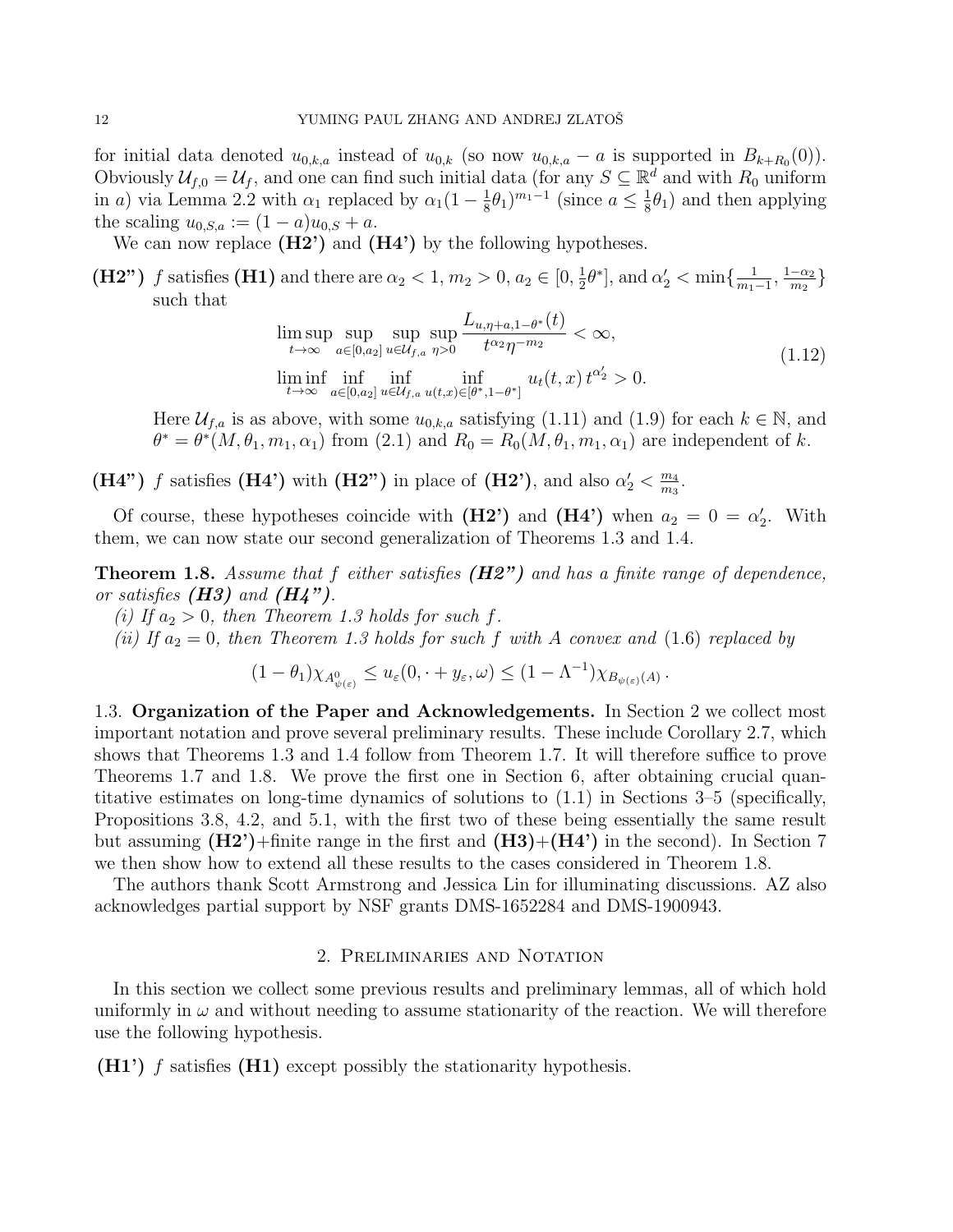for initial data denoted $u_{0,k,a}$ instead of $u_{0,k}$ (so now $u_{0,k,a} - a$ is supported in $B_{k+R_0}(0)$). Obviously $\mathcal{U}_{f,0} = \mathcal{U}_f$, and one can find such initial data (for any $S \subseteq \mathbb{R}^d$ and with $R_0$ uniform in $a$) via Lemma 2.2 with $\alpha_1$ replaced by $\alpha_1(1-\frac{1}{8}\theta_1)^{m_1-1}$ (since $a \le \frac{1}{8}\theta_1$) and then applying the scaling $u_{0,S,a} := (1-a)u_{0,S} + a$.

We can now replace **(H2')** and **(H4')** by the following hypotheses.

**(H2")** $f$ satisfies **(H1)** and there are $\alpha_2 < 1$, $m_2 > 0$, $a_2 \in [0, \frac{1}{2}\theta^*]$, and $\alpha_2' < \min\{\frac{1}{m_1-1}, \frac{1-\alpha_2}{m_2}\}$ such that

$$
\begin{aligned}
&\limsup_{t\to\infty} \sup_{a\in[0,a_2]} \sup_{u\in\mathcal{U}_{f,a}} \sup_{\eta>0} \frac{L_{u,\eta+a,1-\theta^*}(t)}{t^{\alpha_2}\eta^{-m_2}} < \infty, \\
&\liminf_{t\to\infty} \inf_{a\in[0,a_2]} \inf_{u\in\mathcal{U}_{f,a}} \inf_{u(t,x)\in[\theta^*,1-\theta^*]} u_t(t,x)\, t^{\alpha_2'} > 0.
\end{aligned}
\tag{1.12}
$$

Here $\mathcal{U}_{f,a}$ is as above, with some $u_{0,k,a}$ satisfying (1.11) and (1.9) for each $k \in \mathbb{N}$, and $\theta^* = \theta^*(M, \theta_1, m_1, \alpha_1)$ from (2.1) and $R_0 = R_0(M, \theta_1, m_1, \alpha_1)$ are independent of $k$.

**(H4")** $f$ satisfies **(H4')** with **(H2")** in place of **(H2')**, and also $\alpha_2' < \frac{m_4}{m_3}$.

Of course, these hypotheses coincide with **(H2')** and **(H4')** when $a_2 = 0 = \alpha_2'$. With them, we can now state our second generalization of Theorems 1.3 and 1.4.

**Theorem 1.8.** *Assume that $f$ either satisfies **(H2")** and has a finite range of dependence, or satisfies **(H3)** and **(H4")**.*

*(i) If $a_2 > 0$, then Theorem 1.3 holds for such $f$.*

*(ii) If $a_2 = 0$, then Theorem 1.3 holds for such $f$ with $A$ convex and* (1.6) *replaced by*

$$
(1-\theta_1)\chi_{A^0_{\psi(\varepsilon)}} \le u_\varepsilon(0, \cdot + y_\varepsilon, \omega) \le (1-\Lambda^{-1})\chi_{B_{\psi(\varepsilon)}(A)}.
$$

### 1.3. Organization of the Paper and Acknowledgements.

In Section 2 we collect most important notation and prove several preliminary results. These include Corollary 2.7, which shows that Theorems 1.3 and 1.4 follow from Theorem 1.7. It will therefore suffice to prove Theorems 1.7 and 1.8. We prove the first one in Section 6, after obtaining crucial quantitative estimates on long-time dynamics of solutions to (1.1) in Sections 3–5 (specifically, Propositions 3.8, 4.2, and 5.1, with the first two of these being essentially the same result but assuming **(H2')**+finite range in the first and **(H3)**+**(H4')** in the second). In Section 7 we then show how to extend all these results to the cases considered in Theorem 1.8.

The authors thank Scott Armstrong and Jessica Lin for illuminating discussions. AZ also acknowledges partial support by NSF grants DMS-1652284 and DMS-1900943.

## 2. Preliminaries and Notation

In this section we collect some previous results and preliminary lemmas, all of which hold uniformly in $\omega$ and without needing to assume stationarity of the reaction. We will therefore use the following hypothesis.

**(H1')** $f$ satisfies **(H1)** except possibly the stationarity hypothesis.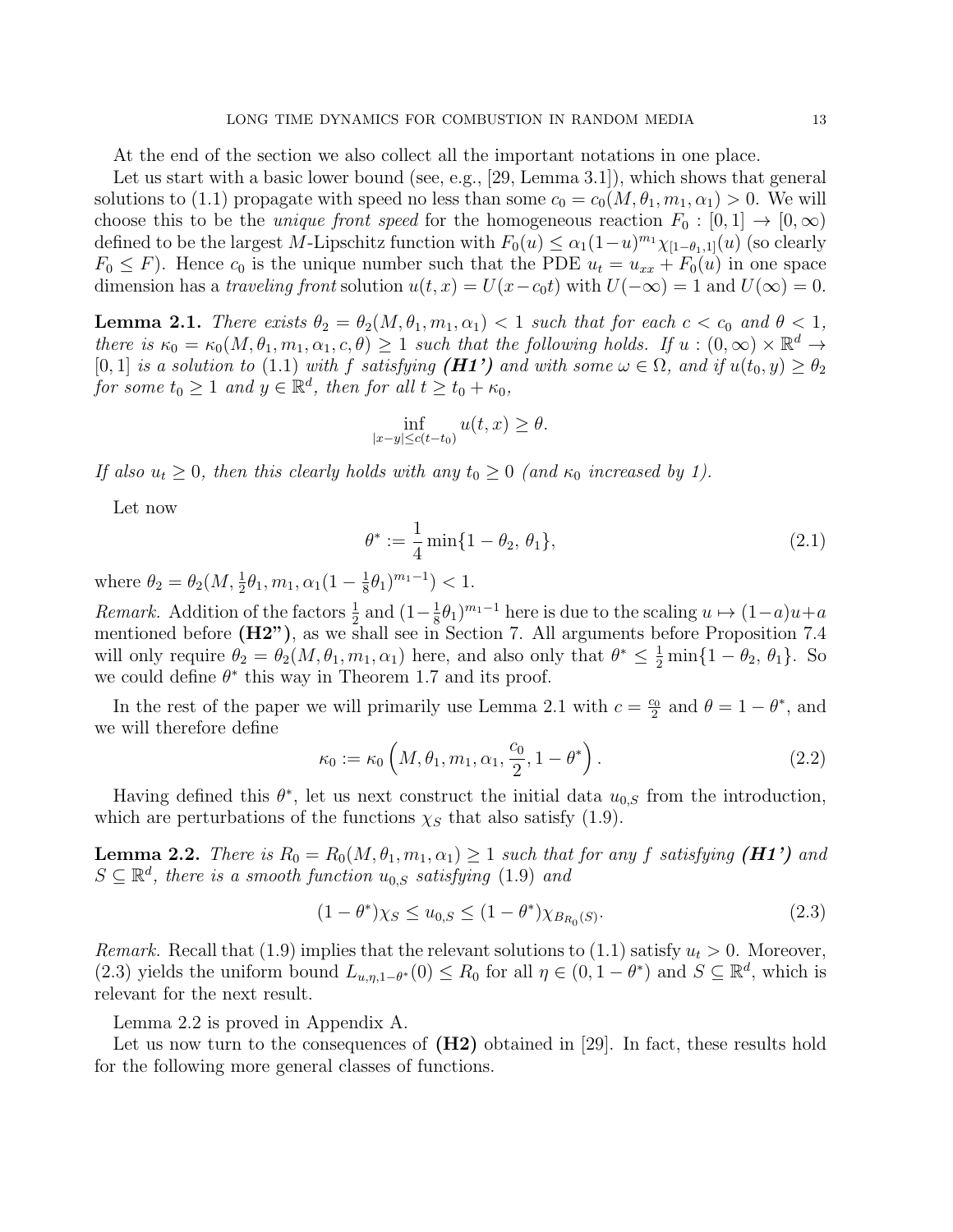At the end of the section we also collect all the important notations in one place.

Let us start with a basic lower bound (see, e.g., [29, Lemma 3.1]), which shows that general solutions to (1.1) propagate with speed no less than some $c_0 = c_0(M, \theta_1, m_1, \alpha_1) > 0$. We will choose this to be the *unique front speed* for the homogeneous reaction $F_0 : [0,1] \to [0,\infty)$ defined to be the largest $M$-Lipschitz function with $F_0(u) \le \alpha_1(1-u)^{m_1}\chi_{[1-\theta_1,1]}(u)$ (so clearly $F_0 \le F$). Hence $c_0$ is the unique number such that the PDE $u_t = u_{xx} + F_0(u)$ in one space dimension has a *traveling front* solution $u(t,x) = U(x - c_0 t)$ with $U(-\infty) = 1$ and $U(\infty) = 0$.

**Lemma 2.1.** *There exists $\theta_2 = \theta_2(M, \theta_1, m_1, \alpha_1) < 1$ such that for each $c < c_0$ and $\theta < 1$, there is $\kappa_0 = \kappa_0(M, \theta_1, m_1, \alpha_1, c, \theta) \ge 1$ such that the following holds. If $u : (0,\infty) \times \mathbb{R}^d \to [0,1]$ is a solution to* (1.1) *with $f$ satisfying **(H1')** and with some $\omega \in \Omega$, and if $u(t_0, y) \ge \theta_2$ for some $t_0 \ge 1$ and $y \in \mathbb{R}^d$, then for all $t \ge t_0 + \kappa_0$,*

$$\inf_{|x-y| \le c(t-t_0)} u(t,x) \ge \theta.$$

*If also $u_t \ge 0$, then this clearly holds with any $t_0 \ge 0$ (and $\kappa_0$ increased by 1).*

Let now

$$\theta^* := \frac{1}{4} \min\{1 - \theta_2,\, \theta_1\}, \tag{2.1}$$

where $\theta_2 = \theta_2(M, \frac{1}{2}\theta_1, m_1, \alpha_1(1 - \frac{1}{8}\theta_1)^{m_1 - 1}) < 1$.

*Remark.* Addition of the factors $\frac{1}{2}$ and $(1-\frac{1}{8}\theta_1)^{m_1-1}$ here is due to the scaling $u \mapsto (1-a)u + a$ mentioned before **(H2")**, as we shall see in Section 7. All arguments before Proposition 7.4 will only require $\theta_2 = \theta_2(M, \theta_1, m_1, \alpha_1)$ here, and also only that $\theta^* \le \frac{1}{2}\min\{1 - \theta_2, \theta_1\}$. So we could define $\theta^*$ this way in Theorem 1.7 and its proof.

In the rest of the paper we will primarily use Lemma 2.1 with $c = \frac{c_0}{2}$ and $\theta = 1 - \theta^*$, and we will therefore define

$$\kappa_0 := \kappa_0\left(M, \theta_1, m_1, \alpha_1, \frac{c_0}{2}, 1 - \theta^*\right). \tag{2.2}$$

Having defined this $\theta^*$, let us next construct the initial data $u_{0,S}$ from the introduction, which are perturbations of the functions $\chi_S$ that also satisfy (1.9).

**Lemma 2.2.** *There is $R_0 = R_0(M, \theta_1, m_1, \alpha_1) \ge 1$ such that for any $f$ satisfying **(H1')** and $S \subseteq \mathbb{R}^d$, there is a smooth function $u_{0,S}$ satisfying* (1.9) *and*

$$(1 - \theta^*)\chi_S \le u_{0,S} \le (1 - \theta^*)\chi_{B_{R_0}(S)}. \tag{2.3}$$

*Remark.* Recall that (1.9) implies that the relevant solutions to (1.1) satisfy $u_t > 0$. Moreover, (2.3) yields the uniform bound $L_{u,\eta,1-\theta^*}(0) \le R_0$ for all $\eta \in (0, 1-\theta^*)$ and $S \subseteq \mathbb{R}^d$, which is relevant for the next result.

Lemma 2.2 is proved in Appendix A.

Let us now turn to the consequences of **(H2)** obtained in [29]. In fact, these results hold for the following more general classes of functions.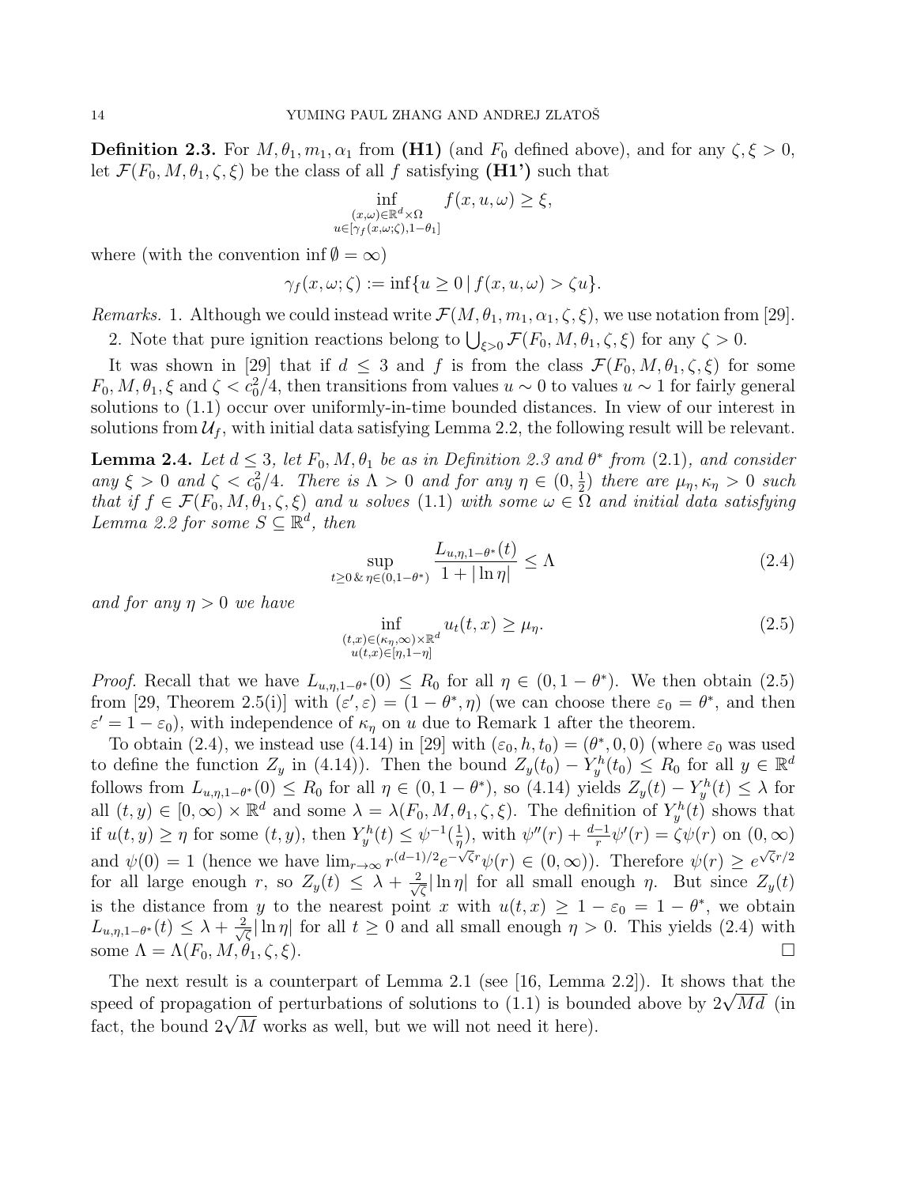**Definition 2.3.** For $M, \theta_1, m_1, \alpha_1$ from **(H1)** (and $F_0$ defined above), and for any $\zeta, \xi > 0$, let $\mathcal{F}(F_0, M, \theta_1, \zeta, \xi)$ be the class of all $f$ satisfying **(H1')** such that

$$\inf_{\substack{(x,\omega)\in\mathbb{R}^d\times\Omega \\ u\in[\gamma_f(x,\omega;\zeta),1-\theta_1]}} f(x,u,\omega) \geq \xi,$$

where (with the convention $\inf\emptyset = \infty$)

$$\gamma_f(x,\omega;\zeta) := \inf\{u \geq 0 \,|\, f(x,u,\omega) > \zeta u\}.$$

*Remarks.* 1. Although we could instead write $\mathcal{F}(M, \theta_1, m_1, \alpha_1, \zeta, \xi)$, we use notation from [29].

2. Note that pure ignition reactions belong to $\bigcup_{\xi>0} \mathcal{F}(F_0, M, \theta_1, \zeta, \xi)$ for any $\zeta > 0$.

It was shown in [29] that if $d \leq 3$ and $f$ is from the class $\mathcal{F}(F_0, M, \theta_1, \zeta, \xi)$ for some $F_0, M, \theta_1, \xi$ and $\zeta < c_0^2/4$, then transitions from values $u \sim 0$ to values $u \sim 1$ for fairly general solutions to (1.1) occur over uniformly-in-time bounded distances. In view of our interest in solutions from $\mathcal{U}_f$, with initial data satisfying Lemma 2.2, the following result will be relevant.

**Lemma 2.4.** *Let $d \leq 3$, let $F_0, M, \theta_1$ be as in Definition 2.3 and $\theta^*$ from (2.1), and consider any $\xi > 0$ and $\zeta < c_0^2/4$. There is $\Lambda > 0$ and for any $\eta \in (0, \frac{1}{2})$ there are $\mu_\eta, \kappa_\eta > 0$ such that if $f \in \mathcal{F}(F_0, M, \theta_1, \zeta, \xi)$ and $u$ solves (1.1) with some $\omega \in \Omega$ and initial data satisfying Lemma 2.2 for some $S \subseteq \mathbb{R}^d$, then*

$$\sup_{t\geq 0\,\&\,\eta\in(0,1-\theta^*)} \frac{L_{u,\eta,1-\theta^*}(t)}{1+|\ln\eta|} \leq \Lambda \tag{2.4}$$

*and for any $\eta > 0$ we have*

$$\inf_{\substack{(t,x)\in(\kappa_\eta,\infty)\times\mathbb{R}^d \\ u(t,x)\in[\eta,1-\eta]}} u_t(t,x) \geq \mu_\eta. \tag{2.5}$$

*Proof.* Recall that we have $L_{u,\eta,1-\theta^*}(0) \leq R_0$ for all $\eta \in (0, 1-\theta^*)$. We then obtain (2.5) from [29, Theorem 2.5(i)] with $(\varepsilon', \varepsilon) = (1-\theta^*, \eta)$ (we can choose there $\varepsilon_0 = \theta^*$, and then $\varepsilon' = 1 - \varepsilon_0$), with independence of $\kappa_\eta$ on $u$ due to Remark 1 after the theorem.

To obtain (2.4), we instead use (4.14) in [29] with $(\varepsilon_0, h, t_0) = (\theta^*, 0, 0)$ (where $\varepsilon_0$ was used to define the function $Z_y$ in (4.14)). Then the bound $Z_y(t_0) - Y_y^h(t_0) \leq R_0$ for all $y \in \mathbb{R}^d$ follows from $L_{u,\eta,1-\theta^*}(0) \leq R_0$ for all $\eta \in (0, 1-\theta^*)$, so (4.14) yields $Z_y(t) - Y_y^h(t) \leq \lambda$ for all $(t, y) \in [0, \infty) \times \mathbb{R}^d$ and some $\lambda = \lambda(F_0, M, \theta_1, \zeta, \xi)$. The definition of $Y_y^h(t)$ shows that if $u(t, y) \geq \eta$ for some $(t, y)$, then $Y_y^h(t) \leq \psi^{-1}(\frac{1}{\eta})$, with $\psi''(r) + \frac{d-1}{r}\psi'(r) = \zeta\psi(r)$ on $(0, \infty)$ and $\psi(0) = 1$ (hence we have $\lim_{r\to\infty} r^{(d-1)/2} e^{-\sqrt{\zeta}r}\psi(r) \in (0, \infty)$). Therefore $\psi(r) \geq e^{\sqrt{\zeta}r/2}$ for all large enough $r$, so $Z_y(t) \leq \lambda + \frac{2}{\sqrt{\zeta}}|\ln\eta|$ for all small enough $\eta$. But since $Z_y(t)$ is the distance from $y$ to the nearest point $x$ with $u(t, x) \geq 1 - \varepsilon_0 = 1 - \theta^*$, we obtain $L_{u,\eta,1-\theta^*}(t) \leq \lambda + \frac{2}{\sqrt{\zeta}}|\ln\eta|$ for all $t \geq 0$ and all small enough $\eta > 0$. This yields (2.4) with some $\Lambda = \Lambda(F_0, M, \theta_1, \zeta, \xi)$. $\square$

The next result is a counterpart of Lemma 2.1 (see [16, Lemma 2.2]). It shows that the speed of propagation of perturbations of solutions to (1.1) is bounded above by $2\sqrt{Md}$ (in fact, the bound $2\sqrt{M}$ works as well, but we will not need it here).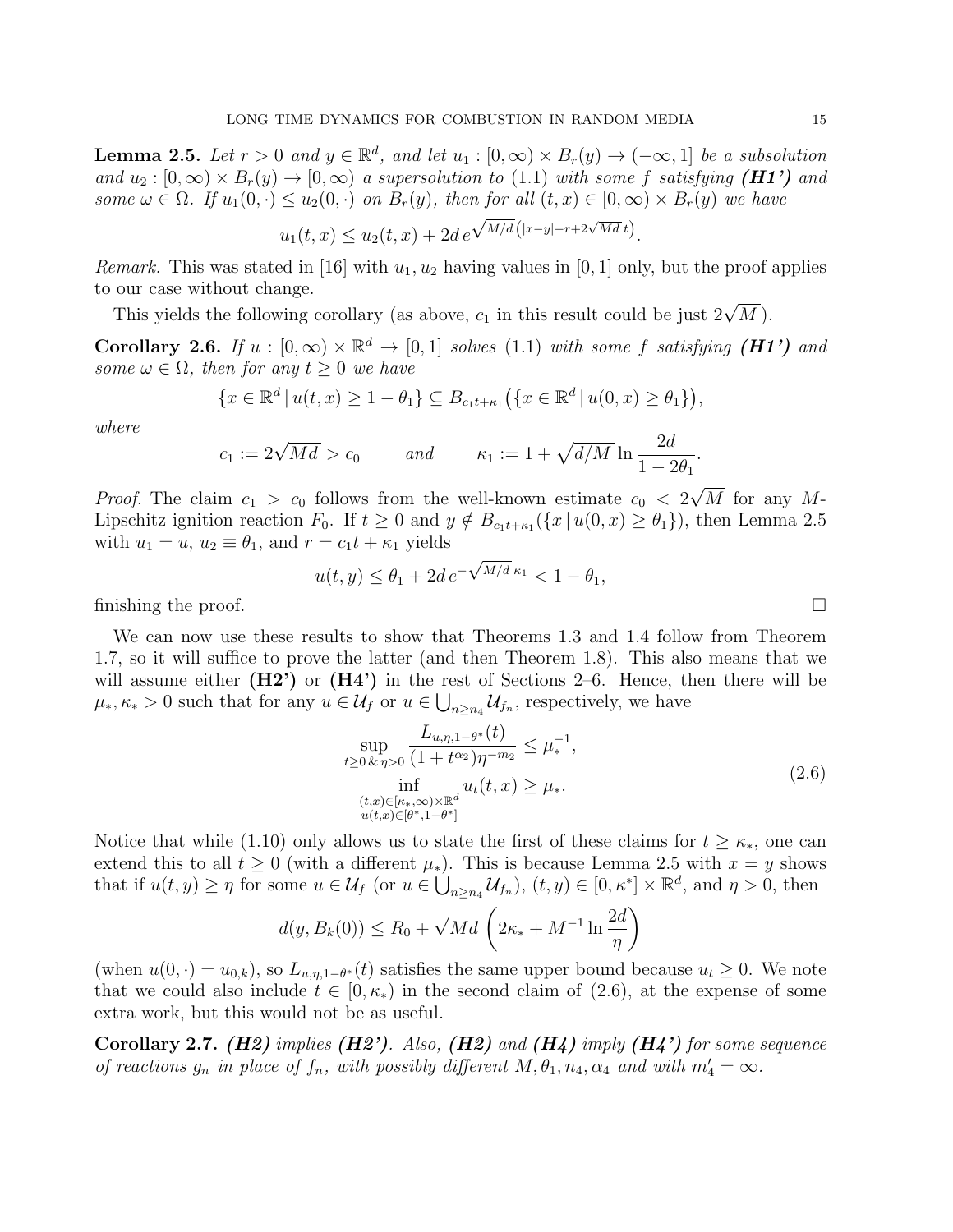**Lemma 2.5.** *Let $r > 0$ and $y \in \mathbb{R}^d$, and let $u_1 : [0, \infty) \times B_r(y) \to (-\infty, 1]$ be a subsolution and $u_2 : [0, \infty) \times B_r(y) \to [0, \infty)$ a supersolution to (1.1) with some $f$ satisfying **(H1')** and some $\omega \in \Omega$. If $u_1(0, \cdot) \le u_2(0, \cdot)$ on $B_r(y)$, then for all $(t, x) \in [0, \infty) \times B_r(y)$ we have*

$$u_1(t, x) \le u_2(t, x) + 2d\, e^{\sqrt{M/d}\left(|x-y| - r + 2\sqrt{Md}\, t\right)}.$$

*Remark.* This was stated in [16] with $u_1, u_2$ having values in $[0, 1]$ only, but the proof applies to our case without change.

This yields the following corollary (as above, $c_1$ in this result could be just $2\sqrt{M}$).

**Corollary 2.6.** *If $u : [0, \infty) \times \mathbb{R}^d \to [0, 1]$ solves (1.1) with some $f$ satisfying **(H1')** and some $\omega \in \Omega$, then for any $t \ge 0$ we have*

$$\{x \in \mathbb{R}^d \,|\, u(t, x) \ge 1 - \theta_1\} \subseteq B_{c_1 t + \kappa_1}\big(\{x \in \mathbb{R}^d \,|\, u(0, x) \ge \theta_1\}\big),$$

*where*

$$c_1 := 2\sqrt{Md} > c_0 \qquad \textit{and} \qquad \kappa_1 := 1 + \sqrt{d/M}\, \ln \frac{2d}{1 - 2\theta_1}.$$

*Proof.* The claim $c_1 > c_0$ follows from the well-known estimate $c_0 < 2\sqrt{M}$ for any $M$-Lipschitz ignition reaction $F_0$. If $t \ge 0$ and $y \notin B_{c_1 t + \kappa_1}(\{x \,|\, u(0, x) \ge \theta_1\})$, then Lemma 2.5 with $u_1 = u$, $u_2 \equiv \theta_1$, and $r = c_1 t + \kappa_1$ yields

$$u(t, y) \le \theta_1 + 2d\, e^{-\sqrt{M/d}\,\kappa_1} < 1 - \theta_1,$$

finishing the proof. $\square$

We can now use these results to show that Theorems 1.3 and 1.4 follow from Theorem 1.7, so it will suffice to prove the latter (and then Theorem 1.8). This also means that we will assume either **(H2')** or **(H4')** in the rest of Sections 2–6. Hence, then there will be $\mu_*, \kappa_* > 0$ such that for any $u \in \mathcal{U}_f$ or $u \in \bigcup_{n \ge n_4} \mathcal{U}_{f_n}$, respectively, we have

$$\begin{aligned}
\sup_{t \ge 0 \,\&\, \eta > 0} \frac{L_{u,\eta,1-\theta^*}(t)}{(1 + t^{\alpha_2})\eta^{-m_2}} &\le \mu_*^{-1}, \\
\inf_{\substack{(t,x) \in [\kappa_*, \infty) \times \mathbb{R}^d \\ u(t,x) \in [\theta^*, 1-\theta^*]}} u_t(t, x) &\ge \mu_*.
\end{aligned} \tag{2.6}$$

Notice that while (1.10) only allows us to state the first of these claims for $t \ge \kappa_*$, one can extend this to all $t \ge 0$ (with a different $\mu_*$). This is because Lemma 2.5 with $x = y$ shows that if $u(t, y) \ge \eta$ for some $u \in \mathcal{U}_f$ (or $u \in \bigcup_{n \ge n_4} \mathcal{U}_{f_n}$), $(t, y) \in [0, \kappa^*] \times \mathbb{R}^d$, and $\eta > 0$, then

$$d(y, B_k(0)) \le R_0 + \sqrt{Md} \left( 2\kappa_* + M^{-1} \ln \frac{2d}{\eta} \right)$$

(when $u(0, \cdot) = u_{0,k}$), so $L_{u,\eta,1-\theta^*}(t)$ satisfies the same upper bound because $u_t \ge 0$. We note that we could also include $t \in [0, \kappa_*)$ in the second claim of (2.6), at the expense of some extra work, but this would not be as useful.

**Corollary 2.7.** ***(H2)** implies **(H2')**. Also, **(H2)** and **(H4)** imply **(H4')** for some sequence of reactions $g_n$ in place of $f_n$, with possibly different $M, \theta_1, n_4, \alpha_4$ and with $m_4' = \infty$.*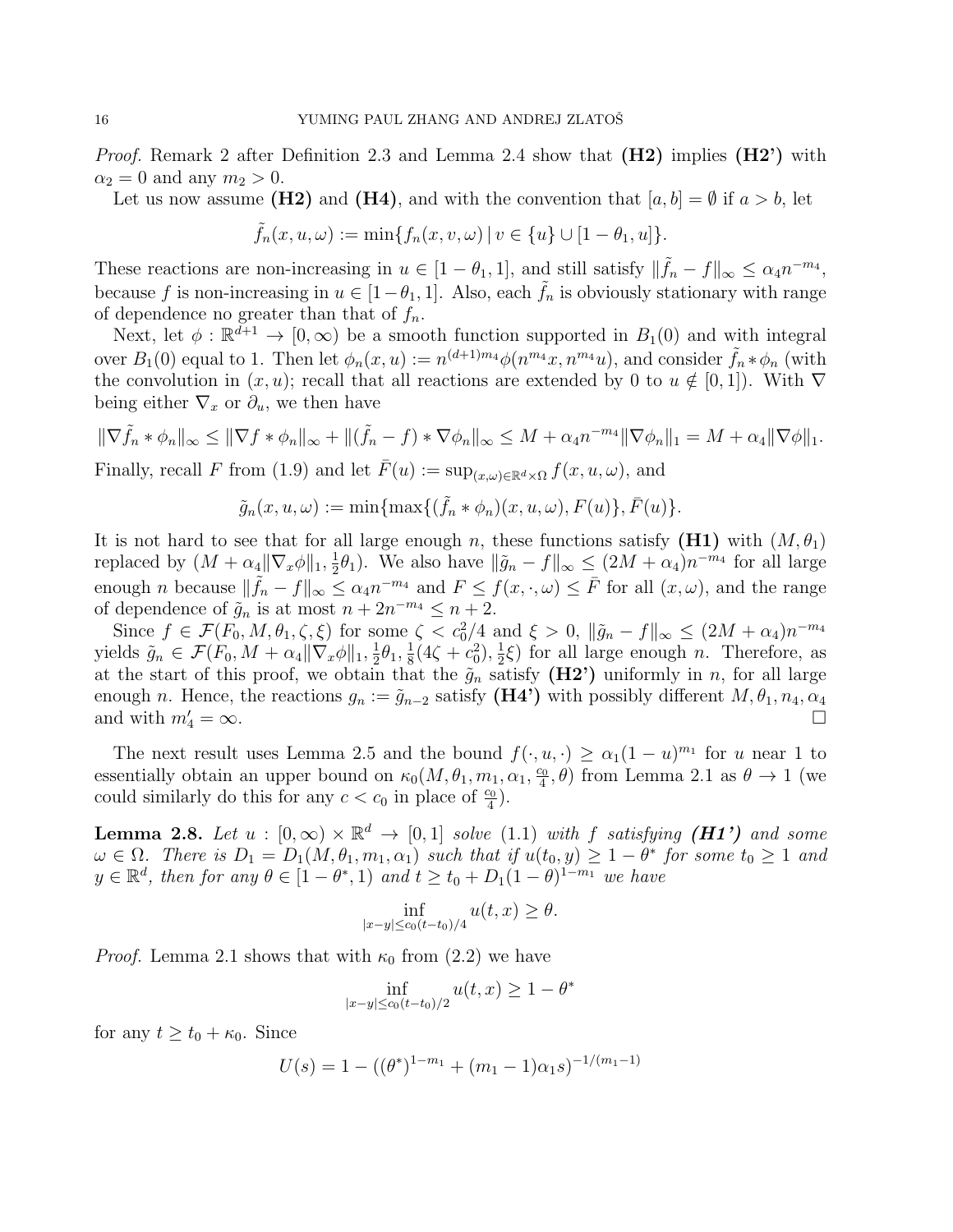*Proof.* Remark 2 after Definition 2.3 and Lemma 2.4 show that **(H2)** implies **(H2')** with $\alpha_2 = 0$ and any $m_2 > 0$.

Let us now assume **(H2)** and **(H4)**, and with the convention that $[a, b] = \emptyset$ if $a > b$, let

$$\tilde{f}_n(x, u, \omega) := \min\{f_n(x, v, \omega) \,|\, v \in \{u\} \cup [1 - \theta_1, u]\}.$$

These reactions are non-increasing in $u \in [1 - \theta_1, 1]$, and still satisfy $\|\tilde{f}_n - f\|_\infty \le \alpha_4 n^{-m_4}$, because $f$ is non-increasing in $u \in [1-\theta_1, 1]$. Also, each $\tilde{f}_n$ is obviously stationary with range of dependence no greater than that of $f_n$.

Next, let $\phi : \mathbb{R}^{d+1} \to [0, \infty)$ be a smooth function supported in $B_1(0)$ and with integral over $B_1(0)$ equal to 1. Then let $\phi_n(x, u) := n^{(d+1)m_4}\phi(n^{m_4}x, n^{m_4}u)$, and consider $\tilde{f}_n * \phi_n$ (with the convolution in $(x, u)$; recall that all reactions are extended by 0 to $u \notin [0, 1]$). With $\nabla$ being either $\nabla_x$ or $\partial_u$, we then have

$$\|\nabla \tilde{f}_n * \phi_n\|_\infty \le \|\nabla f * \phi_n\|_\infty + \|(\tilde{f}_n - f) * \nabla\phi_n\|_\infty \le M + \alpha_4 n^{-m_4}\|\nabla\phi_n\|_1 = M + \alpha_4\|\nabla\phi\|_1.$$

Finally, recall $F$ from (1.9) and let $\bar{F}(u) := \sup_{(x,\omega)\in\mathbb{R}^d\times\Omega} f(x, u, \omega)$, and

$$\tilde{g}_n(x, u, \omega) := \min\{\max\{(\tilde{f}_n * \phi_n)(x, u, \omega), F(u)\}, \bar{F}(u)\}.$$

It is not hard to see that for all large enough $n$, these functions satisfy **(H1)** with $(M, \theta_1)$ replaced by $(M + \alpha_4\|\nabla_x\phi\|_1, \frac{1}{2}\theta_1)$. We also have $\|\tilde{g}_n - f\|_\infty \le (2M + \alpha_4)n^{-m_4}$ for all large enough $n$ because $\|\tilde{f}_n - f\|_\infty \le \alpha_4 n^{-m_4}$ and $F \le f(x, \cdot, \omega) \le \bar{F}$ for all $(x, \omega)$, and the range of dependence of $\tilde{g}_n$ is at most $n + 2n^{-m_4} \le n + 2$.

Since $f \in \mathcal{F}(F_0, M, \theta_1, \zeta, \xi)$ for some $\zeta < c_0^2/4$ and $\xi > 0$, $\|\tilde{g}_n - f\|_\infty \le (2M + \alpha_4)n^{-m_4}$ yields $\tilde{g}_n \in \mathcal{F}(F_0, M + \alpha_4\|\nabla_x\phi\|_1, \frac{1}{2}\theta_1, \frac{1}{8}(4\zeta + c_0^2), \frac{1}{2}\xi)$ for all large enough $n$. Therefore, as at the start of this proof, we obtain that the $\tilde{g}_n$ satisfy **(H2')** uniformly in $n$, for all large enough $n$. Hence, the reactions $g_n := \tilde{g}_{n-2}$ satisfy **(H4')** with possibly different $M, \theta_1, n_4, \alpha_4$ and with $m_4' = \infty$. $\square$

The next result uses Lemma 2.5 and the bound $f(\cdot, u, \cdot) \ge \alpha_1(1 - u)^{m_1}$ for $u$ near 1 to essentially obtain an upper bound on $\kappa_0(M, \theta_1, m_1, \alpha_1, \frac{c_0}{4}, \theta)$ from Lemma 2.1 as $\theta \to 1$ (we could similarly do this for any $c < c_0$ in place of $\frac{c_0}{4}$).

**Lemma 2.8.** *Let $u : [0, \infty) \times \mathbb{R}^d \to [0, 1]$ solve (1.1) with $f$ satisfying **(H1')** and some $\omega \in \Omega$. There is $D_1 = D_1(M, \theta_1, m_1, \alpha_1)$ such that if $u(t_0, y) \ge 1 - \theta^*$ for some $t_0 \ge 1$ and $y \in \mathbb{R}^d$, then for any $\theta \in [1 - \theta^*, 1)$ and $t \ge t_0 + D_1(1 - \theta)^{1-m_1}$ we have*

$$\inf_{|x-y|\le c_0(t-t_0)/4} u(t, x) \ge \theta.$$

*Proof.* Lemma 2.1 shows that with $\kappa_0$ from (2.2) we have

$$\inf_{|x-y|\le c_0(t-t_0)/2} u(t, x) \ge 1 - \theta^*$$

for any $t \ge t_0 + \kappa_0$. Since

$$U(s) = 1 - ((\theta^*)^{1-m_1} + (m_1 - 1)\alpha_1 s)^{-1/(m_1-1)}$$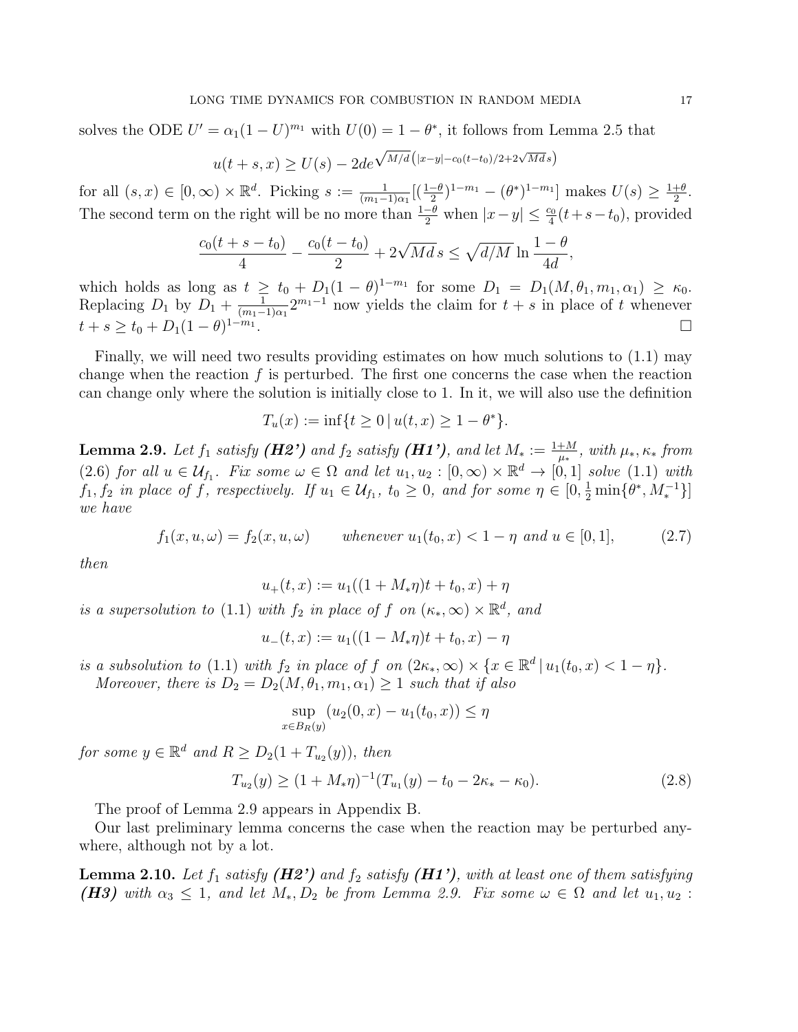solves the ODE $U' = \alpha_1(1-U)^{m_1}$ with $U(0) = 1-\theta^*$, it follows from Lemma 2.5 that

$$u(t+s,x) \geq U(s) - 2de^{\sqrt{M/d}\left(|x-y| - c_0(t-t_0)/2 + 2\sqrt{Md}\,s\right)}$$

for all $(s,x) \in [0,\infty) \times \mathbb{R}^d$. Picking $s := \frac{1}{(m_1-1)\alpha_1}[(\frac{1-\theta}{2})^{1-m_1} - (\theta^*)^{1-m_1}]$ makes $U(s) \geq \frac{1+\theta}{2}$. The second term on the right will be no more than $\frac{1-\theta}{2}$ when $|x-y| \leq \frac{c_0}{4}(t+s-t_0)$, provided

$$\frac{c_0(t+s-t_0)}{4} - \frac{c_0(t-t_0)}{2} + 2\sqrt{Md}\,s \leq \sqrt{d/M}\,\ln\frac{1-\theta}{4d},$$

which holds as long as $t \geq t_0 + D_1(1-\theta)^{1-m_1}$ for some $D_1 = D_1(M,\theta_1,m_1,\alpha_1) \geq \kappa_0$. Replacing $D_1$ by $D_1 + \frac{1}{(m_1-1)\alpha_1}2^{m_1-1}$ now yields the claim for $t+s$ in place of $t$ whenever $t+s \geq t_0 + D_1(1-\theta)^{1-m_1}$. $\square$

Finally, we will need two results providing estimates on how much solutions to (1.1) may change when the reaction $f$ is perturbed. The first one concerns the case when the reaction can change only where the solution is initially close to 1. In it, we will also use the definition

$$T_u(x) := \inf\{t \geq 0 \,|\, u(t,x) \geq 1-\theta^*\}.$$

**Lemma 2.9.** *Let $f_1$ satisfy **(H2')** and $f_2$ satisfy **(H1')**, and let $M_* := \frac{1+M}{\mu_*}$, with $\mu_*, \kappa_*$ from* (2.6) *for all $u \in \mathcal{U}_{f_1}$. Fix some $\omega \in \Omega$ and let $u_1, u_2 : [0,\infty) \times \mathbb{R}^d \to [0,1]$ solve* (1.1) *with $f_1, f_2$ in place of $f$, respectively. If $u_1 \in \mathcal{U}_{f_1}$, $t_0 \geq 0$, and for some $\eta \in [0, \frac{1}{2}\min\{\theta^*, M_*^{-1}\}]$ we have*

$$f_1(x,u,\omega) = f_2(x,u,\omega) \qquad \textit{whenever } u_1(t_0,x) < 1-\eta \textit{ and } u \in [0,1], \tag{2.7}$$

*then*

$$u_+(t,x) := u_1((1+M_*\eta)t + t_0, x) + \eta$$

*is a supersolution to* (1.1) *with $f_2$ in place of $f$ on $(\kappa_*, \infty) \times \mathbb{R}^d$, and*

$$u_-(t,x) := u_1((1-M_*\eta)t + t_0, x) - \eta$$

*is a subsolution to* (1.1) *with $f_2$ in place of $f$ on $(2\kappa_*, \infty) \times \{x \in \mathbb{R}^d \,|\, u_1(t_0,x) < 1-\eta\}$.*

*Moreover, there is $D_2 = D_2(M,\theta_1,m_1,\alpha_1) \geq 1$ such that if also*

$$\sup_{x \in B_R(y)} (u_2(0,x) - u_1(t_0,x)) \leq \eta$$

*for some $y \in \mathbb{R}^d$ and $R \geq D_2(1 + T_{u_2}(y))$, then*

$$T_{u_2}(y) \geq (1+M_*\eta)^{-1}(T_{u_1}(y) - t_0 - 2\kappa_* - \kappa_0). \tag{2.8}$$

The proof of Lemma 2.9 appears in Appendix B.

Our last preliminary lemma concerns the case when the reaction may be perturbed anywhere, although not by a lot.

**Lemma 2.10.** *Let $f_1$ satisfy **(H2')** and $f_2$ satisfy **(H1')**, with at least one of them satisfying **(H3)** with $\alpha_3 \leq 1$, and let $M_*, D_2$ be from Lemma 2.9. Fix some $\omega \in \Omega$ and let $u_1, u_2$ :*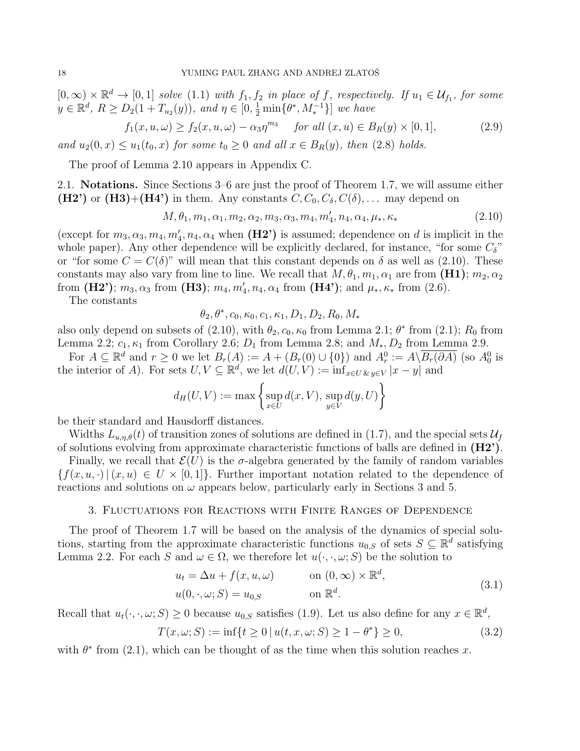$[0,\infty) \times \mathbb{R}^d \to [0,1]$ *solve* (1.1) *with* $f_1, f_2$ *in place of* $f$, *respectively. If* $u_1 \in \mathcal{U}_{f_1}$, *for some* $y \in \mathbb{R}^d$, $R \geq D_2(1 + T_{u_2}(y))$, *and* $\eta \in [0, \frac{1}{2}\min\{\theta^*, M_*^{-1}\}]$ *we have*

$$f_1(x, u, \omega) \geq f_2(x, u, \omega) - \alpha_3 \eta^{m_3} \quad \text{for all } (x, u) \in B_R(y) \times [0,1], \tag{2.9}$$

*and* $u_2(0, x) \leq u_1(t_0, x)$ *for some* $t_0 \geq 0$ *and all* $x \in B_R(y)$, *then* (2.8) *holds.*

The proof of Lemma 2.10 appears in Appendix C.

2.1. **Notations.** Since Sections 3–6 are just the proof of Theorem 1.7, we will assume either **(H2')** or **(H3)**+**(H4')** in them. Any constants $C, C_0, C_\delta, C(\delta), \dots$ may depend on

$$M, \theta_1, m_1, \alpha_1, m_2, \alpha_2, m_3, \alpha_3, m_4, m_4', n_4, \alpha_4, \mu_*, \kappa_* \tag{2.10}$$

(except for $m_3, \alpha_3, m_4, m_4', n_4, \alpha_4$ when **(H2')** is assumed; dependence on $d$ is implicit in the whole paper). Any other dependence will be explicitly declared, for instance, "for some $C_\delta$" or "for some $C = C(\delta)$" will mean that this constant depends on $\delta$ as well as (2.10). These constants may also vary from line to line. We recall that $M, \theta_1, m_1, \alpha_1$ are from **(H1)**; $m_2, \alpha_2$ from **(H2')**; $m_3, \alpha_3$ from **(H3)**; $m_4, m_4', n_4, \alpha_4$ from **(H4')**; and $\mu_*, \kappa_*$ from (2.6).

The constants

$$\theta_2, \theta^*, c_0, \kappa_0, c_1, \kappa_1, D_1, D_2, R_0, M_*$$

also only depend on subsets of (2.10), with $\theta_2, c_0, \kappa_0$ from Lemma 2.1; $\theta^*$ from (2.1); $R_0$ from Lemma 2.2; $c_1, \kappa_1$ from Corollary 2.6; $D_1$ from Lemma 2.8; and $M_*, D_2$ from Lemma 2.9.

For $A \subseteq \mathbb{R}^d$ and $r \geq 0$ we let $B_r(A) := A + (B_r(0) \cup \{0\})$ and $A_r^0 := A \setminus \overline{B_r(\partial A)}$ (so $A_0^0$ is the interior of $A$). For sets $U, V \subseteq \mathbb{R}^d$, we let $d(U, V) := \inf_{x \in U \,\&\, y \in V} |x - y|$ and

$$d_H(U, V) := \max\left\{ \sup_{x \in U} d(x, V), \, \sup_{y \in V} d(y, U) \right\}$$

be their standard and Hausdorff distances.

Widths $L_{u,\eta,\theta}(t)$ of transition zones of solutions are defined in (1.7), and the special sets $\mathcal{U}_f$ of solutions evolving from approximate characteristic functions of balls are defined in **(H2')**.

Finally, we recall that $\mathcal{E}(U)$ is the $\sigma$-algebra generated by the family of random variables $\{f(x, u, \cdot) \,|\, (x, u) \in U \times [0,1]\}$. Further important notation related to the dependence of reactions and solutions on $\omega$ appears below, particularly early in Sections 3 and 5.

## 3. Fluctuations for Reactions with Finite Ranges of Dependence

The proof of Theorem 1.7 will be based on the analysis of the dynamics of special solutions, starting from the approximate characteristic functions $u_{0,S}$ of sets $S \subseteq \mathbb{R}^d$ satisfying Lemma 2.2. For each $S$ and $\omega \in \Omega$, we therefore let $u(\cdot, \cdot, \omega; S)$ be the solution to

$$\begin{aligned} u_t &= \Delta u + f(x, u, \omega) && \text{on } (0, \infty) \times \mathbb{R}^d, \\ u(0, \cdot, \omega; S) &= u_{0,S} && \text{on } \mathbb{R}^d. \end{aligned} \tag{3.1}$$

Recall that $u_t(\cdot, \cdot, \omega; S) \geq 0$ because $u_{0,S}$ satisfies (1.9). Let us also define for any $x \in \mathbb{R}^d$,

$$T(x, \omega; S) := \inf\{t \geq 0 \,|\, u(t, x, \omega; S) \geq 1 - \theta^*\} \geq 0, \tag{3.2}$$

with $\theta^*$ from (2.1), which can be thought of as the time when this solution reaches $x$.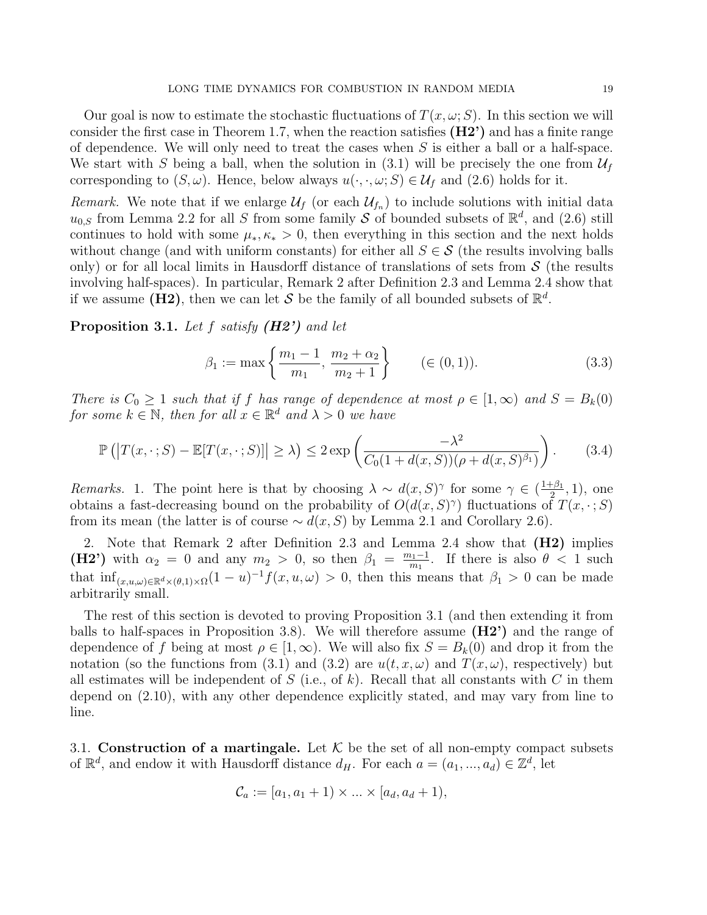Our goal is now to estimate the stochastic fluctuations of $T(x, \omega; S)$. In this section we will consider the first case in Theorem 1.7, when the reaction satisfies **(H2')** and has a finite range of dependence. We will only need to treat the cases when $S$ is either a ball or a half-space. We start with $S$ being a ball, when the solution in (3.1) will be precisely the one from $\mathcal{U}_f$ corresponding to $(S, \omega)$. Hence, below always $u(\cdot, \cdot, \omega; S) \in \mathcal{U}_f$ and (2.6) holds for it.

*Remark.* We note that if we enlarge $\mathcal{U}_f$ (or each $\mathcal{U}_{f_n}$) to include solutions with initial data $u_{0,S}$ from Lemma 2.2 for all $S$ from some family $\mathcal{S}$ of bounded subsets of $\mathbb{R}^d$, and (2.6) still continues to hold with some $\mu_*, \kappa_* > 0$, then everything in this section and the next holds without change (and with uniform constants) for either all $S \in \mathcal{S}$ (the results involving balls only) or for all local limits in Hausdorff distance of translations of sets from $\mathcal{S}$ (the results involving half-spaces). In particular, Remark 2 after Definition 2.3 and Lemma 2.4 show that if we assume **(H2)**, then we can let $\mathcal{S}$ be the family of all bounded subsets of $\mathbb{R}^d$.

**Proposition 3.1.** *Let $f$ satisfy **(H2')** and let*

$$\beta_1 := \max\left\{ \frac{m_1 - 1}{m_1},\ \frac{m_2 + \alpha_2}{m_2 + 1} \right\} \qquad (\in (0,1)). \tag{3.3}$$

*There is $C_0 \geq 1$ such that if $f$ has range of dependence at most $\rho \in [1, \infty)$ and $S = B_k(0)$ for some $k \in \mathbb{N}$, then for all $x \in \mathbb{R}^d$ and $\lambda > 0$ we have*

$$\mathbb{P}\left( \left| T(x, \cdot; S) - \mathbb{E}[T(x, \cdot; S)] \right| \geq \lambda \right) \leq 2 \exp\left( \frac{-\lambda^2}{C_0 (1 + d(x,S))(\rho + d(x,S)^{\beta_1})} \right). \tag{3.4}$$

*Remarks.* 1. The point here is that by choosing $\lambda \sim d(x,S)^\gamma$ for some $\gamma \in (\frac{1+\beta_1}{2}, 1)$, one obtains a fast-decreasing bound on the probability of $O(d(x,S)^\gamma)$ fluctuations of $T(x, \cdot; S)$ from its mean (the latter is of course $\sim d(x,S)$ by Lemma 2.1 and Corollary 2.6).

2. Note that Remark 2 after Definition 2.3 and Lemma 2.4 show that **(H2)** implies **(H2')** with $\alpha_2 = 0$ and any $m_2 > 0$, so then $\beta_1 = \frac{m_1 - 1}{m_1}$. If there is also $\theta < 1$ such that $\inf_{(x,u,\omega) \in \mathbb{R}^d \times (\theta, 1) \times \Omega} (1-u)^{-1} f(x,u,\omega) > 0$, then this means that $\beta_1 > 0$ can be made arbitrarily small.

The rest of this section is devoted to proving Proposition 3.1 (and then extending it from balls to half-spaces in Proposition 3.8). We will therefore assume **(H2')** and the range of dependence of $f$ being at most $\rho \in [1, \infty)$. We will also fix $S = B_k(0)$ and drop it from the notation (so the functions from (3.1) and (3.2) are $u(t, x, \omega)$ and $T(x, \omega)$, respectively) but all estimates will be independent of $S$ (i.e., of $k$). Recall that all constants with $C$ in them depend on (2.10), with any other dependence explicitly stated, and may vary from line to line.

3.1. **Construction of a martingale.** Let $\mathcal{K}$ be the set of all non-empty compact subsets of $\mathbb{R}^d$, and endow it with Hausdorff distance $d_H$. For each $a = (a_1, ..., a_d) \in \mathbb{Z}^d$, let

$$\mathcal{C}_a := [a_1, a_1 + 1) \times ... \times [a_d, a_d + 1),$$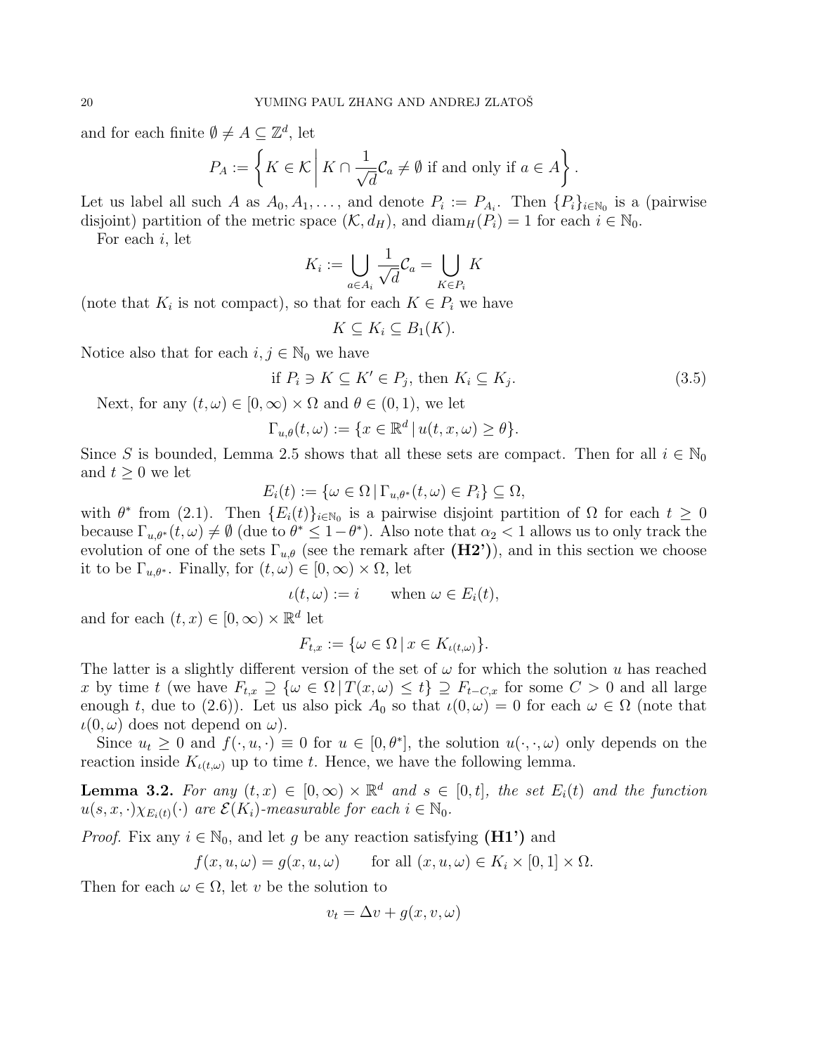and for each finite $\emptyset \neq A \subseteq \mathbb{Z}^d$, let

$$P_A := \left\{ K \in \mathcal{K} \,\middle|\, K \cap \frac{1}{\sqrt{d}}\mathcal{C}_a \neq \emptyset \text{ if and only if } a \in A \right\}.$$

Let us label all such $A$ as $A_0, A_1, \dots$, and denote $P_i := P_{A_i}$. Then $\{P_i\}_{i\in\mathbb{N}_0}$ is a (pairwise disjoint) partition of the metric space $(\mathcal{K}, d_H)$, and $\operatorname{diam}_H(P_i) = 1$ for each $i \in \mathbb{N}_0$.

For each $i$, let

$$K_i := \bigcup_{a\in A_i} \frac{1}{\sqrt{d}}\mathcal{C}_a = \bigcup_{K\in P_i} K$$

(note that $K_i$ is not compact), so that for each $K \in P_i$ we have

$$K \subseteq K_i \subseteq B_1(K).$$

Notice also that for each $i, j \in \mathbb{N}_0$ we have

$$\text{if } P_i \ni K \subseteq K' \in P_j, \text{ then } K_i \subseteq K_j. \tag{3.5}$$

Next, for any $(t, \omega) \in [0, \infty) \times \Omega$ and $\theta \in (0, 1)$, we let

$$\Gamma_{u,\theta}(t, \omega) := \{x \in \mathbb{R}^d \,|\, u(t, x, \omega) \geq \theta\}.$$

Since $S$ is bounded, Lemma 2.5 shows that all these sets are compact. Then for all $i \in \mathbb{N}_0$ and $t \geq 0$ we let

$$E_i(t) := \{\omega \in \Omega \,|\, \Gamma_{u,\theta^*}(t, \omega) \in P_i\} \subseteq \Omega,$$

with $\theta^*$ from (2.1). Then $\{E_i(t)\}_{i\in\mathbb{N}_0}$ is a pairwise disjoint partition of $\Omega$ for each $t \geq 0$ because $\Gamma_{u,\theta^*}(t, \omega) \neq \emptyset$ (due to $\theta^* \leq 1-\theta^*$). Also note that $\alpha_2 < 1$ allows us to only track the evolution of one of the sets $\Gamma_{u,\theta}$ (see the remark after **(H2')**), and in this section we choose it to be $\Gamma_{u,\theta^*}$. Finally, for $(t, \omega) \in [0, \infty) \times \Omega$, let

$$\iota(t, \omega) := i \qquad \text{when } \omega \in E_i(t),$$

and for each $(t, x) \in [0, \infty) \times \mathbb{R}^d$ let

$$F_{t,x} := \{\omega \in \Omega \,|\, x \in K_{\iota(t,\omega)}\}.$$

The latter is a slightly different version of the set of $\omega$ for which the solution $u$ has reached $x$ by time $t$ (we have $F_{t,x} \supseteq \{\omega \in \Omega \,|\, T(x, \omega) \leq t\} \supseteq F_{t-C,x}$ for some $C > 0$ and all large enough $t$, due to (2.6)). Let us also pick $A_0$ so that $\iota(0, \omega) = 0$ for each $\omega \in \Omega$ (note that $\iota(0, \omega)$ does not depend on $\omega$).

Since $u_t \geq 0$ and $f(\cdot, u, \cdot) \equiv 0$ for $u \in [0, \theta^*]$, the solution $u(\cdot, \cdot, \omega)$ only depends on the reaction inside $K_{\iota(t,\omega)}$ up to time $t$. Hence, we have the following lemma.

**Lemma 3.2.** *For any $(t, x) \in [0, \infty) \times \mathbb{R}^d$ and $s \in [0, t]$, the set $E_i(t)$ and the function $u(s, x, \cdot)\chi_{E_i(t)}(\cdot)$ are $\mathcal{E}(K_i)$-measurable for each $i \in \mathbb{N}_0$.*

*Proof.* Fix any $i \in \mathbb{N}_0$, and let $g$ be any reaction satisfying **(H1')** and

$$f(x, u, \omega) = g(x, u, \omega) \qquad \text{for all } (x, u, \omega) \in K_i \times [0, 1] \times \Omega.$$

Then for each $\omega \in \Omega$, let $v$ be the solution to

$$v_t = \Delta v + g(x, v, \omega)$$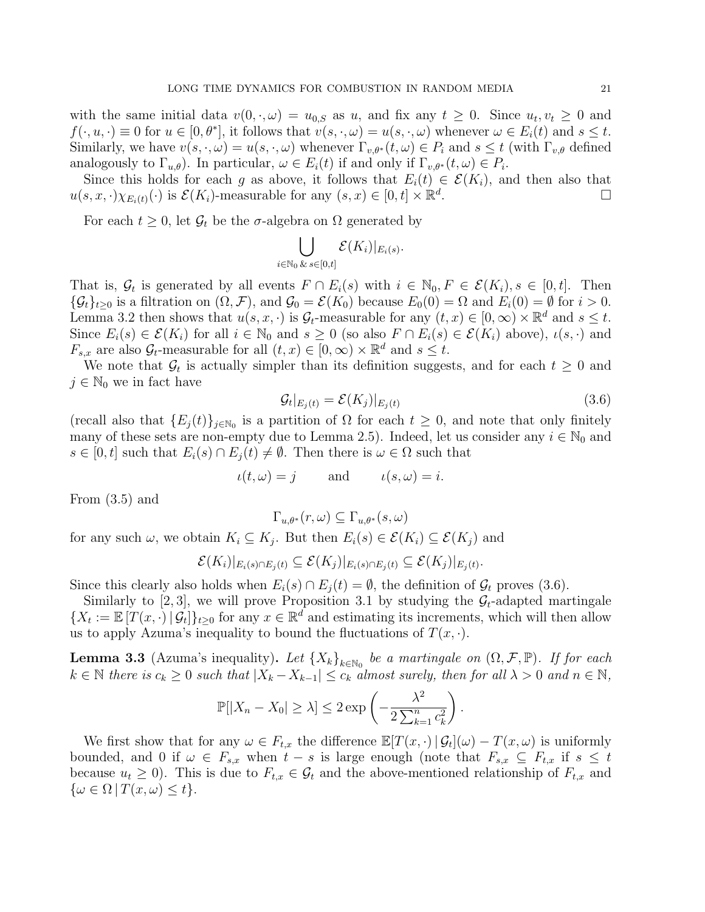with the same initial data $v(0, \cdot, \omega) = u_{0,S}$ as $u$, and fix any $t \geq 0$. Since $u_t, v_t \geq 0$ and $f(\cdot, u, \cdot) \equiv 0$ for $u \in [0, \theta^*]$, it follows that $v(s, \cdot, \omega) = u(s, \cdot, \omega)$ whenever $\omega \in E_i(t)$ and $s \leq t$. Similarly, we have $v(s, \cdot, \omega) = u(s, \cdot, \omega)$ whenever $\Gamma_{v,\theta^*}(t, \omega) \in P_i$ and $s \leq t$ (with $\Gamma_{v,\theta}$ defined analogously to $\Gamma_{u,\theta}$). In particular, $\omega \in E_i(t)$ if and only if $\Gamma_{v,\theta^*}(t, \omega) \in P_i$.

Since this holds for each $g$ as above, it follows that $E_i(t) \in \mathcal{E}(K_i)$, and then also that $u(s, x, \cdot)\chi_{E_i(t)}(\cdot)$ is $\mathcal{E}(K_i)$-measurable for any $(s, x) \in [0, t] \times \mathbb{R}^d$. $\square$

For each $t \geq 0$, let $\mathcal{G}_t$ be the $\sigma$-algebra on $\Omega$ generated by

$$\bigcup_{i \in \mathbb{N}_0 \,\&\, s \in [0,t]} \mathcal{E}(K_i)|_{E_i(s)}.$$

That is, $\mathcal{G}_t$ is generated by all events $F \cap E_i(s)$ with $i \in \mathbb{N}_0, F \in \mathcal{E}(K_i), s \in [0, t]$. Then $\{\mathcal{G}_t\}_{t \geq 0}$ is a filtration on $(\Omega, \mathcal{F})$, and $\mathcal{G}_0 = \mathcal{E}(K_0)$ because $E_0(0) = \Omega$ and $E_i(0) = \emptyset$ for $i > 0$. Lemma 3.2 then shows that $u(s, x, \cdot)$ is $\mathcal{G}_t$-measurable for any $(t, x) \in [0, \infty) \times \mathbb{R}^d$ and $s \leq t$. Since $E_i(s) \in \mathcal{E}(K_i)$ for all $i \in \mathbb{N}_0$ and $s \geq 0$ (so also $F \cap E_i(s) \in \mathcal{E}(K_i)$ above), $\iota(s, \cdot)$ and $F_{s,x}$ are also $\mathcal{G}_t$-measurable for all $(t, x) \in [0, \infty) \times \mathbb{R}^d$ and $s \leq t$.

We note that $\mathcal{G}_t$ is actually simpler than its definition suggests, and for each $t \geq 0$ and $j \in \mathbb{N}_0$ we in fact have

$$\mathcal{G}_t|_{E_j(t)} = \mathcal{E}(K_j)|_{E_j(t)} \tag{3.6}$$

(recall also that $\{E_j(t)\}_{j \in \mathbb{N}_0}$ is a partition of $\Omega$ for each $t \geq 0$, and note that only finitely many of these sets are non-empty due to Lemma 2.5). Indeed, let us consider any $i \in \mathbb{N}_0$ and $s \in [0, t]$ such that $E_i(s) \cap E_j(t) \neq \emptyset$. Then there is $\omega \in \Omega$ such that

$$\iota(t, \omega) = j \qquad \text{and} \qquad \iota(s, \omega) = i.$$

From (3.5) and

$$\Gamma_{u,\theta^*}(r, \omega) \subseteq \Gamma_{u,\theta^*}(s, \omega)$$

for any such $\omega$, we obtain $K_i \subseteq K_j$. But then $E_i(s) \in \mathcal{E}(K_i) \subseteq \mathcal{E}(K_j)$ and

$$\mathcal{E}(K_i)|_{E_i(s) \cap E_j(t)} \subseteq \mathcal{E}(K_j)|_{E_i(s) \cap E_j(t)} \subseteq \mathcal{E}(K_j)|_{E_j(t)}.$$

Since this clearly also holds when $E_i(s) \cap E_j(t) = \emptyset$, the definition of $\mathcal{G}_t$ proves (3.6).

Similarly to [2, 3], we will prove Proposition 3.1 by studying the $\mathcal{G}_t$-adapted martingale $\{X_t := \mathbb{E}\left[T(x, \cdot) \,|\, \mathcal{G}_t\right]\}_{t \geq 0}$ for any $x \in \mathbb{R}^d$ and estimating its increments, which will then allow us to apply Azuma's inequality to bound the fluctuations of $T(x, \cdot)$.

**Lemma 3.3** (Azuma's inequality)**.** *Let $\{X_k\}_{k \in \mathbb{N}_0}$ be a martingale on $(\Omega, \mathcal{F}, \mathbb{P})$. If for each $k \in \mathbb{N}$ there is $c_k \geq 0$ such that $|X_k - X_{k-1}| \leq c_k$ almost surely, then for all $\lambda > 0$ and $n \in \mathbb{N}$,*

$$\mathbb{P}[|X_n - X_0| \geq \lambda] \leq 2 \exp\left(-\frac{\lambda^2}{2\sum_{k=1}^n c_k^2}\right).$$

We first show that for any $\omega \in F_{t,x}$ the difference $\mathbb{E}[T(x, \cdot) \,|\, \mathcal{G}_t](\omega) - T(x, \omega)$ is uniformly bounded, and 0 if $\omega \in F_{s,x}$ when $t - s$ is large enough (note that $F_{s,x} \subseteq F_{t,x}$ if $s \leq t$ because $u_t \geq 0$). This is due to $F_{t,x} \in \mathcal{G}_t$ and the above-mentioned relationship of $F_{t,x}$ and $\{\omega \in \Omega \,|\, T(x, \omega) \leq t\}$.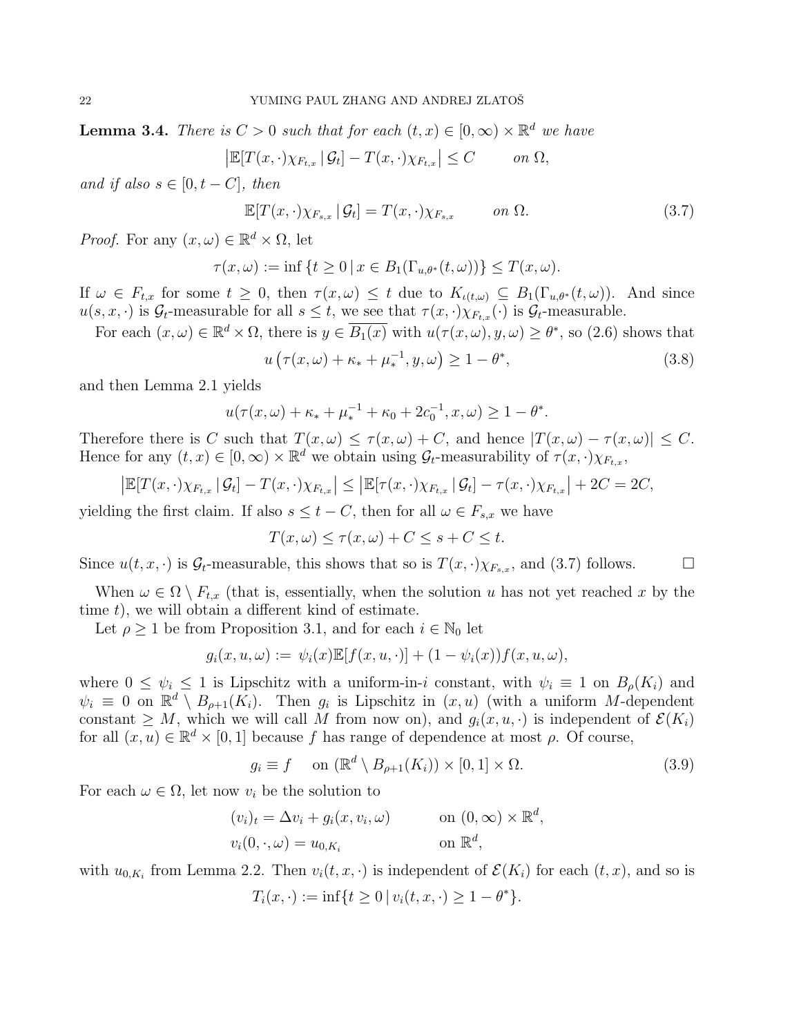**Lemma 3.4.** *There is $C > 0$ such that for each $(t, x) \in [0, \infty) \times \mathbb{R}^d$ we have*

$$\left|\mathbb{E}[T(x, \cdot)\chi_{F_{t,x}} \,|\, \mathcal{G}_t] - T(x, \cdot)\chi_{F_{t,x}}\right| \leq C \qquad \text{on } \Omega,$$

*and if also $s \in [0, t - C]$, then*

$$\mathbb{E}[T(x, \cdot)\chi_{F_{s,x}} \,|\, \mathcal{G}_t] = T(x, \cdot)\chi_{F_{s,x}} \qquad \text{on } \Omega. \tag{3.7}$$

*Proof.* For any $(x, \omega) \in \mathbb{R}^d \times \Omega$, let

$$\tau(x, \omega) := \inf \{t \geq 0 \,|\, x \in B_1(\Gamma_{u,\theta^*}(t, \omega))\} \leq T(x, \omega).$$

If $\omega \in F_{t,x}$ for some $t \geq 0$, then $\tau(x, \omega) \leq t$ due to $K_{\iota(t,\omega)} \subseteq B_1(\Gamma_{u,\theta^*}(t, \omega))$. And since $u(s, x, \cdot)$ is $\mathcal{G}_t$-measurable for all $s \leq t$, we see that $\tau(x, \cdot)\chi_{F_{t,x}}(\cdot)$ is $\mathcal{G}_t$-measurable.

For each $(x, \omega) \in \mathbb{R}^d \times \Omega$, there is $y \in \overline{B_1(x)}$ with $u(\tau(x, \omega), y, \omega) \geq \theta^*$, so (2.6) shows that

$$u\left(\tau(x, \omega) + \kappa_* + \mu_*^{-1}, y, \omega\right) \geq 1 - \theta^*, \tag{3.8}$$

and then Lemma 2.1 yields

$$u(\tau(x, \omega) + \kappa_* + \mu_*^{-1} + \kappa_0 + 2c_0^{-1}, x, \omega) \geq 1 - \theta^*.$$

Therefore there is $C$ such that $T(x, \omega) \leq \tau(x, \omega) + C$, and hence $|T(x, \omega) - \tau(x, \omega)| \leq C$. Hence for any $(t, x) \in [0, \infty) \times \mathbb{R}^d$ we obtain using $\mathcal{G}_t$-measurability of $\tau(x, \cdot)\chi_{F_{t,x}}$,

$$\left|\mathbb{E}[T(x, \cdot)\chi_{F_{t,x}} \,|\, \mathcal{G}_t] - T(x, \cdot)\chi_{F_{t,x}}\right| \leq \left|\mathbb{E}[\tau(x, \cdot)\chi_{F_{t,x}} \,|\, \mathcal{G}_t] - \tau(x, \cdot)\chi_{F_{t,x}}\right| + 2C = 2C,$$

yielding the first claim. If also $s \leq t - C$, then for all $\omega \in F_{s,x}$ we have

$$T(x, \omega) \leq \tau(x, \omega) + C \leq s + C \leq t.$$

Since $u(t, x, \cdot)$ is $\mathcal{G}_t$-measurable, this shows that so is $T(x, \cdot)\chi_{F_{s,x}}$, and (3.7) follows. $\square$

When $\omega \in \Omega \setminus F_{t,x}$ (that is, essentially, when the solution $u$ has not yet reached $x$ by the time $t$), we will obtain a different kind of estimate.

Let $\rho \geq 1$ be from Proposition 3.1, and for each $i \in \mathbb{N}_0$ let

$$g_i(x, u, \omega) := \psi_i(x)\mathbb{E}[f(x, u, \cdot)] + (1 - \psi_i(x))f(x, u, \omega),$$

where $0 \leq \psi_i \leq 1$ is Lipschitz with a uniform-in-$i$ constant, with $\psi_i \equiv 1$ on $B_\rho(K_i)$ and $\psi_i \equiv 0$ on $\mathbb{R}^d \setminus B_{\rho+1}(K_i)$. Then $g_i$ is Lipschitz in $(x, u)$ (with a uniform $M$-dependent constant $\geq M$, which we will call $M$ from now on), and $g_i(x, u, \cdot)$ is independent of $\mathcal{E}(K_i)$ for all $(x, u) \in \mathbb{R}^d \times [0, 1]$ because $f$ has range of dependence at most $\rho$. Of course,

$$g_i \equiv f \quad \text{on } (\mathbb{R}^d \setminus B_{\rho+1}(K_i)) \times [0, 1] \times \Omega. \tag{3.9}$$

For each $\omega \in \Omega$, let now $v_i$ be the solution to

$$\begin{aligned}
(v_i)_t &= \Delta v_i + g_i(x, v_i, \omega) &\qquad &\text{on } (0, \infty) \times \mathbb{R}^d, \\
v_i(0, \cdot, \omega) &= u_{0,K_i} & &\text{on } \mathbb{R}^d,
\end{aligned}$$

with $u_{0,K_i}$ from Lemma 2.2. Then $v_i(t, x, \cdot)$ is independent of $\mathcal{E}(K_i)$ for each $(t, x)$, and so is

$$T_i(x, \cdot) := \inf\{t \geq 0 \,|\, v_i(t, x, \cdot) \geq 1 - \theta^*\}.$$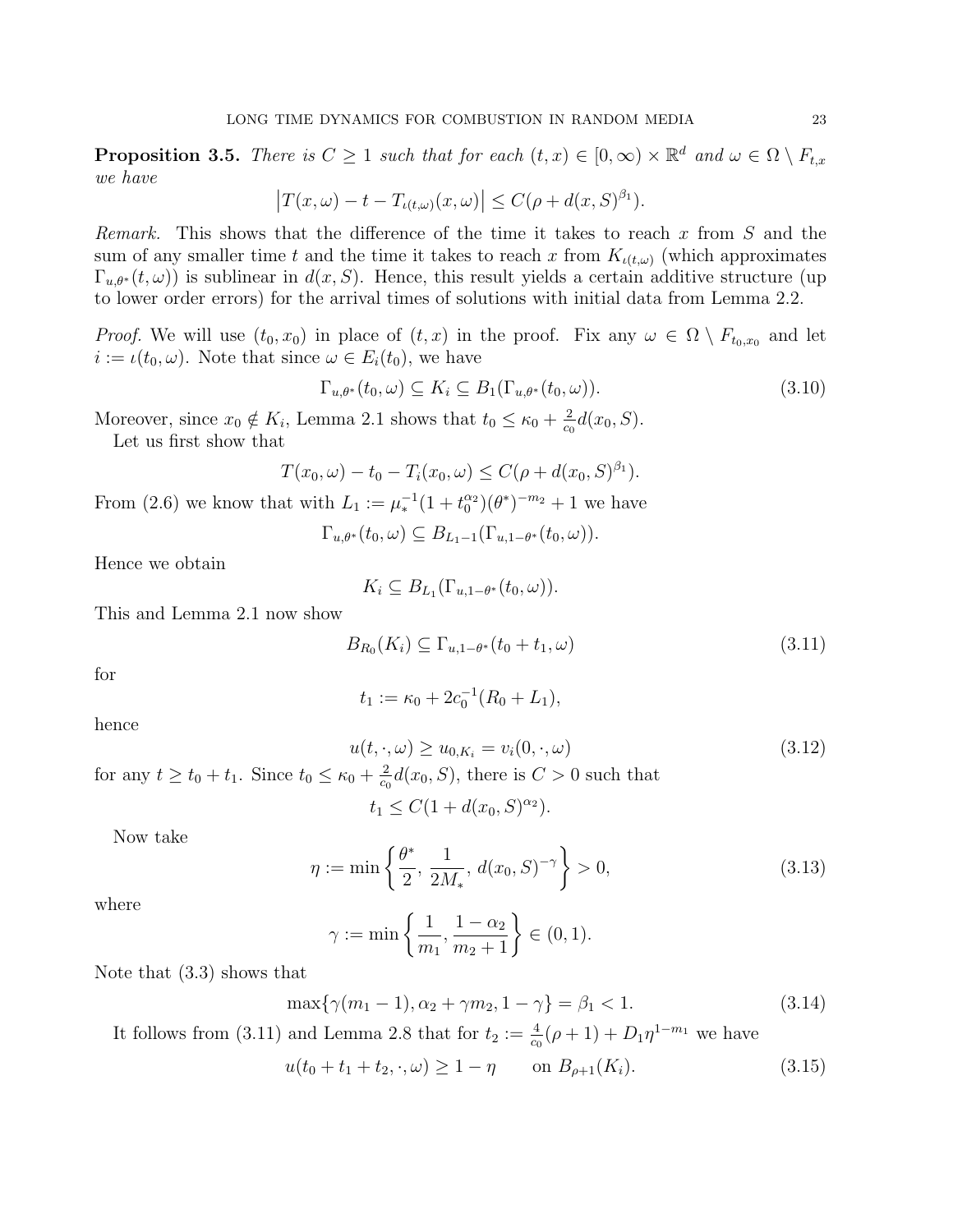**Proposition 3.5.** *There is $C \geq 1$ such that for each $(t,x) \in [0,\infty) \times \mathbb{R}^d$ and $\omega \in \Omega \setminus F_{t,x}$ we have*

$$\left|T(x,\omega) - t - T_{\iota(t,\omega)}(x,\omega)\right| \leq C(\rho + d(x,S)^{\beta_1}).$$

*Remark.* This shows that the difference of the time it takes to reach $x$ from $S$ and the sum of any smaller time $t$ and the time it takes to reach $x$ from $K_{\iota(t,\omega)}$ (which approximates $\Gamma_{u,\theta^*}(t,\omega)$) is sublinear in $d(x,S)$. Hence, this result yields a certain additive structure (up to lower order errors) for the arrival times of solutions with initial data from Lemma 2.2.

*Proof.* We will use $(t_0,x_0)$ in place of $(t,x)$ in the proof. Fix any $\omega \in \Omega \setminus F_{t_0,x_0}$ and let $i := \iota(t_0,\omega)$. Note that since $\omega \in E_i(t_0)$, we have

$$\Gamma_{u,\theta^*}(t_0,\omega) \subseteq K_i \subseteq B_1(\Gamma_{u,\theta^*}(t_0,\omega)). \tag{3.10}$$

Moreover, since $x_0 \notin K_i$, Lemma 2.1 shows that $t_0 \leq \kappa_0 + \frac{2}{c_0}d(x_0,S)$.

Let us first show that

$$T(x_0,\omega) - t_0 - T_i(x_0,\omega) \leq C(\rho + d(x_0,S)^{\beta_1}).$$

From (2.6) we know that with $L_1 := \mu_*^{-1}(1+t_0^{\alpha_2})(\theta^*)^{-m_2} + 1$ we have

$$\Gamma_{u,\theta^*}(t_0,\omega) \subseteq B_{L_1-1}(\Gamma_{u,1-\theta^*}(t_0,\omega)).$$

Hence we obtain

$$K_i \subseteq B_{L_1}(\Gamma_{u,1-\theta^*}(t_0,\omega)).$$

This and Lemma 2.1 now show

$$B_{R_0}(K_i) \subseteq \Gamma_{u,1-\theta^*}(t_0+t_1,\omega) \tag{3.11}$$

for

$$t_1 := \kappa_0 + 2c_0^{-1}(R_0 + L_1),$$

hence

$$u(t,\cdot,\omega) \geq u_{0,K_i} = v_i(0,\cdot,\omega) \tag{3.12}$$

for any $t \geq t_0 + t_1$. Since $t_0 \leq \kappa_0 + \frac{2}{c_0}d(x_0,S)$, there is $C > 0$ such that

$$t_1 \leq C(1 + d(x_0,S)^{\alpha_2}).$$

Now take

$$\eta := \min\left\{\frac{\theta^*}{2},\, \frac{1}{2M_*},\, d(x_0,S)^{-\gamma}\right\} > 0, \tag{3.13}$$

where

$$\gamma := \min\left\{\frac{1}{m_1},\, \frac{1-\alpha_2}{m_2+1}\right\} \in (0,1).$$

Note that (3.3) shows that

$$\max\{\gamma(m_1-1), \alpha_2 + \gamma m_2, 1-\gamma\} = \beta_1 < 1. \tag{3.14}$$

It follows from (3.11) and Lemma 2.8 that for $t_2 := \frac{4}{c_0}(\rho+1) + D_1\eta^{1-m_1}$ we have

$$u(t_0+t_1+t_2,\cdot,\omega) \geq 1-\eta \qquad \text{on } B_{\rho+1}(K_i). \tag{3.15}$$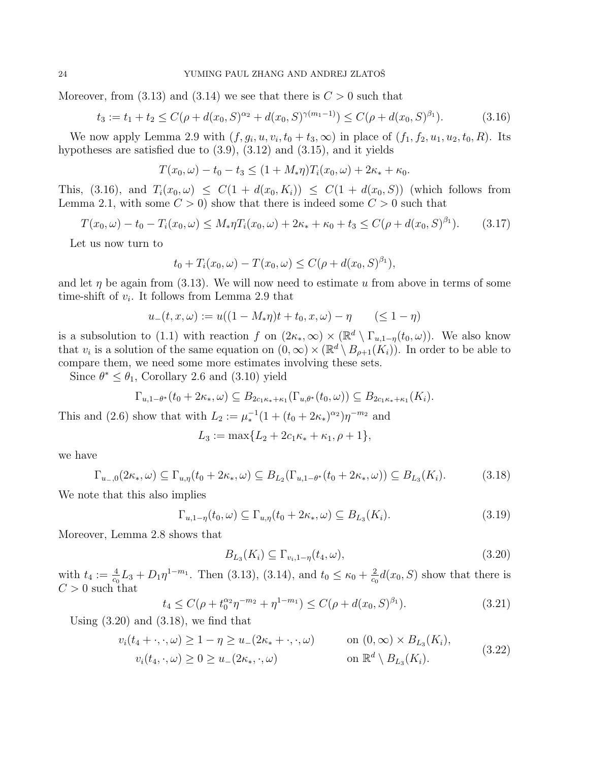Moreover, from (3.13) and (3.14) we see that there is $C > 0$ such that

$$
t_3 := t_1 + t_2 \le C(\rho + d(x_0, S)^{\alpha_2} + d(x_0, S)^{\gamma(m_1 - 1)}) \le C(\rho + d(x_0, S)^{\beta_1}). \tag{3.16}
$$

We now apply Lemma 2.9 with $(f, g_i, u, v_i, t_0 + t_3, \infty)$ in place of $(f_1, f_2, u_1, u_2, t_0, R)$. Its hypotheses are satisfied due to (3.9), (3.12) and (3.15), and it yields

$$
T(x_0, \omega) - t_0 - t_3 \le (1 + M_* \eta) T_i(x_0, \omega) + 2\kappa_* + \kappa_0.
$$

This, (3.16), and $T_i(x_0, \omega) \le C(1 + d(x_0, K_i)) \le C(1 + d(x_0, S))$ (which follows from Lemma 2.1, with some $C > 0$) show that there is indeed some $C > 0$ such that

$$
T(x_0, \omega) - t_0 - T_i(x_0, \omega) \le M_* \eta T_i(x_0, \omega) + 2\kappa_* + \kappa_0 + t_3 \le C(\rho + d(x_0, S)^{\beta_1}). \tag{3.17}
$$

Let us now turn to

$$
t_0 + T_i(x_0, \omega) - T(x_0, \omega) \le C(\rho + d(x_0, S)^{\beta_1}),
$$

and let $\eta$ be again from (3.13). We will now need to estimate $u$ from above in terms of some time-shift of $v_i$. It follows from Lemma 2.9 that

$$
u_-(t, x, \omega) := u((1 - M_* \eta)t + t_0, x, \omega) - \eta \qquad (\le 1 - \eta)
$$

is a subsolution to (1.1) with reaction $f$ on $(2\kappa_*, \infty) \times (\mathbb{R}^d \setminus \Gamma_{u,1-\eta}(t_0, \omega))$. We also know that $v_i$ is a solution of the same equation on $(0, \infty) \times (\mathbb{R}^d \setminus B_{\rho+1}(K_i))$. In order to be able to compare them, we need some more estimates involving these sets.

Since $\theta^* \le \theta_1$, Corollary 2.6 and (3.10) yield

$$
\Gamma_{u,1-\theta^*}(t_0 + 2\kappa_*, \omega) \subseteq B_{2c_1\kappa_* + \kappa_1}(\Gamma_{u,\theta^*}(t_0, \omega)) \subseteq B_{2c_1\kappa_* + \kappa_1}(K_i).
$$

This and (2.6) show that with $L_2 := \mu_*^{-1}(1 + (t_0 + 2\kappa_*)^{\alpha_2})\eta^{-m_2}$ and

$$
L_3 := \max\{L_2 + 2c_1\kappa_* + \kappa_1, \rho + 1\},
$$

we have

$$
\Gamma_{u_-,0}(2\kappa_*, \omega) \subseteq \Gamma_{u,\eta}(t_0 + 2\kappa_*, \omega) \subseteq B_{L_2}(\Gamma_{u,1-\theta^*}(t_0 + 2\kappa_*, \omega)) \subseteq B_{L_3}(K_i). \tag{3.18}
$$

We note that this also implies

$$
\Gamma_{u,1-\eta}(t_0, \omega) \subseteq \Gamma_{u,\eta}(t_0 + 2\kappa_*, \omega) \subseteq B_{L_3}(K_i). \tag{3.19}
$$

Moreover, Lemma 2.8 shows that

$$
B_{L_3}(K_i) \subseteq \Gamma_{v_i,1-\eta}(t_4, \omega), \tag{3.20}
$$

with $t_4 := \frac{4}{c_0} L_3 + D_1 \eta^{1-m_1}$. Then (3.13), (3.14), and $t_0 \le \kappa_0 + \frac{2}{c_0} d(x_0, S)$ show that there is $C > 0$ such that

$$
t_4 \le C(\rho + t_0^{\alpha_2} \eta^{-m_2} + \eta^{1-m_1}) \le C(\rho + d(x_0, S)^{\beta_1}). \tag{3.21}
$$

Using (3.20) and (3.18), we find that

$$
\begin{aligned}
v_i(t_4 + \cdot, \cdot, \omega) &\ge 1 - \eta \ge u_-(2\kappa_* + \cdot, \cdot, \omega) \qquad && \text{on } (0, \infty) \times B_{L_3}(K_i), \\
v_i(t_4, \cdot, \omega) &\ge 0 \ge u_-(2\kappa_*, \cdot, \omega) && \text{on } \mathbb{R}^d \setminus B_{L_3}(K_i).
\end{aligned} \tag{3.22}
$$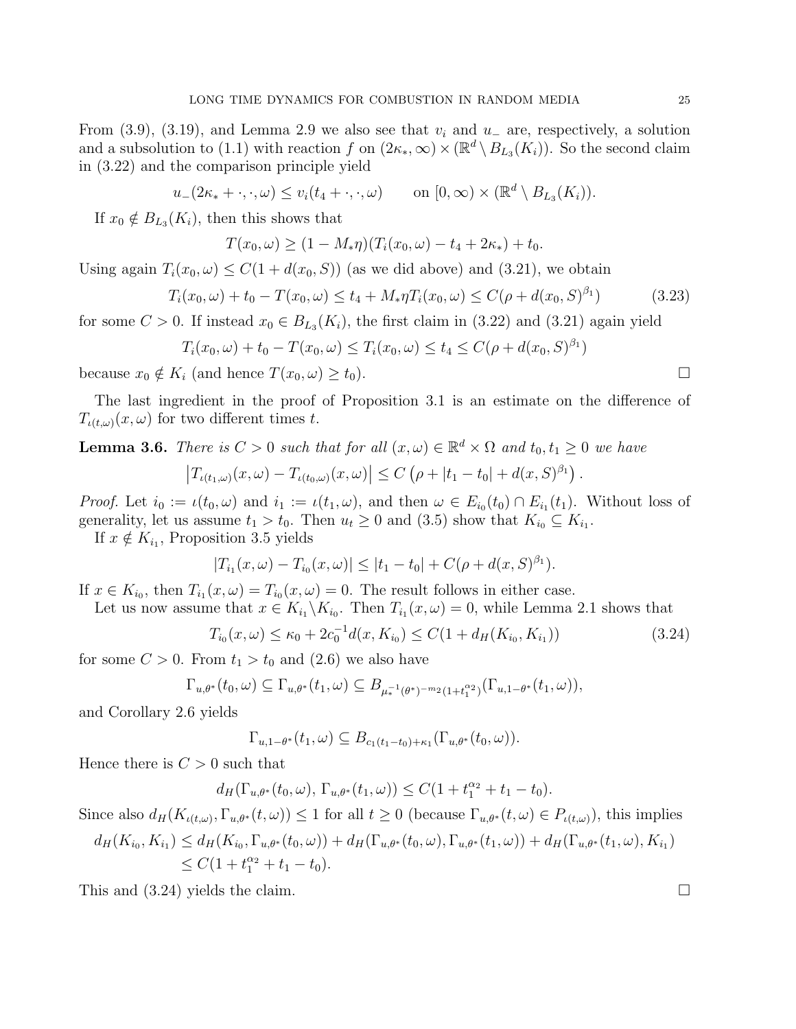From (3.9), (3.19), and Lemma 2.9 we also see that $v_i$ and $u_-$ are, respectively, a solution and a subsolution to (1.1) with reaction $f$ on $(2\kappa_*, \infty) \times (\mathbb{R}^d \setminus B_{L_3}(K_i))$. So the second claim in (3.22) and the comparison principle yield

$$u_-(2\kappa_* + \cdot, \cdot, \omega) \le v_i(t_4 + \cdot, \cdot, \omega) \qquad \text{on } [0, \infty) \times (\mathbb{R}^d \setminus B_{L_3}(K_i)).$$

If $x_0 \notin B_{L_3}(K_i)$, then this shows that

$$T(x_0, \omega) \ge (1 - M_*\eta)(T_i(x_0, \omega) - t_4 + 2\kappa_*) + t_0.$$

Using again $T_i(x_0, \omega) \le C(1 + d(x_0, S))$ (as we did above) and (3.21), we obtain

$$T_i(x_0, \omega) + t_0 - T(x_0, \omega) \le t_4 + M_*\eta T_i(x_0, \omega) \le C(\rho + d(x_0, S)^{\beta_1}) \tag{3.23}$$

for some $C > 0$. If instead $x_0 \in B_{L_3}(K_i)$, the first claim in (3.22) and (3.21) again yield

$$T_i(x_0, \omega) + t_0 - T(x_0, \omega) \le T_i(x_0, \omega) \le t_4 \le C(\rho + d(x_0, S)^{\beta_1})$$

because $x_0 \notin K_i$ (and hence $T(x_0, \omega) \ge t_0$). $\square$

The last ingredient in the proof of Proposition 3.1 is an estimate on the difference of $T_{\iota(t,\omega)}(x, \omega)$ for two different times $t$.

**Lemma 3.6.** *There is $C > 0$ such that for all $(x, \omega) \in \mathbb{R}^d \times \Omega$ and $t_0, t_1 \ge 0$ we have*

$$\left|T_{\iota(t_1,\omega)}(x, \omega) - T_{\iota(t_0,\omega)}(x, \omega)\right| \le C\left(\rho + |t_1 - t_0| + d(x, S)^{\beta_1}\right).$$

*Proof.* Let $i_0 := \iota(t_0, \omega)$ and $i_1 := \iota(t_1, \omega)$, and then $\omega \in E_{i_0}(t_0) \cap E_{i_1}(t_1)$. Without loss of generality, let us assume $t_1 > t_0$. Then $u_t \ge 0$ and (3.5) show that $K_{i_0} \subseteq K_{i_1}$.

If $x \notin K_{i_1}$, Proposition 3.5 yields

$$|T_{i_1}(x, \omega) - T_{i_0}(x, \omega)| \le |t_1 - t_0| + C(\rho + d(x, S)^{\beta_1}).$$

If $x \in K_{i_0}$, then $T_{i_1}(x, \omega) = T_{i_0}(x, \omega) = 0$. The result follows in either case.

Let us now assume that $x \in K_{i_1} \setminus K_{i_0}$. Then $T_{i_1}(x, \omega) = 0$, while Lemma 2.1 shows that

$$T_{i_0}(x, \omega) \le \kappa_0 + 2c_0^{-1} d(x, K_{i_0}) \le C(1 + d_H(K_{i_0}, K_{i_1})) \tag{3.24}$$

for some $C > 0$. From $t_1 > t_0$ and (2.6) we also have

$$\Gamma_{u,\theta^*}(t_0, \omega) \subseteq \Gamma_{u,\theta^*}(t_1, \omega) \subseteq B_{\mu_*^{-1}(\theta^*)^{-m_2}(1+t_1^{\alpha_2})}(\Gamma_{u,1-\theta^*}(t_1, \omega)),$$

and Corollary 2.6 yields

$$\Gamma_{u,1-\theta^*}(t_1, \omega) \subseteq B_{c_1(t_1 - t_0) + \kappa_1}(\Gamma_{u,\theta^*}(t_0, \omega)).$$

Hence there is $C > 0$ such that

$$d_H(\Gamma_{u,\theta^*}(t_0, \omega),\, \Gamma_{u,\theta^*}(t_1, \omega)) \le C(1 + t_1^{\alpha_2} + t_1 - t_0).$$

Since also $d_H(K_{\iota(t,\omega)}, \Gamma_{u,\theta^*}(t, \omega)) \le 1$ for all $t \ge 0$ (because $\Gamma_{u,\theta^*}(t, \omega) \in P_{\iota(t,\omega)}$), this implies

$$\begin{aligned}
d_H(K_{i_0}, K_{i_1}) &\le d_H(K_{i_0}, \Gamma_{u,\theta^*}(t_0, \omega)) + d_H(\Gamma_{u,\theta^*}(t_0, \omega), \Gamma_{u,\theta^*}(t_1, \omega)) + d_H(\Gamma_{u,\theta^*}(t_1, \omega), K_{i_1}) \\
&\le C(1 + t_1^{\alpha_2} + t_1 - t_0).
\end{aligned}$$

This and (3.24) yields the claim. $\square$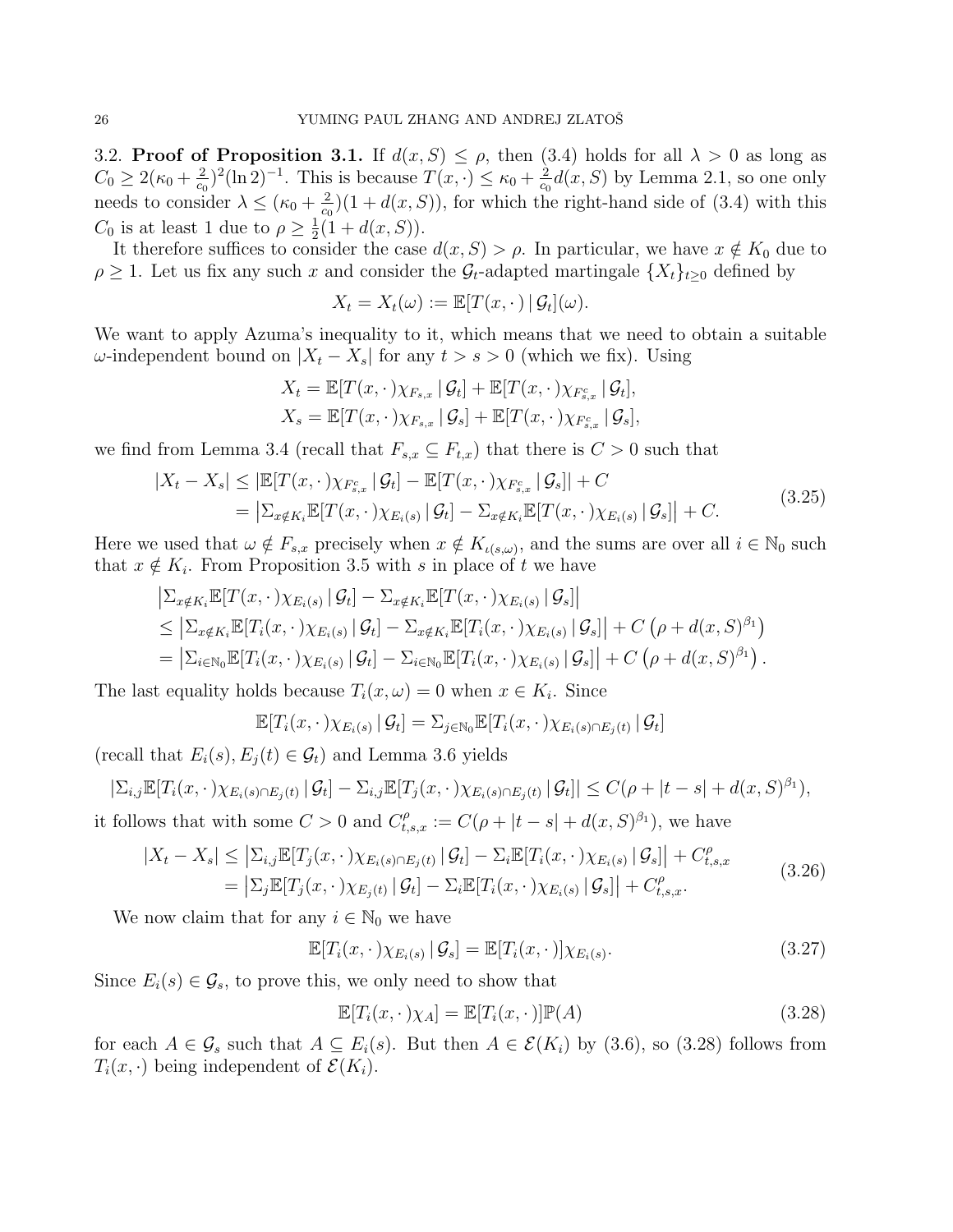3.2. **Proof of Proposition 3.1.** If $d(x,S) \le \rho$, then (3.4) holds for all $\lambda > 0$ as long as $C_0 \ge 2(\kappa_0 + \frac{2}{c_0})^2(\ln 2)^{-1}$. This is because $T(x,\cdot) \le \kappa_0 + \frac{2}{c_0}d(x,S)$ by Lemma 2.1, so one only needs to consider $\lambda \le (\kappa_0 + \frac{2}{c_0})(1+d(x,S))$, for which the right-hand side of (3.4) with this $C_0$ is at least 1 due to $\rho \ge \frac{1}{2}(1+d(x,S))$.

It therefore suffices to consider the case $d(x,S) > \rho$. In particular, we have $x \notin K_0$ due to $\rho \ge 1$. Let us fix any such $x$ and consider the $\mathcal{G}_t$-adapted martingale $\{X_t\}_{t\ge 0}$ defined by

$$X_t = X_t(\omega) := \mathbb{E}[T(x,\cdot)\,|\,\mathcal{G}_t](\omega).$$

We want to apply Azuma's inequality to it, which means that we need to obtain a suitable $\omega$-independent bound on $|X_t - X_s|$ for any $t > s > 0$ (which we fix). Using

$$X_t = \mathbb{E}[T(x,\cdot)\chi_{F_{s,x}}\,|\,\mathcal{G}_t] + \mathbb{E}[T(x,\cdot)\chi_{F_{s,x}^c}\,|\,\mathcal{G}_t],$$
$$X_s = \mathbb{E}[T(x,\cdot)\chi_{F_{s,x}}\,|\,\mathcal{G}_s] + \mathbb{E}[T(x,\cdot)\chi_{F_{s,x}^c}\,|\,\mathcal{G}_s],$$

we find from Lemma 3.4 (recall that $F_{s,x} \subseteq F_{t,x}$) that there is $C > 0$ such that

$$\begin{aligned} |X_t - X_s| &\le |\mathbb{E}[T(x,\cdot)\chi_{F_{s,x}^c}\,|\,\mathcal{G}_t] - \mathbb{E}[T(x,\cdot)\chi_{F_{s,x}^c}\,|\,\mathcal{G}_s]| + C \\ &= \left|\Sigma_{x\notin K_i}\mathbb{E}[T(x,\cdot)\chi_{E_i(s)}\,|\,\mathcal{G}_t] - \Sigma_{x\notin K_i}\mathbb{E}[T(x,\cdot)\chi_{E_i(s)}\,|\,\mathcal{G}_s]\right| + C. \end{aligned} \tag{3.25}$$

Here we used that $\omega \notin F_{s,x}$ precisely when $x \notin K_{\iota(s,\omega)}$, and the sums are over all $i \in \mathbb{N}_0$ such that $x \notin K_i$. From Proposition 3.5 with $s$ in place of $t$ we have

$$\begin{aligned} &\left|\Sigma_{x\notin K_i}\mathbb{E}[T(x,\cdot)\chi_{E_i(s)}\,|\,\mathcal{G}_t] - \Sigma_{x\notin K_i}\mathbb{E}[T(x,\cdot)\chi_{E_i(s)}\,|\,\mathcal{G}_s]\right| \\ &\le \left|\Sigma_{x\notin K_i}\mathbb{E}[T_i(x,\cdot)\chi_{E_i(s)}\,|\,\mathcal{G}_t] - \Sigma_{x\notin K_i}\mathbb{E}[T_i(x,\cdot)\chi_{E_i(s)}\,|\,\mathcal{G}_s]\right| + C\left(\rho + d(x,S)^{\beta_1}\right) \\ &= \left|\Sigma_{i\in\mathbb{N}_0}\mathbb{E}[T_i(x,\cdot)\chi_{E_i(s)}\,|\,\mathcal{G}_t] - \Sigma_{i\in\mathbb{N}_0}\mathbb{E}[T_i(x,\cdot)\chi_{E_i(s)}\,|\,\mathcal{G}_s]\right| + C\left(\rho + d(x,S)^{\beta_1}\right). \end{aligned}$$

The last equality holds because $T_i(x,\omega) = 0$ when $x \in K_i$. Since

$$\mathbb{E}[T_i(x,\cdot)\chi_{E_i(s)}\,|\,\mathcal{G}_t] = \Sigma_{j\in\mathbb{N}_0}\mathbb{E}[T_i(x,\cdot)\chi_{E_i(s)\cap E_j(t)}\,|\,\mathcal{G}_t]$$

(recall that $E_i(s), E_j(t) \in \mathcal{G}_t$) and Lemma 3.6 yields

$$|\Sigma_{i,j}\mathbb{E}[T_i(x,\cdot)\chi_{E_i(s)\cap E_j(t)}\,|\,\mathcal{G}_t] - \Sigma_{i,j}\mathbb{E}[T_j(x,\cdot)\chi_{E_i(s)\cap E_j(t)}\,|\,\mathcal{G}_t]| \le C(\rho + |t-s| + d(x,S)^{\beta_1}),$$

it follows that with some $C > 0$ and $C^\rho_{t,s,x} := C(\rho + |t-s| + d(x,S)^{\beta_1})$, we have

$$\begin{aligned} |X_t - X_s| &\le \left|\Sigma_{i,j}\mathbb{E}[T_j(x,\cdot)\chi_{E_i(s)\cap E_j(t)}\,|\,\mathcal{G}_t] - \Sigma_i\mathbb{E}[T_i(x,\cdot)\chi_{E_i(s)}\,|\,\mathcal{G}_s]\right| + C^\rho_{t,s,x} \\ &= \left|\Sigma_j\mathbb{E}[T_j(x,\cdot)\chi_{E_j(t)}\,|\,\mathcal{G}_t] - \Sigma_i\mathbb{E}[T_i(x,\cdot)\chi_{E_i(s)}\,|\,\mathcal{G}_s]\right| + C^\rho_{t,s,x}. \end{aligned} \tag{3.26}$$

We now claim that for any $i \in \mathbb{N}_0$ we have

$$\mathbb{E}[T_i(x,\cdot)\chi_{E_i(s)}\,|\,\mathcal{G}_s] = \mathbb{E}[T_i(x,\cdot)]\chi_{E_i(s)}. \tag{3.27}$$

Since $E_i(s) \in \mathcal{G}_s$, to prove this, we only need to show that

$$\mathbb{E}[T_i(x,\cdot)\chi_A] = \mathbb{E}[T_i(x,\cdot)]\mathbb{P}(A) \tag{3.28}$$

for each $A \in \mathcal{G}_s$ such that $A \subseteq E_i(s)$. But then $A \in \mathcal{E}(K_i)$ by (3.6), so (3.28) follows from $T_i(x,\cdot)$ being independent of $\mathcal{E}(K_i)$.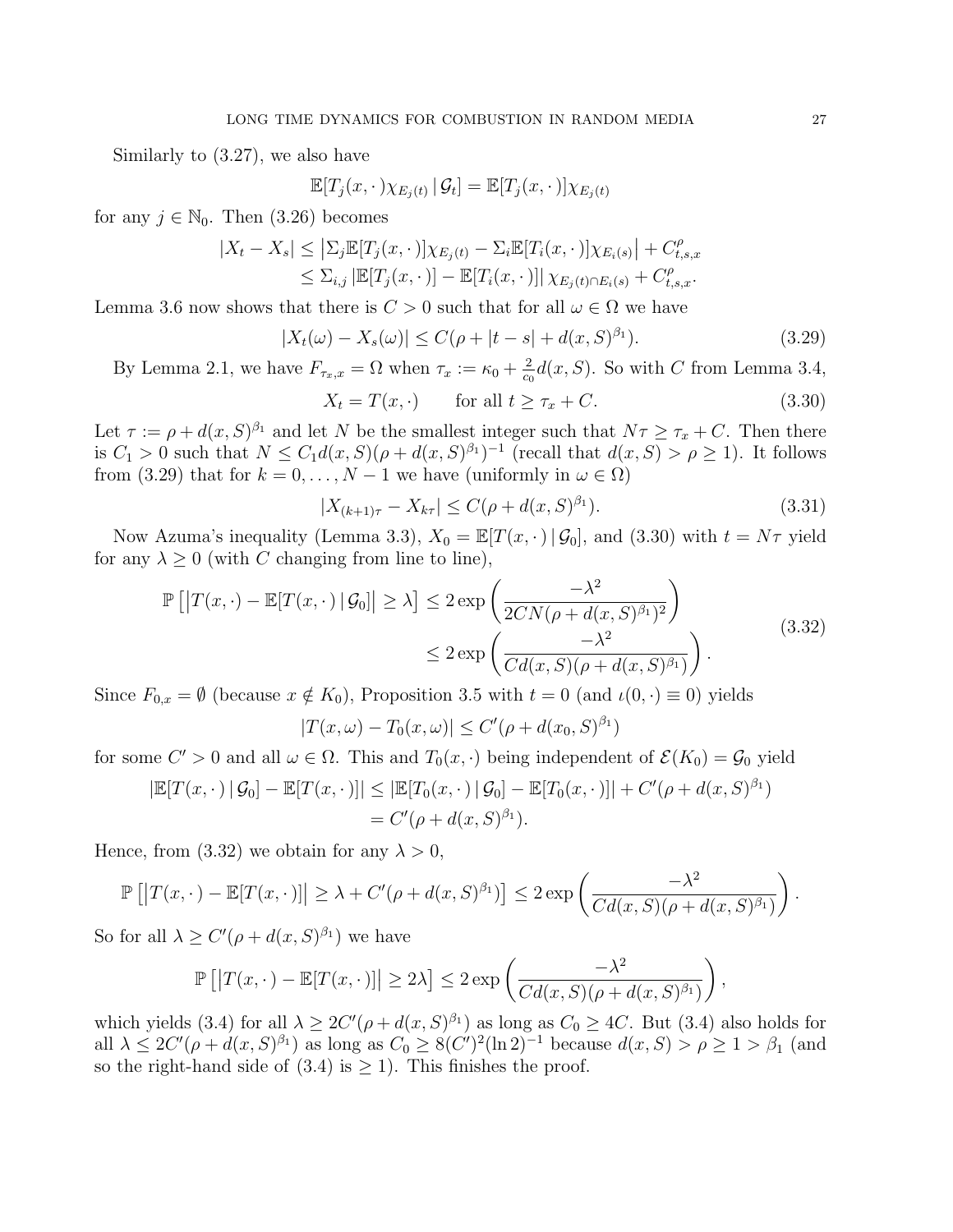Similarly to (3.27), we also have

$$\mathbb{E}[T_j(x,\cdot)\chi_{E_j(t)}\,|\,\mathcal{G}_t] = \mathbb{E}[T_j(x,\cdot)]\chi_{E_j(t)}$$

for any $j \in \mathbb{N}_0$. Then (3.26) becomes

$$\begin{aligned}
|X_t - X_s| &\leq \left|\Sigma_j \mathbb{E}[T_j(x,\cdot)]\chi_{E_j(t)} - \Sigma_i \mathbb{E}[T_i(x,\cdot)]\chi_{E_i(s)}\right| + C^\rho_{t,s,x} \\
&\leq \Sigma_{i,j} \left|\mathbb{E}[T_j(x,\cdot)] - \mathbb{E}[T_i(x,\cdot)]\right| \chi_{E_j(t)\cap E_i(s)} + C^\rho_{t,s,x}.
\end{aligned}$$

Lemma 3.6 now shows that there is $C > 0$ such that for all $\omega \in \Omega$ we have

$$|X_t(\omega) - X_s(\omega)| \leq C(\rho + |t-s| + d(x,S)^{\beta_1}). \tag{3.29}$$

By Lemma 2.1, we have $F_{\tau_x,x} = \Omega$ when $\tau_x := \kappa_0 + \frac{2}{c_0} d(x,S)$. So with $C$ from Lemma 3.4,

$$X_t = T(x,\cdot) \qquad \text{for all } t \geq \tau_x + C. \tag{3.30}$$

Let $\tau := \rho + d(x,S)^{\beta_1}$ and let $N$ be the smallest integer such that $N\tau \geq \tau_x + C$. Then there is $C_1 > 0$ such that $N \leq C_1 d(x,S)(\rho + d(x,S)^{\beta_1})^{-1}$ (recall that $d(x,S) > \rho \geq 1$). It follows from (3.29) that for $k = 0, \dots, N-1$ we have (uniformly in $\omega \in \Omega$)

$$|X_{(k+1)\tau} - X_{k\tau}| \leq C(\rho + d(x,S)^{\beta_1}). \tag{3.31}$$

Now Azuma's inequality (Lemma 3.3), $X_0 = \mathbb{E}[T(x,\cdot)\,|\,\mathcal{G}_0]$, and (3.30) with $t = N\tau$ yield for any $\lambda \geq 0$ (with $C$ changing from line to line),

$$\begin{aligned}
\mathbb{P}\left[\left|T(x,\cdot) - \mathbb{E}[T(x,\cdot)\,|\,\mathcal{G}_0]\right| \geq \lambda\right] &\leq 2\exp\left(\frac{-\lambda^2}{2CN(\rho + d(x,S)^{\beta_1})^2}\right) \\
&\leq 2\exp\left(\frac{-\lambda^2}{Cd(x,S)(\rho + d(x,S)^{\beta_1})}\right).
\end{aligned} \tag{3.32}$$

Since $F_{0,x} = \emptyset$ (because $x \notin K_0$), Proposition 3.5 with $t = 0$ (and $\iota(0,\cdot) \equiv 0$) yields

$$|T(x,\omega) - T_0(x,\omega)| \leq C'(\rho + d(x_0,S)^{\beta_1})$$

for some $C' > 0$ and all $\omega \in \Omega$. This and $T_0(x,\cdot)$ being independent of $\mathcal{E}(K_0) = \mathcal{G}_0$ yield

$$\begin{aligned}
|\mathbb{E}[T(x,\cdot)\,|\,\mathcal{G}_0] - \mathbb{E}[T(x,\cdot)]| &\leq |\mathbb{E}[T_0(x,\cdot)\,|\,\mathcal{G}_0] - \mathbb{E}[T_0(x,\cdot)]| + C'(\rho + d(x,S)^{\beta_1}) \\
&= C'(\rho + d(x,S)^{\beta_1}).
\end{aligned}$$

Hence, from (3.32) we obtain for any $\lambda > 0$,

$$\mathbb{P}\left[\left|T(x,\cdot) - \mathbb{E}[T(x,\cdot)]\right| \geq \lambda + C'(\rho + d(x,S)^{\beta_1})\right] \leq 2\exp\left(\frac{-\lambda^2}{Cd(x,S)(\rho + d(x,S)^{\beta_1})}\right).$$

So for all $\lambda \geq C'(\rho + d(x,S)^{\beta_1})$ we have

$$\mathbb{P}\left[\left|T(x,\cdot) - \mathbb{E}[T(x,\cdot)]\right| \geq 2\lambda\right] \leq 2\exp\left(\frac{-\lambda^2}{Cd(x,S)(\rho + d(x,S)^{\beta_1})}\right),$$

which yields (3.4) for all $\lambda \geq 2C'(\rho + d(x,S)^{\beta_1})$ as long as $C_0 \geq 4C$. But (3.4) also holds for all $\lambda \leq 2C'(\rho + d(x,S)^{\beta_1})$ as long as $C_0 \geq 8(C')^2(\ln 2)^{-1}$ because $d(x,S) > \rho \geq 1 > \beta_1$ (and so the right-hand side of (3.4) is $\geq 1$). This finishes the proof.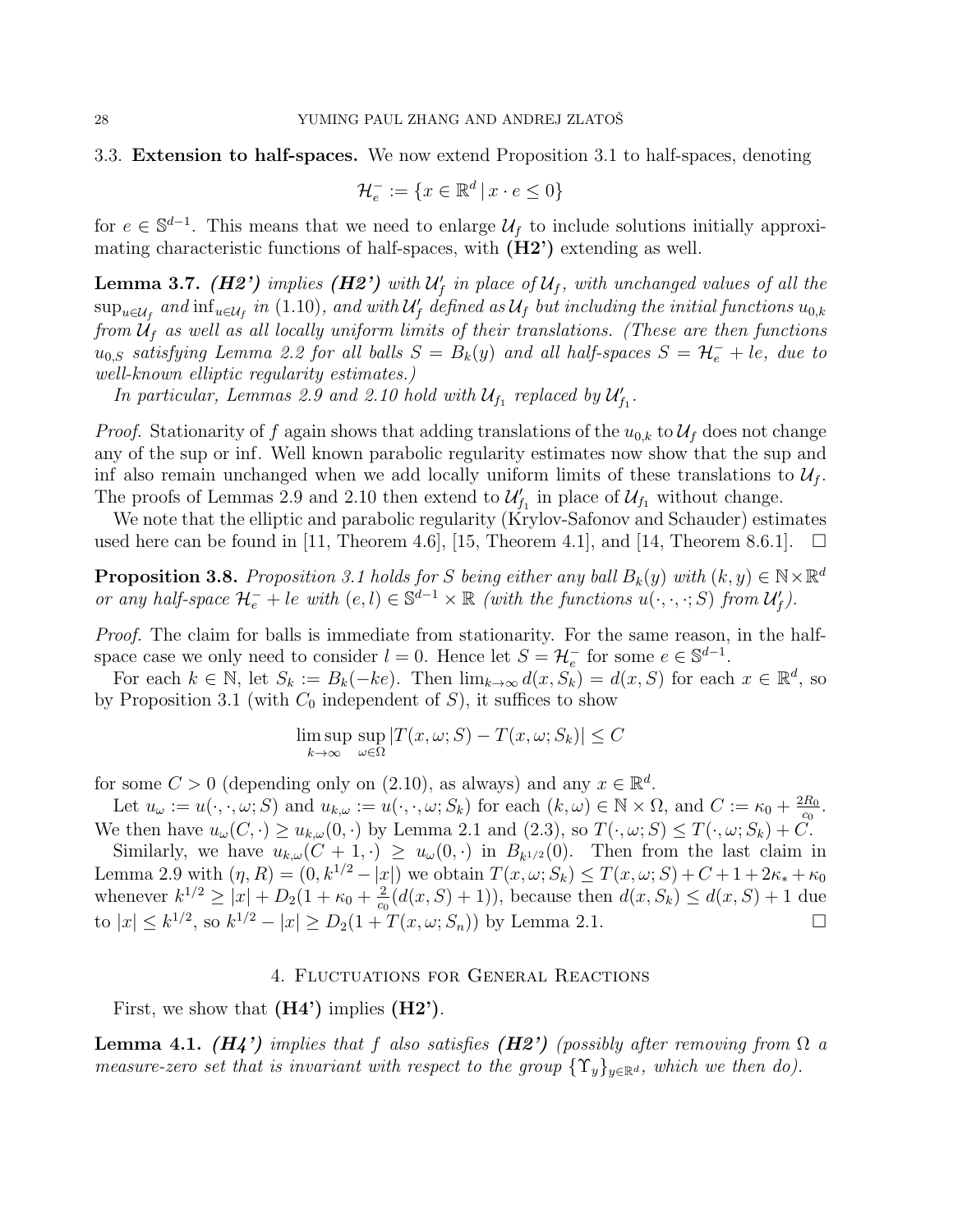### 3.3. Extension to half-spaces.

We now extend Proposition 3.1 to half-spaces, denoting

$$\mathcal{H}_e^- := \{x \in \mathbb{R}^d \,|\, x \cdot e \le 0\}$$

for $e \in \mathbb{S}^{d-1}$. This means that we need to enlarge $\mathcal{U}_f$ to include solutions initially approximating characteristic functions of half-spaces, with **(H2')** extending as well.

**Lemma 3.7.** ***(H2')*** *implies* ***(H2')*** *with $\mathcal{U}_f'$ in place of $\mathcal{U}_f$, with unchanged values of all the $\sup_{u\in\mathcal{U}_f}$ and $\inf_{u\in\mathcal{U}_f}$ in (1.10), and with $\mathcal{U}_f'$ defined as $\mathcal{U}_f$ but including the initial functions $u_{0,k}$ from $\mathcal{U}_f$ as well as all locally uniform limits of their translations. (These are then functions $u_{0,S}$ satisfying Lemma 2.2 for all balls $S = B_k(y)$ and all half-spaces $S = \mathcal{H}_e^- + le$, due to well-known elliptic regularity estimates.)*

*In particular, Lemmas 2.9 and 2.10 hold with $\mathcal{U}_{f_1}$ replaced by $\mathcal{U}_{f_1}'$.*

*Proof.* Stationarity of $f$ again shows that adding translations of the $u_{0,k}$ to $\mathcal{U}_f$ does not change any of the sup or inf. Well known parabolic regularity estimates now show that the sup and inf also remain unchanged when we add locally uniform limits of these translations to $\mathcal{U}_f$. The proofs of Lemmas 2.9 and 2.10 then extend to $\mathcal{U}_{f_1}'$ in place of $\mathcal{U}_{f_1}$ without change.

We note that the elliptic and parabolic regularity (Krylov-Safonov and Schauder) estimates used here can be found in [11, Theorem 4.6], [15, Theorem 4.1], and [14, Theorem 8.6.1]. $\square$

**Proposition 3.8.** *Proposition 3.1 holds for $S$ being either any ball $B_k(y)$ with $(k, y) \in \mathbb{N}\times\mathbb{R}^d$ or any half-space $\mathcal{H}_e^- + le$ with $(e, l) \in \mathbb{S}^{d-1} \times \mathbb{R}$ (with the functions $u(\cdot,\cdot,\cdot; S)$ from $\mathcal{U}_f'$).*

*Proof.* The claim for balls is immediate from stationarity. For the same reason, in the half-space case we only need to consider $l = 0$. Hence let $S = \mathcal{H}_e^-$ for some $e \in \mathbb{S}^{d-1}$.

For each $k \in \mathbb{N}$, let $S_k := B_k(-ke)$. Then $\lim_{k\to\infty} d(x, S_k) = d(x, S)$ for each $x \in \mathbb{R}^d$, so by Proposition 3.1 (with $C_0$ independent of $S$), it suffices to show

$$\limsup_{k\to\infty} \sup_{\omega\in\Omega} |T(x, \omega; S) - T(x, \omega; S_k)| \le C$$

for some $C > 0$ (depending only on (2.10), as always) and any $x \in \mathbb{R}^d$.

Let $u_\omega := u(\cdot,\cdot,\omega; S)$ and $u_{k,\omega} := u(\cdot,\cdot,\omega; S_k)$ for each $(k, \omega) \in \mathbb{N} \times \Omega$, and $C := \kappa_0 + \frac{2R_0}{c_0}$. We then have $u_\omega(C, \cdot) \ge u_{k,\omega}(0, \cdot)$ by Lemma 2.1 and (2.3), so $T(\cdot, \omega; S) \le T(\cdot, \omega; S_k) + C$.

Similarly, we have $u_{k,\omega}(C + 1, \cdot) \ge u_\omega(0, \cdot)$ in $B_{k^{1/2}}(0)$. Then from the last claim in Lemma 2.9 with $(\eta, R) = (0, k^{1/2} - |x|)$ we obtain $T(x, \omega; S_k) \le T(x, \omega; S) + C + 1 + 2\kappa_* + \kappa_0$ whenever $k^{1/2} \ge |x| + D_2(1 + \kappa_0 + \frac{2}{c_0}(d(x, S) + 1))$, because then $d(x, S_k) \le d(x, S) + 1$ due to $|x| \le k^{1/2}$, so $k^{1/2} - |x| \ge D_2(1 + T(x, \omega; S_n))$ by Lemma 2.1. $\square$

## 4. Fluctuations for General Reactions

First, we show that **(H4')** implies **(H2')**.

**Lemma 4.1.** ***(H4')*** *implies that $f$ also satisfies* ***(H2')*** *(possibly after removing from $\Omega$ a measure-zero set that is invariant with respect to the group $\{\Upsilon_y\}_{y\in\mathbb{R}^d}$, which we then do).*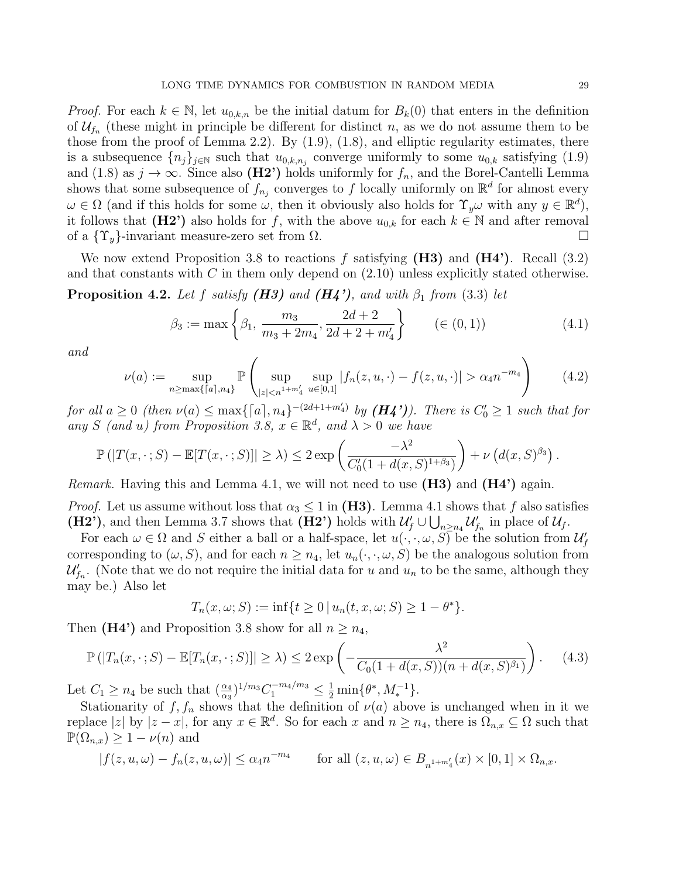*Proof.* For each $k \in \mathbb{N}$, let $u_{0,k,n}$ be the initial datum for $B_k(0)$ that enters in the definition of $\mathcal{U}_{f_n}$ (these might in principle be different for distinct $n$, as we do not assume them to be those from the proof of Lemma 2.2). By (1.9), (1.8), and elliptic regularity estimates, there is a subsequence $\{n_j\}_{j\in\mathbb{N}}$ such that $u_{0,k,n_j}$ converge uniformly to some $u_{0,k}$ satisfying (1.9) and (1.8) as $j \to \infty$. Since also **(H2')** holds uniformly for $f_n$, and the Borel-Cantelli Lemma shows that some subsequence of $f_{n_j}$ converges to $f$ locally uniformly on $\mathbb{R}^d$ for almost every $\omega \in \Omega$ (and if this holds for some $\omega$, then it obviously also holds for $\Upsilon_y\omega$ with any $y \in \mathbb{R}^d$), it follows that **(H2')** also holds for $f$, with the above $u_{0,k}$ for each $k \in \mathbb{N}$ and after removal of a $\{\Upsilon_y\}$-invariant measure-zero set from $\Omega$. $\square$

We now extend Proposition 3.8 to reactions $f$ satisfying **(H3)** and **(H4')**. Recall (3.2) and that constants with $C$ in them only depend on (2.10) unless explicitly stated otherwise.

**Proposition 4.2.** *Let $f$ satisfy **(H3)** and **(H4')**, and with $\beta_1$ from (3.3) let*

$$\beta_3 := \max\left\{\beta_1,\, \frac{m_3}{m_3+2m_4}, \frac{2d+2}{2d+2+m_4'}\right\} \qquad (\in (0,1)) \tag{4.1}$$

*and*

$$\nu(a) := \sup_{n\geq \max\{\lceil a\rceil, n_4\}} \mathbb{P}\left(\sup_{|z|<n^{1+m_4'}} \sup_{u\in[0,1]} |f_n(z,u,\cdot) - f(z,u,\cdot)| > \alpha_4 n^{-m_4}\right) \tag{4.2}$$

*for all $a \geq 0$ (then $\nu(a) \leq \max\{\lceil a\rceil, n_4\}^{-(2d+1+m_4')}$ by **(H4')**). There is $C_0' \geq 1$ such that for any $S$ (and $u$) from Proposition 3.8, $x \in \mathbb{R}^d$, and $\lambda > 0$ we have*

$$\mathbb{P}\left(|T(x,\cdot;S) - \mathbb{E}[T(x,\cdot;S)]| \geq \lambda\right) \leq 2\exp\left(\frac{-\lambda^2}{C_0'(1+d(x,S)^{1+\beta_3})}\right) + \nu\left(d(x,S)^{\beta_3}\right).$$

*Remark.* Having this and Lemma 4.1, we will not need to use **(H3)** and **(H4')** again.

*Proof.* Let us assume without loss that $\alpha_3 \leq 1$ in **(H3)**. Lemma 4.1 shows that $f$ also satisfies **(H2')**, and then Lemma 3.7 shows that **(H2')** holds with $\mathcal{U}_f' \cup \bigcup_{n\geq n_4} \mathcal{U}_{f_n}'$ in place of $\mathcal{U}_f$.

For each $\omega \in \Omega$ and $S$ either a ball or a half-space, let $u(\cdot,\cdot,\omega,S)$ be the solution from $\mathcal{U}_f'$ corresponding to $(\omega, S)$, and for each $n \geq n_4$, let $u_n(\cdot,\cdot,\omega,S)$ be the analogous solution from $\mathcal{U}_{f_n}'$. (Note that we do not require the initial data for $u$ and $u_n$ to be the same, although they may be.) Also let

$$T_n(x,\omega;S) := \inf\{t \geq 0 \,|\, u_n(t,x,\omega;S) \geq 1-\theta^*\}.$$

Then **(H4')** and Proposition 3.8 show for all $n \geq n_4$,

$$\mathbb{P}\left(|T_n(x,\cdot;S) - \mathbb{E}[T_n(x,\cdot;S)]| \geq \lambda\right) \leq 2\exp\left(-\frac{\lambda^2}{C_0(1+d(x,S))(n+d(x,S)^{\beta_1})}\right). \tag{4.3}$$

Let $C_1 \geq n_4$ be such that $(\frac{\alpha_4}{\alpha_3})^{1/m_3} C_1^{-m_4/m_3} \leq \frac{1}{2}\min\{\theta^*, M_*^{-1}\}$.

Stationarity of $f, f_n$ shows that the definition of $\nu(a)$ above is unchanged when in it we replace $|z|$ by $|z-x|$, for any $x \in \mathbb{R}^d$. So for each $x$ and $n \geq n_4$, there is $\Omega_{n,x} \subseteq \Omega$ such that $\mathbb{P}(\Omega_{n,x}) \geq 1 - \nu(n)$ and

$$|f(z,u,\omega) - f_n(z,u,\omega)| \leq \alpha_4 n^{-m_4} \qquad \text{for all } (z,u,\omega) \in B_{n^{1+m_4'}}(x) \times [0,1] \times \Omega_{n,x}.$$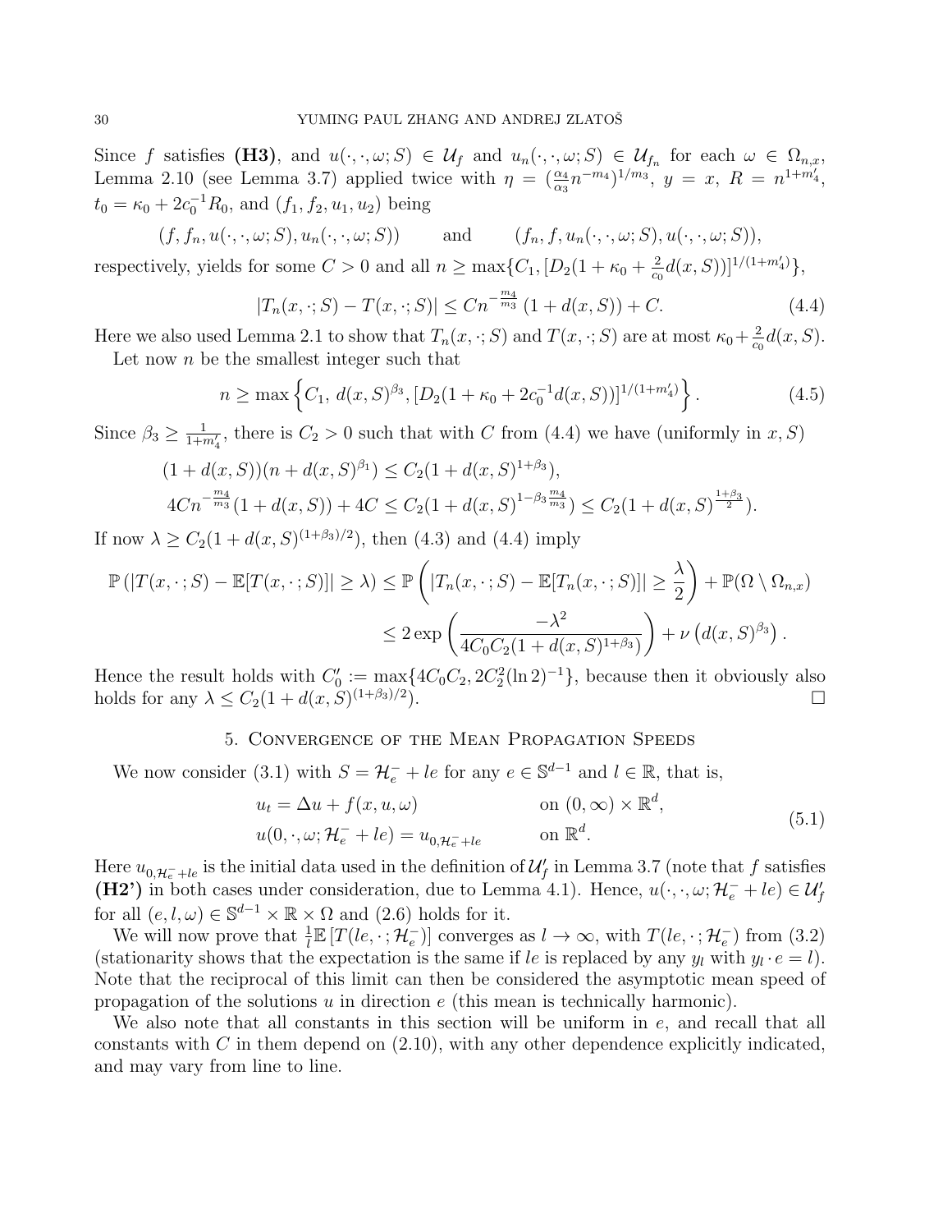Since $f$ satisfies **(H3)**, and $u(\cdot,\cdot,\omega;S) \in \mathcal{U}_f$ and $u_n(\cdot,\cdot,\omega;S) \in \mathcal{U}_{f_n}$ for each $\omega \in \Omega_{n,x}$, Lemma 2.10 (see Lemma 3.7) applied twice with $\eta = (\frac{\alpha_4}{\alpha_3} n^{-m_4})^{1/m_3}$, $y = x$, $R = n^{1+m_4'}$, $t_0 = \kappa_0 + 2c_0^{-1} R_0$, and $(f_1, f_2, u_1, u_2)$ being

$$(f, f_n, u(\cdot,\cdot,\omega;S), u_n(\cdot,\cdot,\omega;S)) \qquad \text{and} \qquad (f_n, f, u_n(\cdot,\cdot,\omega;S), u(\cdot,\cdot,\omega;S)),$$

respectively, yields for some $C > 0$ and all $n \geq \max\{C_1, [D_2(1 + \kappa_0 + \frac{2}{c_0} d(x,S))]^{1/(1+m_4')}\}$,

$$|T_n(x,\cdot;S) - T(x,\cdot;S)| \leq C n^{-\frac{m_4}{m_3}} (1 + d(x,S)) + C. \tag{4.4}$$

Here we also used Lemma 2.1 to show that $T_n(x,\cdot;S)$ and $T(x,\cdot;S)$ are at most $\kappa_0 + \frac{2}{c_0} d(x,S)$.

Let now $n$ be the smallest integer such that

$$n \geq \max\left\{C_1,\ d(x,S)^{\beta_3}, [D_2(1 + \kappa_0 + 2c_0^{-1} d(x,S))]^{1/(1+m_4')}\right\}. \tag{4.5}$$

Since $\beta_3 \geq \frac{1}{1+m_4'}$, there is $C_2 > 0$ such that with $C$ from (4.4) we have (uniformly in $x, S$)

$$\begin{aligned}
&(1 + d(x,S))(n + d(x,S)^{\beta_1}) \leq C_2(1 + d(x,S)^{1+\beta_3}), \\
&4Cn^{-\frac{m_4}{m_3}}(1 + d(x,S)) + 4C \leq C_2(1 + d(x,S)^{1-\beta_3\frac{m_4}{m_3}}) \leq C_2(1 + d(x,S)^{\frac{1+\beta_3}{2}}).
\end{aligned}$$

If now $\lambda \geq C_2(1 + d(x,S)^{(1+\beta_3)/2})$, then (4.3) and (4.4) imply

$$\begin{aligned}
\mathbb{P}\left(|T(x,\cdot;S) - \mathbb{E}[T(x,\cdot;S)]| \geq \lambda\right) &\leq \mathbb{P}\left(|T_n(x,\cdot;S) - \mathbb{E}[T_n(x,\cdot;S)]| \geq \frac{\lambda}{2}\right) + \mathbb{P}(\Omega \setminus \Omega_{n,x}) \\
&\leq 2\exp\left(\frac{-\lambda^2}{4C_0C_2(1 + d(x,S)^{1+\beta_3})}\right) + \nu\left(d(x,S)^{\beta_3}\right).
\end{aligned}$$

Hence the result holds with $C_0' := \max\{4C_0C_2, 2C_2^2(\ln 2)^{-1}\}$, because then it obviously also holds for any $\lambda \leq C_2(1 + d(x,S)^{(1+\beta_3)/2})$. $\square$

## 5. Convergence of the Mean Propagation Speeds

We now consider (3.1) with $S = \mathcal{H}_e^- + le$ for any $e \in \mathbb{S}^{d-1}$ and $l \in \mathbb{R}$, that is,

$$\begin{aligned}
&u_t = \Delta u + f(x,u,\omega) && \text{on } (0,\infty) \times \mathbb{R}^d, \\
&u(0,\cdot,\omega;\mathcal{H}_e^- + le) = u_{0,\mathcal{H}_e^- + le} && \text{on } \mathbb{R}^d.
\end{aligned} \tag{5.1}$$

Here $u_{0,\mathcal{H}_e^- + le}$ is the initial data used in the definition of $\mathcal{U}_f'$ in Lemma 3.7 (note that $f$ satisfies **(H2')** in both cases under consideration, due to Lemma 4.1). Hence, $u(\cdot,\cdot,\omega;\mathcal{H}_e^- + le) \in \mathcal{U}_f'$ for all $(e,l,\omega) \in \mathbb{S}^{d-1} \times \mathbb{R} \times \Omega$ and (2.6) holds for it.

We will now prove that $\frac{1}{l}\mathbb{E}\left[T(le,\cdot;\mathcal{H}_e^-)\right]$ converges as $l \to \infty$, with $T(le,\cdot;\mathcal{H}_e^-)$ from (3.2) (stationarity shows that the expectation is the same if $le$ is replaced by any $y_l$ with $y_l \cdot e = l$). Note that the reciprocal of this limit can then be considered the asymptotic mean speed of propagation of the solutions $u$ in direction $e$ (this mean is technically harmonic).

We also note that all constants in this section will be uniform in $e$, and recall that all constants with $C$ in them depend on (2.10), with any other dependence explicitly indicated, and may vary from line to line.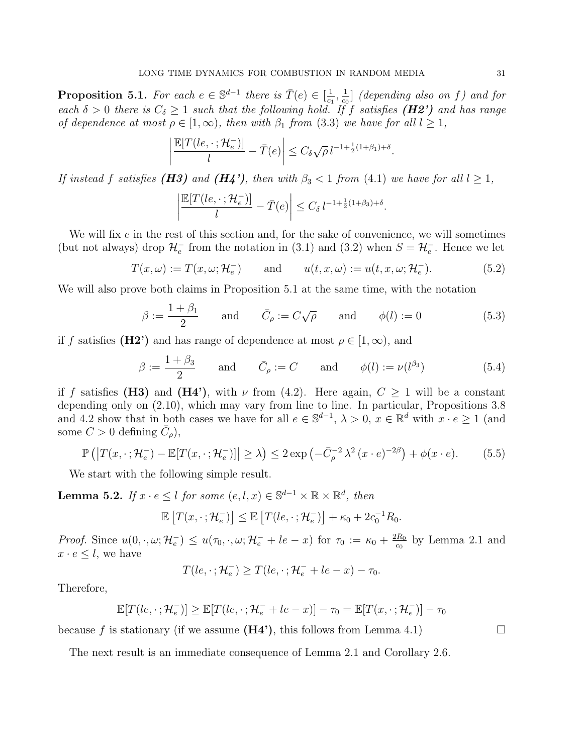**Proposition 5.1.** *For each $e \in \mathbb{S}^{d-1}$ there is $\bar{T}(e) \in [\frac{1}{c_1}, \frac{1}{c_0}]$ (depending also on $f$) and for each $\delta > 0$ there is $C_\delta \geq 1$ such that the following hold. If $f$ satisfies **(H2')** and has range of dependence at most $\rho \in [1, \infty)$, then with $\beta_1$ from (3.3) we have for all $l \geq 1$,*

$$\left| \frac{\mathbb{E}[T(le, \cdot\,; \mathcal{H}_e^-)]}{l} - \bar{T}(e) \right| \leq C_\delta \sqrt{\rho}\, l^{-1+\frac{1}{2}(1+\beta_1)+\delta}.$$

*If instead $f$ satisfies **(H3)** and **(H4')**, then with $\beta_3 < 1$ from (4.1) we have for all $l \geq 1$,*

$$\left| \frac{\mathbb{E}[T(le, \cdot\,; \mathcal{H}_e^-)]}{l} - \bar{T}(e) \right| \leq C_\delta\, l^{-1+\frac{1}{2}(1+\beta_3)+\delta}.$$

We will fix $e$ in the rest of this section and, for the sake of convenience, we will sometimes (but not always) drop $\mathcal{H}_e^-$ from the notation in (3.1) and (3.2) when $S = \mathcal{H}_e^-$. Hence we let

$$T(x, \omega) := T(x, \omega; \mathcal{H}_e^-) \qquad \text{and} \qquad u(t, x, \omega) := u(t, x, \omega; \mathcal{H}_e^-). \tag{5.2}$$

We will also prove both claims in Proposition 5.1 at the same time, with the notation

$$\beta := \frac{1+\beta_1}{2} \qquad \text{and} \qquad \bar{C}_\rho := C\sqrt{\rho} \qquad \text{and} \qquad \phi(l) := 0 \tag{5.3}$$

if $f$ satisfies **(H2')** and has range of dependence at most $\rho \in [1, \infty)$, and

$$\beta := \frac{1+\beta_3}{2} \qquad \text{and} \qquad \bar{C}_\rho := C \qquad \text{and} \qquad \phi(l) := \nu(l^{\beta_3}) \tag{5.4}$$

if $f$ satisfies **(H3)** and **(H4')**, with $\nu$ from (4.2). Here again, $C \geq 1$ will be a constant depending only on (2.10), which may vary from line to line. In particular, Propositions 3.8 and 4.2 show that in both cases we have for all $e \in \mathbb{S}^{d-1}$, $\lambda > 0$, $x \in \mathbb{R}^d$ with $x \cdot e \geq 1$ (and some $C > 0$ defining $\bar{C}_\rho$),

$$\mathbb{P}\left( \left| T(x, \cdot\,; \mathcal{H}_e^-) - \mathbb{E}[T(x, \cdot\,; \mathcal{H}_e^-)] \right| \geq \lambda \right) \leq 2 \exp\left( -\bar{C}_\rho^{-2}\, \lambda^2\, (x \cdot e)^{-2\beta} \right) + \phi(x \cdot e). \tag{5.5}$$

We start with the following simple result.

**Lemma 5.2.** *If $x \cdot e \leq l$ for some $(e, l, x) \in \mathbb{S}^{d-1} \times \mathbb{R} \times \mathbb{R}^d$, then*

$$\mathbb{E}\left[ T(x, \cdot\,; \mathcal{H}_e^-) \right] \leq \mathbb{E}\left[ T(le, \cdot\,; \mathcal{H}_e^-) \right] + \kappa_0 + 2c_0^{-1} R_0.$$

*Proof.* Since $u(0, \cdot, \omega; \mathcal{H}_e^-) \leq u(\tau_0, \cdot, \omega; \mathcal{H}_e^- + le - x)$ for $\tau_0 := \kappa_0 + \frac{2R_0}{c_0}$ by Lemma 2.1 and $x \cdot e \leq l$, we have

$$T(le, \cdot\,; \mathcal{H}_e^-) \geq T(le, \cdot\,; \mathcal{H}_e^- + le - x) - \tau_0.$$

Therefore,

$$\mathbb{E}[T(le, \cdot\,; \mathcal{H}_e^-)] \geq \mathbb{E}[T(le, \cdot\,; \mathcal{H}_e^- + le - x)] - \tau_0 = \mathbb{E}[T(x, \cdot\,; \mathcal{H}_e^-)] - \tau_0$$

because $f$ is stationary (if we assume **(H4')**, this follows from Lemma 4.1) $\square$

The next result is an immediate consequence of Lemma 2.1 and Corollary 2.6.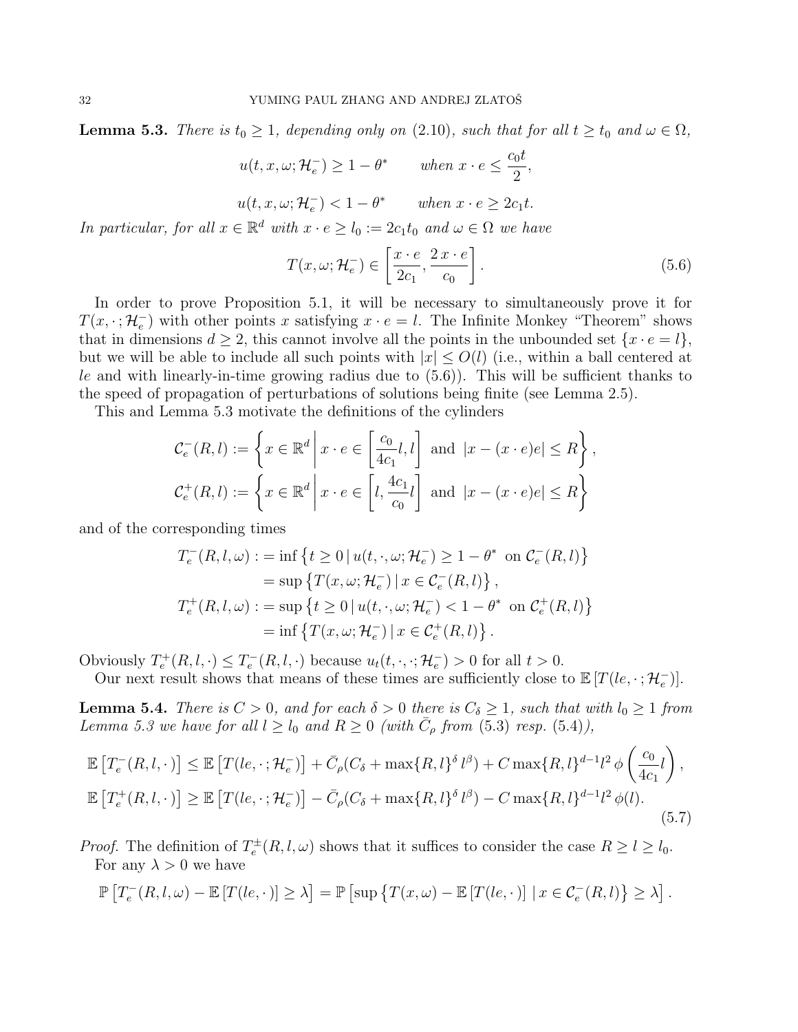**Lemma 5.3.** *There is $t_0 \geq 1$, depending only on (2.10), such that for all $t \geq t_0$ and $\omega \in \Omega$,*

$$u(t, x, \omega; \mathcal{H}_e^-) \geq 1 - \theta^* \qquad \text{when } x \cdot e \leq \frac{c_0 t}{2},$$

$$u(t, x, \omega; \mathcal{H}_e^-) < 1 - \theta^* \qquad \text{when } x \cdot e \geq 2c_1 t.$$

*In particular, for all $x \in \mathbb{R}^d$ with $x \cdot e \geq l_0 := 2c_1 t_0$ and $\omega \in \Omega$ we have*

$$T(x, \omega; \mathcal{H}_e^-) \in \left[ \frac{x \cdot e}{2c_1}, \frac{2\, x \cdot e}{c_0} \right]. \tag{5.6}$$

In order to prove Proposition 5.1, it will be necessary to simultaneously prove it for $T(x, \cdot; \mathcal{H}_e^-)$ with other points $x$ satisfying $x \cdot e = l$. The Infinite Monkey "Theorem" shows that in dimensions $d \geq 2$, this cannot involve all the points in the unbounded set $\{x \cdot e = l\}$, but we will be able to include all such points with $|x| \leq O(l)$ (i.e., within a ball centered at $le$ and with linearly-in-time growing radius due to (5.6)). This will be sufficient thanks to the speed of propagation of perturbations of solutions being finite (see Lemma 2.5).

This and Lemma 5.3 motivate the definitions of the cylinders

$$\mathcal{C}_e^-(R, l) := \left\{ x \in \mathbb{R}^d \,\middle|\, x \cdot e \in \left[ \frac{c_0}{4c_1} l, l \right] \text{ and } |x - (x \cdot e)e| \leq R \right\},$$

$$\mathcal{C}_e^+(R, l) := \left\{ x \in \mathbb{R}^d \,\middle|\, x \cdot e \in \left[ l, \frac{4c_1}{c_0} l \right] \text{ and } |x - (x \cdot e)e| \leq R \right\}$$

and of the corresponding times

$$\begin{aligned} T_e^-(R, l, \omega) :&= \inf \left\{ t \geq 0 \,|\, u(t, \cdot, \omega; \mathcal{H}_e^-) \geq 1 - \theta^* \text{ on } \mathcal{C}_e^-(R, l) \right\} \\ &= \sup \left\{ T(x, \omega; \mathcal{H}_e^-) \,|\, x \in \mathcal{C}_e^-(R, l) \right\}, \\ T_e^+(R, l, \omega) :&= \sup \left\{ t \geq 0 \,|\, u(t, \cdot, \omega; \mathcal{H}_e^-) < 1 - \theta^* \text{ on } \mathcal{C}_e^+(R, l) \right\} \\ &= \inf \left\{ T(x, \omega; \mathcal{H}_e^-) \,|\, x \in \mathcal{C}_e^+(R, l) \right\}. \end{aligned}$$

Obviously $T_e^+(R, l, \cdot) \leq T_e^-(R, l, \cdot)$ because $u_t(t, \cdot, \cdot; \mathcal{H}_e^-) > 0$ for all $t > 0$.

Our next result shows that means of these times are sufficiently close to $\mathbb{E}\left[T(le, \cdot; \mathcal{H}_e^-)\right]$.

**Lemma 5.4.** *There is $C > 0$, and for each $\delta > 0$ there is $C_\delta \geq 1$, such that with $l_0 \geq 1$ from Lemma 5.3 we have for all $l \geq l_0$ and $R \geq 0$ (with $\bar{C}_\rho$ from (5.3) resp. (5.4)),*

$$\begin{aligned} \mathbb{E}\left[T_e^-(R, l, \cdot)\right] &\leq \mathbb{E}\left[T(le, \cdot; \mathcal{H}_e^-)\right] + \bar{C}_\rho (C_\delta + \max\{R, l\}^\delta\, l^\beta) + C \max\{R, l\}^{d-1} l^2\, \phi\left(\frac{c_0}{4c_1} l\right), \\ \mathbb{E}\left[T_e^+(R, l, \cdot)\right] &\geq \mathbb{E}\left[T(le, \cdot; \mathcal{H}_e^-)\right] - \bar{C}_\rho (C_\delta + \max\{R, l\}^\delta\, l^\beta) - C \max\{R, l\}^{d-1} l^2\, \phi(l). \end{aligned} \tag{5.7}$$

*Proof.* The definition of $T_e^\pm(R, l, \omega)$ shows that it suffices to consider the case $R \geq l \geq l_0$.

For any $\lambda > 0$ we have

$$\mathbb{P}\left[T_e^-(R, l, \omega) - \mathbb{E}\left[T(le, \cdot)\right] \geq \lambda\right] = \mathbb{P}\left[\sup\left\{T(x, \omega) - \mathbb{E}\left[T(le, \cdot)\right] \,|\, x \in \mathcal{C}_e^-(R, l)\right\} \geq \lambda\right].$$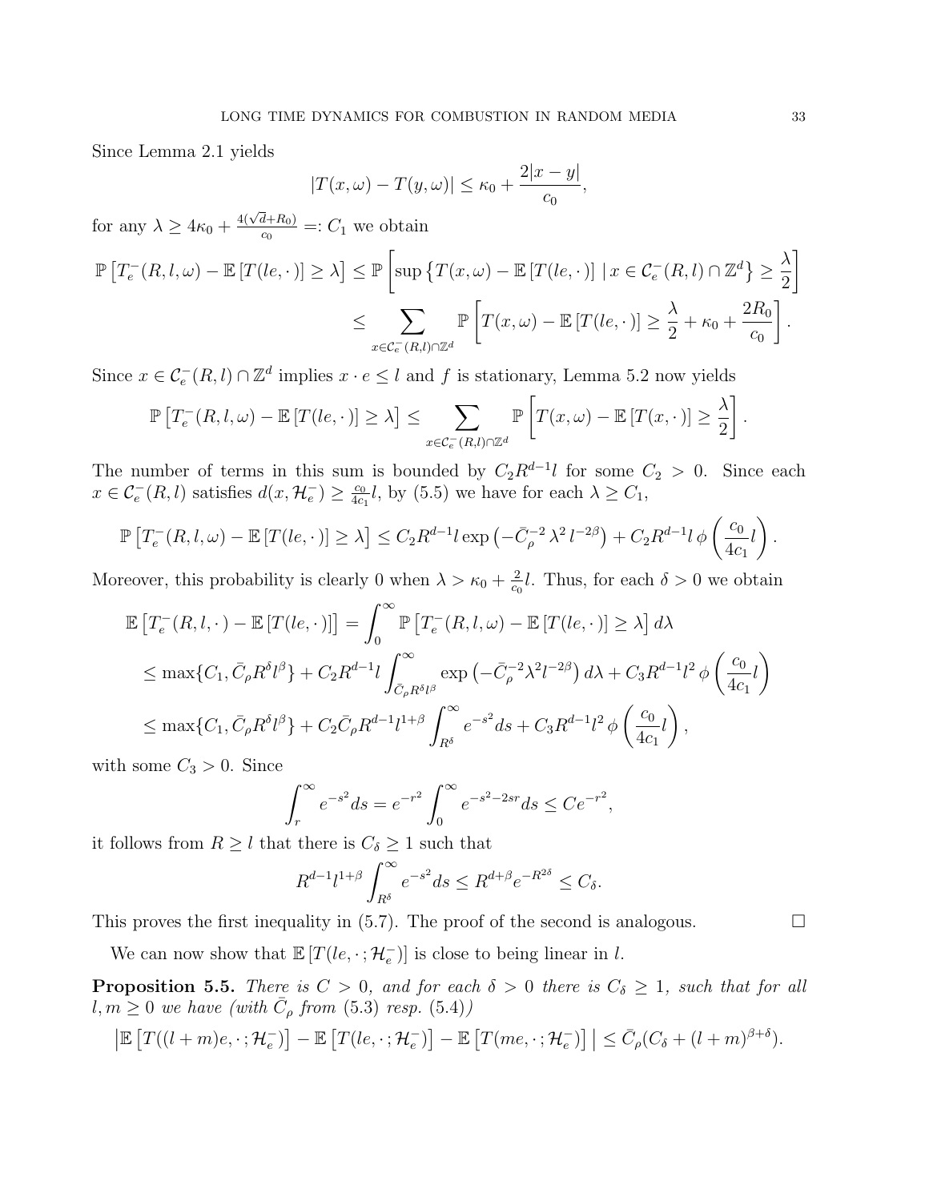Since Lemma 2.1 yields

$$|T(x,\omega) - T(y,\omega)| \le \kappa_0 + \frac{2|x-y|}{c_0},$$

for any $\lambda \ge 4\kappa_0 + \frac{4(\sqrt{d}+R_0)}{c_0} =: C_1$ we obtain

$$\begin{aligned}
\mathbb{P}\left[T_e^-(R,l,\omega) - \mathbb{E}\left[T(le,\cdot)\right] \ge \lambda\right] &\le \mathbb{P}\left[\sup\left\{T(x,\omega) - \mathbb{E}\left[T(le,\cdot)\right] \mid x \in \mathcal{C}_e^-(R,l)\cap\mathbb{Z}^d\right\} \ge \frac{\lambda}{2}\right] \\
&\le \sum_{x\in\mathcal{C}_e^-(R,l)\cap\mathbb{Z}^d} \mathbb{P}\left[T(x,\omega) - \mathbb{E}\left[T(le,\cdot)\right] \ge \frac{\lambda}{2} + \kappa_0 + \frac{2R_0}{c_0}\right].
\end{aligned}$$

Since $x \in \mathcal{C}_e^-(R,l)\cap\mathbb{Z}^d$ implies $x\cdot e \le l$ and $f$ is stationary, Lemma 5.2 now yields

$$\mathbb{P}\left[T_e^-(R,l,\omega) - \mathbb{E}\left[T(le,\cdot)\right] \ge \lambda\right] \le \sum_{x\in\mathcal{C}_e^-(R,l)\cap\mathbb{Z}^d} \mathbb{P}\left[T(x,\omega) - \mathbb{E}\left[T(x,\cdot)\right] \ge \frac{\lambda}{2}\right].$$

The number of terms in this sum is bounded by $C_2R^{d-1}l$ for some $C_2 > 0$. Since each $x \in \mathcal{C}_e^-(R,l)$ satisfies $d(x,\mathcal{H}_e^-) \ge \frac{c_0}{4c_1}l$, by (5.5) we have for each $\lambda \ge C_1$,

$$\mathbb{P}\left[T_e^-(R,l,\omega) - \mathbb{E}\left[T(le,\cdot)\right] \ge \lambda\right] \le C_2R^{d-1}l\exp\left(-\bar{C}_\rho^{-2}\,\lambda^2\,l^{-2\beta}\right) + C_2R^{d-1}l\,\phi\left(\frac{c_0}{4c_1}l\right).$$

Moreover, this probability is clearly 0 when $\lambda > \kappa_0 + \frac{2}{c_0}l$. Thus, for each $\delta > 0$ we obtain

$$\begin{aligned}
\mathbb{E}\left[T_e^-(R,l,\cdot) - \mathbb{E}\left[T(le,\cdot)\right]\right] &= \int_0^\infty \mathbb{P}\left[T_e^-(R,l,\omega) - \mathbb{E}\left[T(le,\cdot)\right] \ge \lambda\right] d\lambda \\
&\le \max\{C_1, \bar{C}_\rho R^\delta l^\beta\} + C_2R^{d-1}l\int_{\bar{C}_\rho R^\delta l^\beta}^\infty \exp\left(-\bar{C}_\rho^{-2}\lambda^2 l^{-2\beta}\right)d\lambda + C_3R^{d-1}l^2\,\phi\left(\frac{c_0}{4c_1}l\right) \\
&\le \max\{C_1, \bar{C}_\rho R^\delta l^\beta\} + C_2\bar{C}_\rho R^{d-1}l^{1+\beta}\int_{R^\delta}^\infty e^{-s^2}ds + C_3R^{d-1}l^2\,\phi\left(\frac{c_0}{4c_1}l\right),
\end{aligned}$$

with some $C_3 > 0$. Since

$$\int_r^\infty e^{-s^2}ds = e^{-r^2}\int_0^\infty e^{-s^2-2sr}ds \le Ce^{-r^2},$$

it follows from $R \ge l$ that there is $C_\delta \ge 1$ such that

$$R^{d-1}l^{1+\beta}\int_{R^\delta}^\infty e^{-s^2}ds \le R^{d+\beta}e^{-R^{2\delta}} \le C_\delta.$$

This proves the first inequality in (5.7). The proof of the second is analogous. $\square$

We can now show that $\mathbb{E}\left[T(le,\cdot;\mathcal{H}_e^-)\right]$ is close to being linear in $l$.

**Proposition 5.5.** *There is $C > 0$, and for each $\delta > 0$ there is $C_\delta \ge 1$, such that for all $l, m \ge 0$ we have (with $\bar{C}_\rho$ from (5.3) resp. (5.4))*

$$\left|\mathbb{E}\left[T((l+m)e,\cdot;\mathcal{H}_e^-)\right] - \mathbb{E}\left[T(le,\cdot;\mathcal{H}_e^-)\right] - \mathbb{E}\left[T(me,\cdot;\mathcal{H}_e^-)\right]\right| \le \bar{C}_\rho(C_\delta + (l+m)^{\beta+\delta}).$$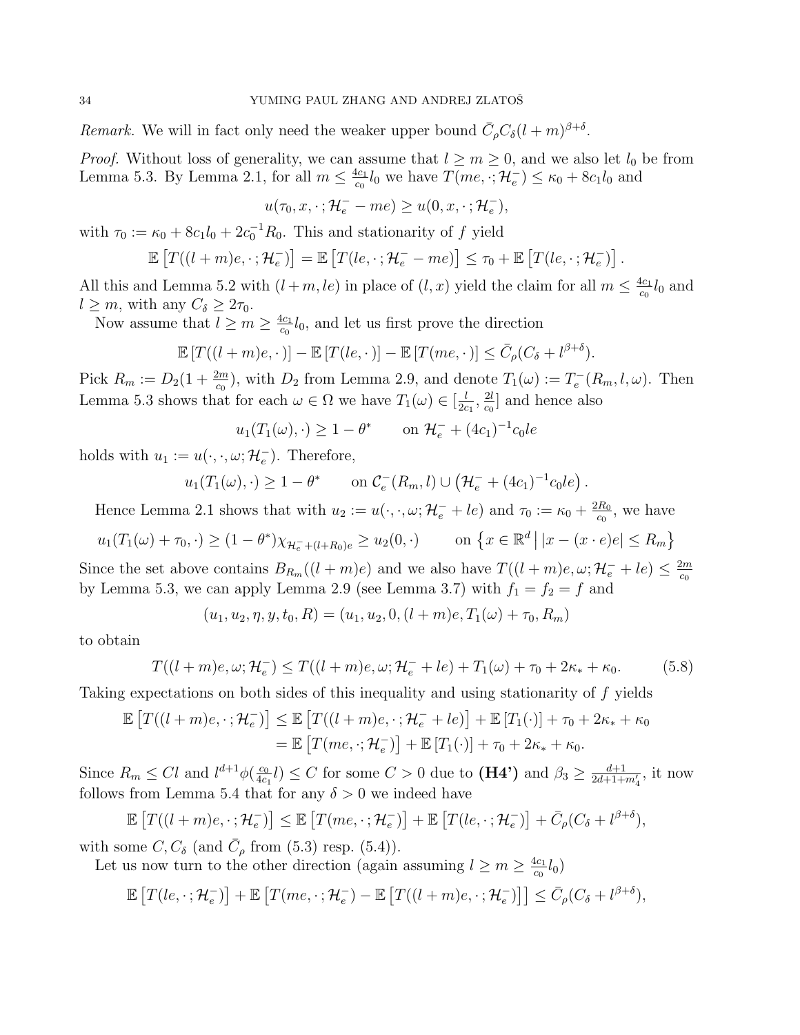*Remark.* We will in fact only need the weaker upper bound $\bar{C}_\rho C_\delta (l+m)^{\beta+\delta}$.

*Proof.* Without loss of generality, we can assume that $l \geq m \geq 0$, and we also let $l_0$ be from Lemma 5.3. By Lemma 2.1, for all $m \leq \frac{4c_1}{c_0} l_0$ we have $T(me, \cdot; \mathcal{H}_e^-) \leq \kappa_0 + 8c_1 l_0$ and

$$u(\tau_0, x, \cdot; \mathcal{H}_e^- - me) \geq u(0, x, \cdot; \mathcal{H}_e^-),$$

with $\tau_0 := \kappa_0 + 8c_1 l_0 + 2c_0^{-1} R_0$. This and stationarity of $f$ yield

$$\mathbb{E}\left[T((l+m)e, \cdot; \mathcal{H}_e^-)\right] = \mathbb{E}\left[T(le, \cdot; \mathcal{H}_e^- - me)\right] \leq \tau_0 + \mathbb{E}\left[T(le, \cdot; \mathcal{H}_e^-)\right].$$

All this and Lemma 5.2 with $(l+m, le)$ in place of $(l, x)$ yield the claim for all $m \leq \frac{4c_1}{c_0} l_0$ and $l \geq m$, with any $C_\delta \geq 2\tau_0$.

Now assume that $l \geq m \geq \frac{4c_1}{c_0} l_0$, and let us first prove the direction

$$\mathbb{E}\left[T((l+m)e, \cdot)\right] - \mathbb{E}\left[T(le, \cdot)\right] - \mathbb{E}\left[T(me, \cdot)\right] \leq \bar{C}_\rho (C_\delta + l^{\beta+\delta}).$$

Pick $R_m := D_2(1 + \frac{2m}{c_0})$, with $D_2$ from Lemma 2.9, and denote $T_1(\omega) := T_e^-(R_m, l, \omega)$. Then Lemma 5.3 shows that for each $\omega \in \Omega$ we have $T_1(\omega) \in [\frac{l}{2c_1}, \frac{2l}{c_0}]$ and hence also

$$u_1(T_1(\omega), \cdot) \geq 1 - \theta^* \qquad \text{on } \mathcal{H}_e^- + (4c_1)^{-1} c_0 l e$$

holds with $u_1 := u(\cdot, \cdot, \omega; \mathcal{H}_e^-)$. Therefore,

$$u_1(T_1(\omega), \cdot) \geq 1 - \theta^* \qquad \text{on } \mathcal{C}_e^-(R_m, l) \cup \left(\mathcal{H}_e^- + (4c_1)^{-1} c_0 l e\right).$$

Hence Lemma 2.1 shows that with $u_2 := u(\cdot, \cdot, \omega; \mathcal{H}_e^- + le)$ and $\tau_0 := \kappa_0 + \frac{2R_0}{c_0}$, we have

$$u_1(T_1(\omega) + \tau_0, \cdot) \geq (1 - \theta^*) \chi_{\mathcal{H}_e^- + (l+R_0)e} \geq u_2(0, \cdot) \qquad \text{on } \left\{x \in \mathbb{R}^d \,\middle|\, |x - (x \cdot e)e| \leq R_m\right\}$$

Since the set above contains $B_{R_m}((l+m)e)$ and we also have $T((l+m)e, \omega; \mathcal{H}_e^- + le) \leq \frac{2m}{c_0}$ by Lemma 5.3, we can apply Lemma 2.9 (see Lemma 3.7) with $f_1 = f_2 = f$ and

$$(u_1, u_2, \eta, y, t_0, R) = (u_1, u_2, 0, (l+m)e, T_1(\omega) + \tau_0, R_m)$$

to obtain

$$T((l+m)e, \omega; \mathcal{H}_e^-) \leq T((l+m)e, \omega; \mathcal{H}_e^- + le) + T_1(\omega) + \tau_0 + 2\kappa_* + \kappa_0. \tag{5.8}$$

Taking expectations on both sides of this inequality and using stationarity of $f$ yields

$$\begin{aligned}
\mathbb{E}\left[T((l+m)e, \cdot; \mathcal{H}_e^-)\right] &\leq \mathbb{E}\left[T((l+m)e, \cdot; \mathcal{H}_e^- + le)\right] + \mathbb{E}\left[T_1(\cdot)\right] + \tau_0 + 2\kappa_* + \kappa_0 \\
&= \mathbb{E}\left[T(me, \cdot; \mathcal{H}_e^-)\right] + \mathbb{E}\left[T_1(\cdot)\right] + \tau_0 + 2\kappa_* + \kappa_0.
\end{aligned}$$

Since $R_m \leq Cl$ and $l^{d+1}\phi(\frac{c_0}{4c_1} l) \leq C$ for some $C > 0$ due to **(H4')** and $\beta_3 \geq \frac{d+1}{2d+1+m_4'}$, it now follows from Lemma 5.4 that for any $\delta > 0$ we indeed have

$$\mathbb{E}\left[T((l+m)e, \cdot; \mathcal{H}_e^-)\right] \leq \mathbb{E}\left[T(me, \cdot; \mathcal{H}_e^-)\right] + \mathbb{E}\left[T(le, \cdot; \mathcal{H}_e^-)\right] + \bar{C}_\rho (C_\delta + l^{\beta+\delta}),$$

with some $C, C_\delta$ (and $\bar{C}_\rho$ from (5.3) resp. (5.4)).

Let us now turn to the other direction (again assuming $l \geq m \geq \frac{4c_1}{c_0} l_0$)

$$\mathbb{E}\left[T(le, \cdot; \mathcal{H}_e^-)\right] + \mathbb{E}\left[T(me, \cdot; \mathcal{H}_e^-) - \mathbb{E}\left[T((l+m)e, \cdot; \mathcal{H}_e^-)\right]\right] \leq \bar{C}_\rho (C_\delta + l^{\beta+\delta}),$$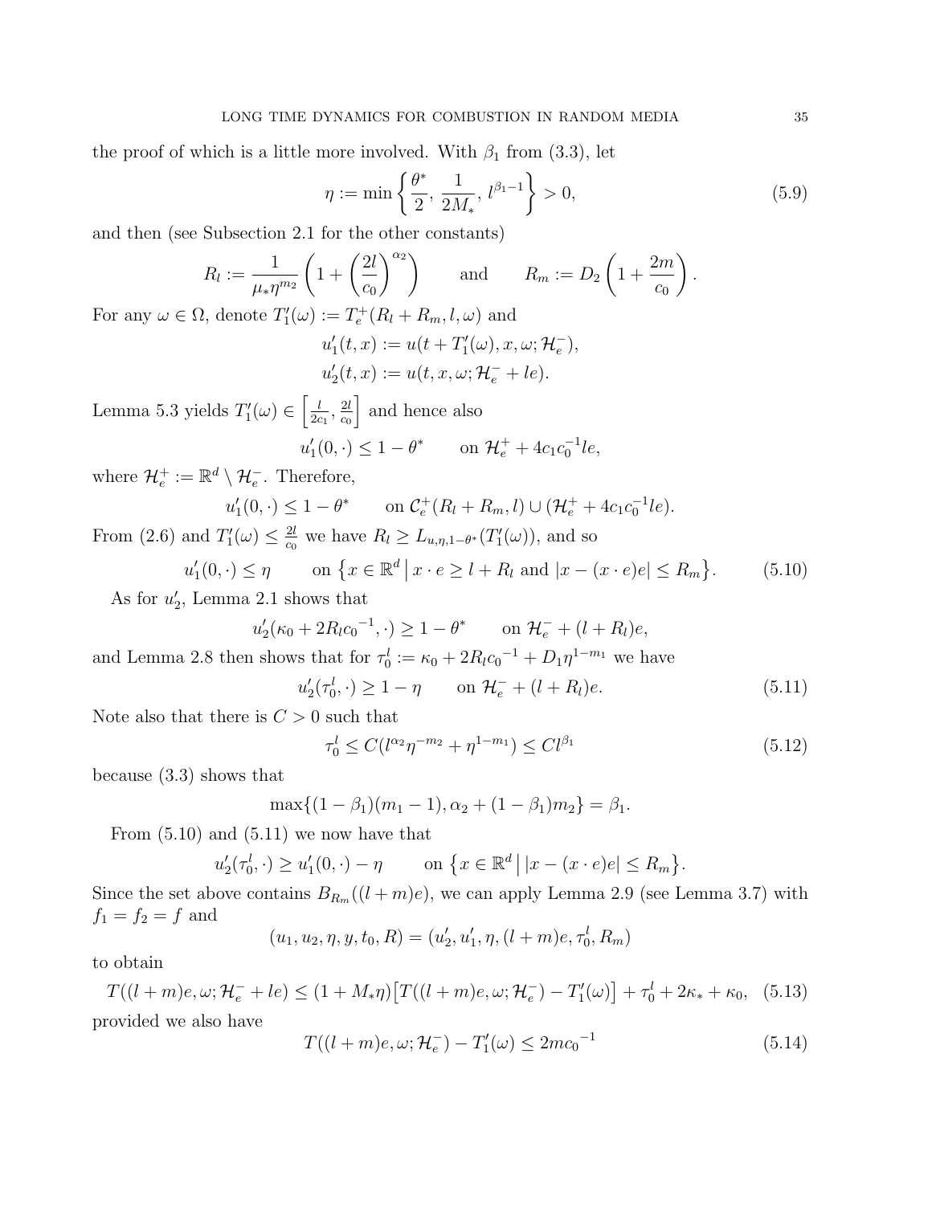the proof of which is a little more involved. With $\beta_1$ from (3.3), let

$$\eta := \min\left\{\frac{\theta^*}{2},\, \frac{1}{2M_*},\, l^{\beta_1 - 1}\right\} > 0, \tag{5.9}$$

and then (see Subsection 2.1 for the other constants)

$$R_l := \frac{1}{\mu_* \eta^{m_2}}\left(1 + \left(\frac{2l}{c_0}\right)^{\alpha_2}\right) \qquad \text{and} \qquad R_m := D_2\left(1 + \frac{2m}{c_0}\right).$$

For any $\omega \in \Omega$, denote $T_1'(\omega) := T_e^+(R_l + R_m, l, \omega)$ and

$$u_1'(t,x) := u(t + T_1'(\omega), x, \omega; \mathcal{H}_e^-),$$
$$u_2'(t,x) := u(t, x, \omega; \mathcal{H}_e^- + le).$$

Lemma 5.3 yields $T_1'(\omega) \in \left[\frac{l}{2c_1}, \frac{2l}{c_0}\right]$ and hence also

$$u_1'(0,\cdot) \leq 1 - \theta^* \qquad \text{on } \mathcal{H}_e^+ + 4c_1 c_0^{-1} le,$$

where $\mathcal{H}_e^+ := \mathbb{R}^d \setminus \mathcal{H}_e^-$. Therefore,

$$u_1'(0,\cdot) \leq 1 - \theta^* \qquad \text{on } \mathcal{C}_e^+(R_l + R_m, l) \cup (\mathcal{H}_e^+ + 4c_1 c_0^{-1} le).$$

From (2.6) and $T_1'(\omega) \leq \frac{2l}{c_0}$ we have $R_l \geq L_{u,\eta,1-\theta^*}(T_1'(\omega))$, and so

$$u_1'(0,\cdot) \leq \eta \qquad \text{on } \left\{x \in \mathbb{R}^d \,\middle|\, x \cdot e \geq l + R_l \text{ and } |x - (x\cdot e)e| \leq R_m\right\}. \tag{5.10}$$

As for $u_2'$, Lemma 2.1 shows that

$$u_2'(\kappa_0 + 2R_l {c_0}^{-1}, \cdot) \geq 1 - \theta^* \qquad \text{on } \mathcal{H}_e^- + (l + R_l)e,$$

and Lemma 2.8 then shows that for $\tau_0^l := \kappa_0 + 2R_l {c_0}^{-1} + D_1 \eta^{1-m_1}$ we have

$$u_2'(\tau_0^l, \cdot) \geq 1 - \eta \qquad \text{on } \mathcal{H}_e^- + (l + R_l)e. \tag{5.11}$$

Note also that there is $C > 0$ such that

$$\tau_0^l \leq C(l^{\alpha_2}\eta^{-m_2} + \eta^{1-m_1}) \leq C l^{\beta_1} \tag{5.12}$$

because (3.3) shows that

$$\max\{(1-\beta_1)(m_1 - 1), \alpha_2 + (1-\beta_1)m_2\} = \beta_1.$$

From (5.10) and (5.11) we now have that

$$u_2'(\tau_0^l, \cdot) \geq u_1'(0,\cdot) - \eta \qquad \text{on } \left\{x \in \mathbb{R}^d \,\middle|\, |x - (x\cdot e)e| \leq R_m\right\}.$$

Since the set above contains $B_{R_m}((l+m)e)$, we can apply Lemma 2.9 (see Lemma 3.7) with $f_1 = f_2 = f$ and

$$(u_1, u_2, \eta, y, t_0, R) = (u_2', u_1', \eta, (l+m)e, \tau_0^l, R_m)$$

to obtain

$$T((l+m)e, \omega; \mathcal{H}_e^- + le) \leq (1 + M_*\eta)\big[T((l+m)e, \omega; \mathcal{H}_e^-) - T_1'(\omega)\big] + \tau_0^l + 2\kappa_* + \kappa_0, \tag{5.13}$$

provided we also have

$$T((l+m)e, \omega; \mathcal{H}_e^-) - T_1'(\omega) \leq 2m{c_0}^{-1} \tag{5.14}$$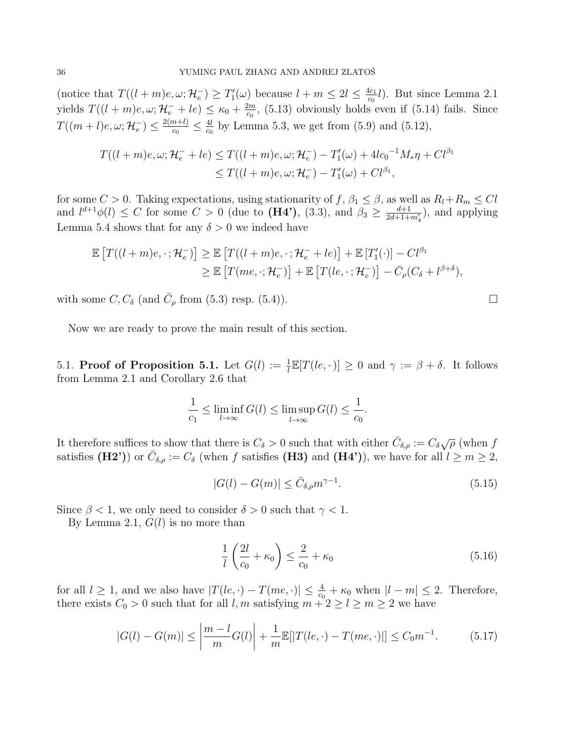(notice that $T((l+m)e,\omega;\mathcal{H}_e^-) \geq T_1'(\omega)$ because $l+m \leq 2l \leq \frac{4c_1}{c_0}l$). But since Lemma 2.1 yields $T((l+m)e,\omega;\mathcal{H}_e^-+le) \leq \kappa_0 + \frac{2m}{c_0}$, (5.13) obviously holds even if (5.14) fails. Since $T((m+l)e,\omega;\mathcal{H}_e^-) \leq \frac{2(m+l)}{c_0} \leq \frac{4l}{c_0}$ by Lemma 5.3, we get from (5.9) and (5.12),

$$
\begin{aligned}
T((l+m)e,\omega;\mathcal{H}_e^-+le) &\leq T((l+m)e,\omega;\mathcal{H}_e^-) - T_1'(\omega) + 4l{c_0}^{-1}M_*\eta + Cl^{\beta_1} \\
&\leq T((l+m)e,\omega;\mathcal{H}_e^-) - T_1'(\omega) + Cl^{\beta_1},
\end{aligned}
$$

for some $C>0$. Taking expectations, using stationarity of $f$, $\beta_1 \leq \beta$, as well as $R_l + R_m \leq Cl$ and $l^{d+1}\phi(l) \leq C$ for some $C>0$ (due to **(H4')**, (3.3), and $\beta_3 \geq \frac{d+1}{2d+1+m_4'}$), and applying Lemma 5.4 shows that for any $\delta>0$ we indeed have

$$
\begin{aligned}
\mathbb{E}\left[T((l+m)e,\cdot;\mathcal{H}_e^-)\right] &\geq \mathbb{E}\left[T((l+m)e,\cdot;\mathcal{H}_e^-+le)\right] + \mathbb{E}\left[T_1'(\cdot)\right] - Cl^{\beta_1} \\
&\geq \mathbb{E}\left[T(me,\cdot;\mathcal{H}_e^-)\right] + \mathbb{E}\left[T(le,\cdot;\mathcal{H}_e^-)\right] - \bar{C}_\rho(C_\delta + l^{\beta+\delta}),
\end{aligned}
$$

with some $C, C_\delta$ (and $\bar{C}_\rho$ from (5.3) resp. (5.4)). ☐

Now we are ready to prove the main result of this section.

5.1. **Proof of Proposition 5.1.** Let $G(l) := \frac{1}{l}\mathbb{E}[T(le,\cdot)] \geq 0$ and $\gamma := \beta+\delta$. It follows from Lemma 2.1 and Corollary 2.6 that

$$
\frac{1}{c_1} \leq \liminf_{l\to\infty} G(l) \leq \limsup_{l\to\infty} G(l) \leq \frac{1}{c_0}.
$$

It therefore suffices to show that there is $C_\delta>0$ such that with either $\bar{C}_{\delta,\rho} := C_\delta\sqrt{\rho}$ (when $f$ satisfies **(H2')**) or $\bar{C}_{\delta,\rho} := C_\delta$ (when $f$ satisfies **(H3)** and **(H4')**), we have for all $l \geq m \geq 2$,

$$
|G(l) - G(m)| \leq \bar{C}_{\delta,\rho} m^{\gamma-1}. \tag{5.15}
$$

Since $\beta<1$, we only need to consider $\delta>0$ such that $\gamma<1$.

By Lemma 2.1, $G(l)$ is no more than

$$
\frac{1}{l}\left(\frac{2l}{c_0} + \kappa_0\right) \leq \frac{2}{c_0} + \kappa_0 \tag{5.16}
$$

for all $l \geq 1$, and we also have $|T(le,\cdot) - T(me,\cdot)| \leq \frac{4}{c_0} + \kappa_0$ when $|l-m| \leq 2$. Therefore, there exists $C_0>0$ such that for all $l,m$ satisfying $m+2 \geq l \geq m \geq 2$ we have

$$
|G(l) - G(m)| \leq \left|\frac{m-l}{m}G(l)\right| + \frac{1}{m}\mathbb{E}[|T(le,\cdot) - T(me,\cdot)|] \leq C_0 m^{-1}. \tag{5.17}
$$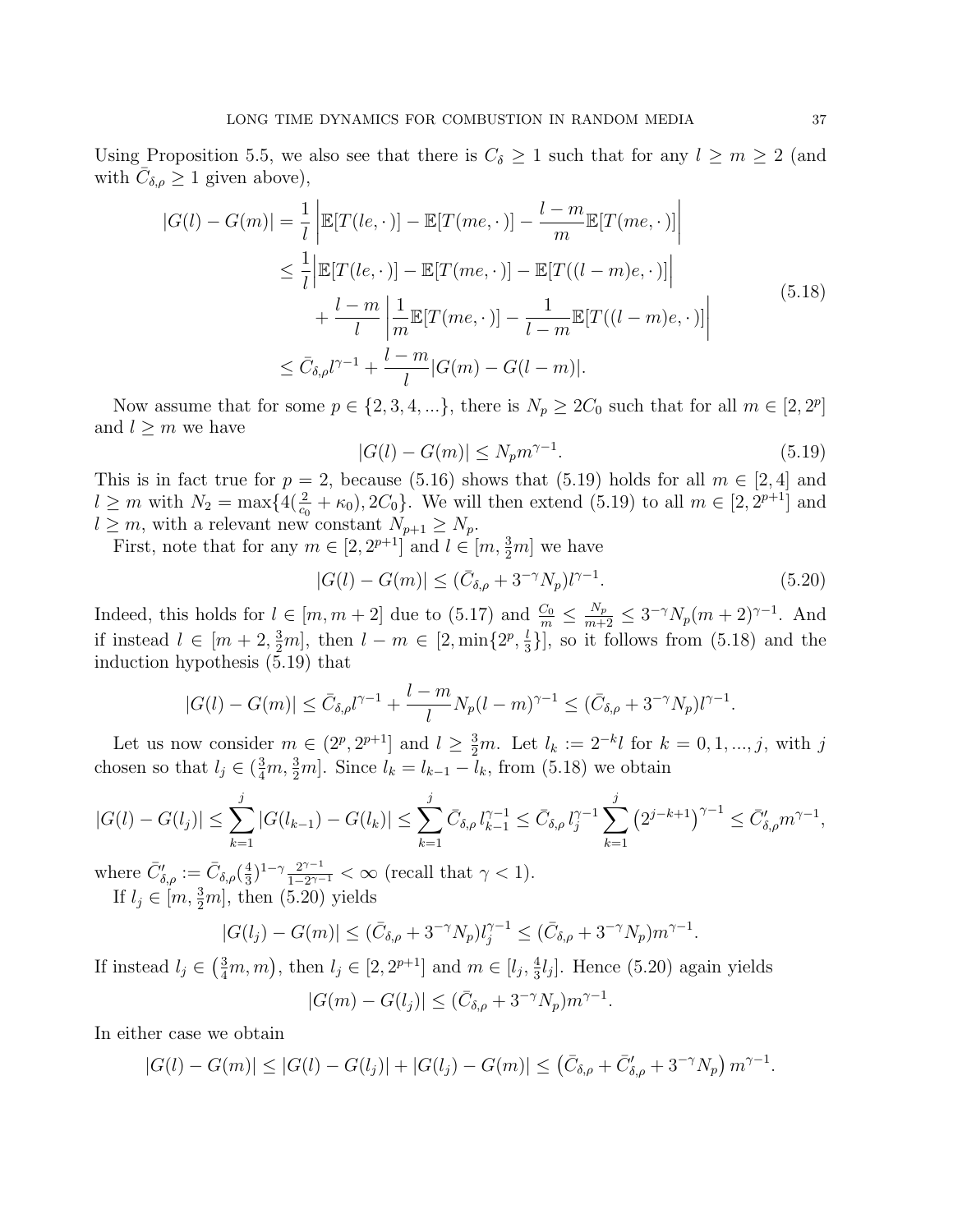Using Proposition 5.5, we also see that there is $C_\delta \geq 1$ such that for any $l \geq m \geq 2$ (and with $\bar{C}_{\delta,\rho} \geq 1$ given above),

$$
\begin{aligned}
|G(l) - G(m)| &= \frac{1}{l} \left| \mathbb{E}[T(le,\cdot)] - \mathbb{E}[T(me,\cdot)] - \frac{l-m}{m} \mathbb{E}[T(me,\cdot)] \right| \\
&\leq \frac{1}{l} \Big| \mathbb{E}[T(le,\cdot)] - \mathbb{E}[T(me,\cdot)] - \mathbb{E}[T((l-m)e,\cdot)] \Big| \\
&\quad + \frac{l-m}{l} \left| \frac{1}{m} \mathbb{E}[T(me,\cdot)] - \frac{1}{l-m} \mathbb{E}[T((l-m)e,\cdot)] \right| \\
&\leq \bar{C}_{\delta,\rho} l^{\gamma-1} + \frac{l-m}{l} |G(m) - G(l-m)|.
\end{aligned}
\tag{5.18}
$$

Now assume that for some $p \in \{2, 3, 4, \ldots\}$, there is $N_p \geq 2C_0$ such that for all $m \in [2, 2^p]$ and $l \geq m$ we have

$$
|G(l) - G(m)| \leq N_p m^{\gamma-1}. \tag{5.19}
$$

This is in fact true for $p = 2$, because (5.16) shows that (5.19) holds for all $m \in [2, 4]$ and $l \geq m$ with $N_2 = \max\{4(\frac{2}{c_0} + \kappa_0), 2C_0\}$. We will then extend (5.19) to all $m \in [2, 2^{p+1}]$ and $l \geq m$, with a relevant new constant $N_{p+1} \geq N_p$.

First, note that for any $m \in [2, 2^{p+1}]$ and $l \in [m, \frac{3}{2}m]$ we have

$$
|G(l) - G(m)| \leq (\bar{C}_{\delta,\rho} + 3^{-\gamma} N_p) l^{\gamma-1}. \tag{5.20}
$$

Indeed, this holds for $l \in [m, m+2]$ due to (5.17) and $\frac{C_0}{m} \leq \frac{N_p}{m+2} \leq 3^{-\gamma} N_p (m+2)^{\gamma-1}$. And if instead $l \in [m+2, \frac{3}{2}m]$, then $l - m \in [2, \min\{2^p, \frac{l}{3}\}]$, so it follows from (5.18) and the induction hypothesis (5.19) that

$$
|G(l) - G(m)| \leq \bar{C}_{\delta,\rho} l^{\gamma-1} + \frac{l-m}{l} N_p (l-m)^{\gamma-1} \leq (\bar{C}_{\delta,\rho} + 3^{-\gamma} N_p) l^{\gamma-1}.
$$

Let us now consider $m \in (2^p, 2^{p+1}]$ and $l \geq \frac{3}{2}m$. Let $l_k := 2^{-k} l$ for $k = 0, 1, \ldots, j$, with $j$ chosen so that $l_j \in (\frac{3}{4}m, \frac{3}{2}m]$. Since $l_k = l_{k-1} - l_k$, from (5.18) we obtain

$$
|G(l) - G(l_j)| \leq \sum_{k=1}^{j} |G(l_{k-1}) - G(l_k)| \leq \sum_{k=1}^{j} \bar{C}_{\delta,\rho} \, l_{k-1}^{\gamma-1} \leq \bar{C}_{\delta,\rho} \, l_j^{\gamma-1} \sum_{k=1}^{j} \left(2^{j-k+1}\right)^{\gamma-1} \leq \bar{C}'_{\delta,\rho} m^{\gamma-1},
$$

where $\bar{C}'_{\delta,\rho} := \bar{C}_{\delta,\rho} (\frac{4}{3})^{1-\gamma} \frac{2^{\gamma-1}}{1-2^{\gamma-1}} < \infty$ (recall that $\gamma < 1$).

If $l_j \in [m, \frac{3}{2}m]$, then (5.20) yields

$$
|G(l_j) - G(m)| \leq (\bar{C}_{\delta,\rho} + 3^{-\gamma} N_p) l_j^{\gamma-1} \leq (\bar{C}_{\delta,\rho} + 3^{-\gamma} N_p) m^{\gamma-1}.
$$

If instead $l_j \in \left(\frac{3}{4}m, m\right)$, then $l_j \in [2, 2^{p+1}]$ and $m \in [l_j, \frac{4}{3}l_j]$. Hence (5.20) again yields

$$
|G(m) - G(l_j)| \leq (\bar{C}_{\delta,\rho} + 3^{-\gamma} N_p) m^{\gamma-1}.
$$

In either case we obtain

$$
|G(l) - G(m)| \leq |G(l) - G(l_j)| + |G(l_j) - G(m)| \leq \left(\bar{C}_{\delta,\rho} + \bar{C}'_{\delta,\rho} + 3^{-\gamma} N_p\right) m^{\gamma-1}.
$$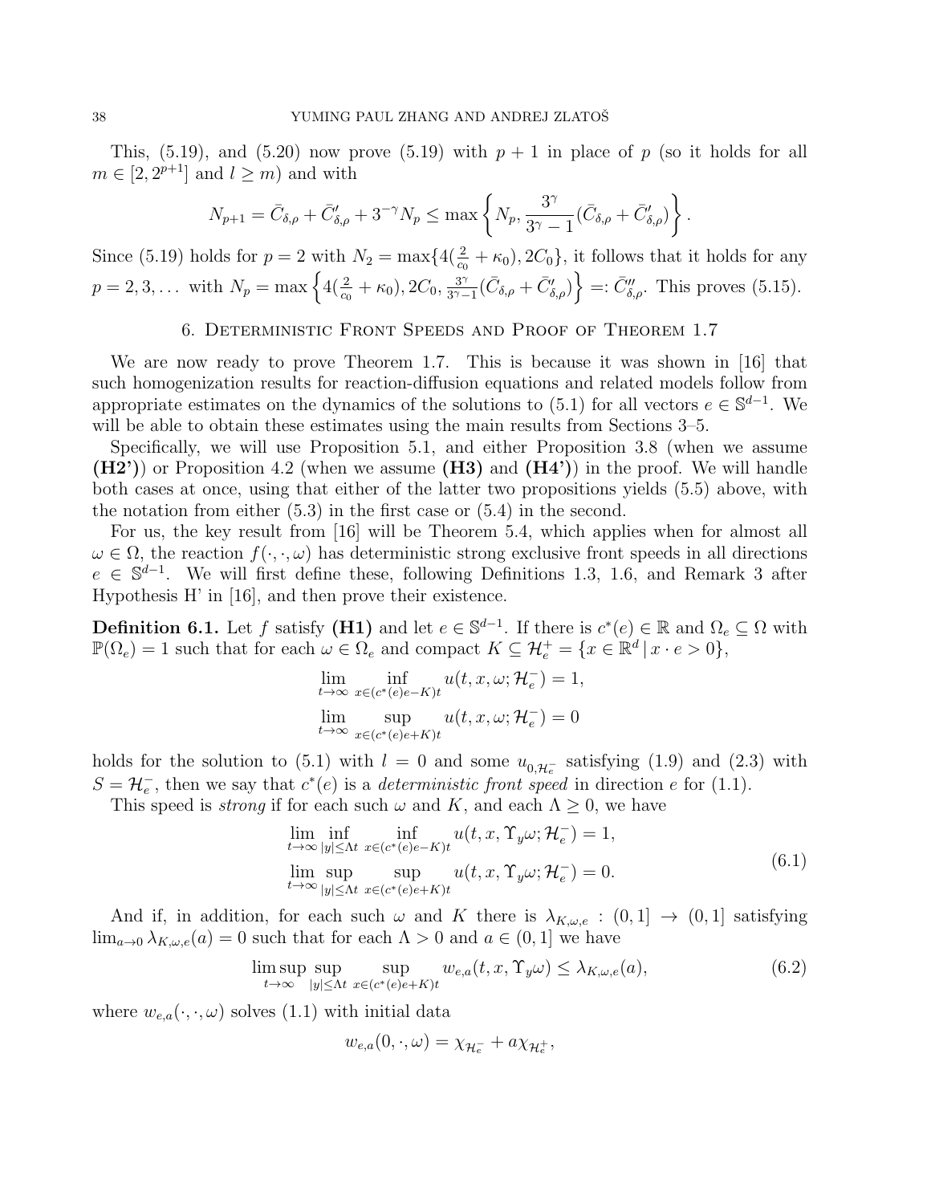This, (5.19), and (5.20) now prove (5.19) with $p+1$ in place of $p$ (so it holds for all $m \in [2, 2^{p+1}]$ and $l \geq m$) and with

$$N_{p+1} = \bar{C}_{\delta,\rho} + \bar{C}'_{\delta,\rho} + 3^{-\gamma} N_p \leq \max\left\{ N_p, \frac{3^\gamma}{3^\gamma - 1}(\bar{C}_{\delta,\rho} + \bar{C}'_{\delta,\rho}) \right\}.$$

Since (5.19) holds for $p = 2$ with $N_2 = \max\{4(\frac{2}{c_0} + \kappa_0), 2C_0\}$, it follows that it holds for any $p = 2, 3, \dots$ with $N_p = \max\left\{4(\frac{2}{c_0} + \kappa_0), 2C_0, \frac{3^\gamma}{3^\gamma - 1}(\bar{C}_{\delta,\rho} + \bar{C}'_{\delta,\rho})\right\} =: \bar{C}''_{\delta,\rho}$. This proves (5.15).

## 6. Deterministic Front Speeds and Proof of Theorem 1.7

We are now ready to prove Theorem 1.7. This is because it was shown in [16] that such homogenization results for reaction-diffusion equations and related models follow from appropriate estimates on the dynamics of the solutions to (5.1) for all vectors $e \in \mathbb{S}^{d-1}$. We will be able to obtain these estimates using the main results from Sections 3–5.

Specifically, we will use Proposition 5.1, and either Proposition 3.8 (when we assume **(H2')**) or Proposition 4.2 (when we assume **(H3)** and **(H4')**) in the proof. We will handle both cases at once, using that either of the latter two propositions yields (5.5) above, with the notation from either (5.3) in the first case or (5.4) in the second.

For us, the key result from [16] will be Theorem 5.4, which applies when for almost all $\omega \in \Omega$, the reaction $f(\cdot, \cdot, \omega)$ has deterministic strong exclusive front speeds in all directions $e \in \mathbb{S}^{d-1}$. We will first define these, following Definitions 1.3, 1.6, and Remark 3 after Hypothesis H' in [16], and then prove their existence.

**Definition 6.1.** Let $f$ satisfy **(H1)** and let $e \in \mathbb{S}^{d-1}$. If there is $c^*(e) \in \mathbb{R}$ and $\Omega_e \subseteq \Omega$ with $\mathbb{P}(\Omega_e) = 1$ such that for each $\omega \in \Omega_e$ and compact $K \subseteq \mathcal{H}_e^+ = \{x \in \mathbb{R}^d \,|\, x \cdot e > 0\}$,

$$\lim_{t\to\infty} \inf_{x \in (c^*(e)e - K)t} u(t, x, \omega; \mathcal{H}_e^-) = 1,$$

$$\lim_{t\to\infty} \sup_{x \in (c^*(e)e + K)t} u(t, x, \omega; \mathcal{H}_e^-) = 0$$

holds for the solution to (5.1) with $l = 0$ and some $u_{0,\mathcal{H}_e^-}$ satisfying (1.9) and (2.3) with $S = \mathcal{H}_e^-$, then we say that $c^*(e)$ is a *deterministic front speed* in direction $e$ for (1.1).

This speed is *strong* if for each such $\omega$ and $K$, and each $\Lambda \geq 0$, we have

$$\begin{aligned}
&\lim_{t\to\infty} \inf_{|y| \leq \Lambda t} \inf_{x \in (c^*(e)e - K)t} u(t, x, \Upsilon_y \omega; \mathcal{H}_e^-) = 1, \\
&\lim_{t\to\infty} \sup_{|y| \leq \Lambda t} \sup_{x \in (c^*(e)e + K)t} u(t, x, \Upsilon_y \omega; \mathcal{H}_e^-) = 0.
\end{aligned} \tag{6.1}$$

And if, in addition, for each such $\omega$ and $K$ there is $\lambda_{K,\omega,e} : (0, 1] \to (0, 1]$ satisfying $\lim_{a\to 0} \lambda_{K,\omega,e}(a) = 0$ such that for each $\Lambda > 0$ and $a \in (0, 1]$ we have

$$\limsup_{t\to\infty} \sup_{|y| \leq \Lambda t} \sup_{x \in (c^*(e)e + K)t} w_{e,a}(t, x, \Upsilon_y \omega) \leq \lambda_{K,\omega,e}(a), \tag{6.2}$$

where $w_{e,a}(\cdot, \cdot, \omega)$ solves (1.1) with initial data

$$w_{e,a}(0, \cdot, \omega) = \chi_{\mathcal{H}_e^-} + a\chi_{\mathcal{H}_e^+},$$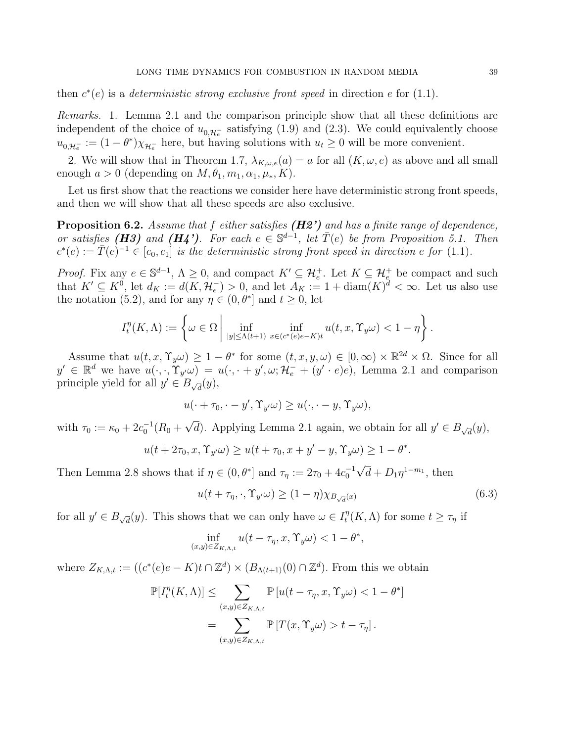then $c^*(e)$ is a *deterministic strong exclusive front speed* in direction $e$ for (1.1).

*Remarks.* 1. Lemma 2.1 and the comparison principle show that all these definitions are independent of the choice of $u_{0,\mathcal{H}_e^-}$ satisfying (1.9) and (2.3). We could equivalently choose $u_{0,\mathcal{H}_e^-} := (1-\theta^*)\chi_{\mathcal{H}_e^-}$ here, but having solutions with $u_t \geq 0$ will be more convenient.

2. We will show that in Theorem 1.7, $\lambda_{K,\omega,e}(a) = a$ for all $(K,\omega,e)$ as above and all small enough $a > 0$ (depending on $M, \theta_1, m_1, \alpha_1, \mu_*, K$).

Let us first show that the reactions we consider here have deterministic strong front speeds, and then we will show that all these speeds are also exclusive.

**Proposition 6.2.** *Assume that $f$ either satisfies **(H2')** and has a finite range of dependence, or satisfies **(H3)** and **(H4')**. For each $e \in \mathbb{S}^{d-1}$, let $\bar{T}(e)$ be from Proposition 5.1. Then $c^*(e) := \bar{T}(e)^{-1} \in [c_0, c_1]$ is the deterministic strong front speed in direction $e$ for (1.1).*

*Proof.* Fix any $e \in \mathbb{S}^{d-1}$, $\Lambda \geq 0$, and compact $K' \subseteq \mathcal{H}_e^+$. Let $K \subseteq \mathcal{H}_e^+$ be compact and such that $K' \subseteq K^0$, let $d_K := d(K, \mathcal{H}_e^-) > 0$, and let $A_K := 1 + \operatorname{diam}(K)^d < \infty$. Let us also use the notation (5.2), and for any $\eta \in (0, \theta^*]$ and $t \geq 0$, let

$$I_t^\eta(K,\Lambda) := \left\{ \omega \in \Omega \,\middle|\, \inf_{|y| \leq \Lambda(t+1)} \inf_{x \in (c^*(e)e - K)t} u(t,x,\Upsilon_y\omega) < 1 - \eta \right\}.$$

Assume that $u(t,x,\Upsilon_y\omega) \geq 1-\theta^*$ for some $(t,x,y,\omega) \in [0,\infty) \times \mathbb{R}^{2d} \times \Omega$. Since for all $y' \in \mathbb{R}^d$ we have $u(\cdot,\cdot,\Upsilon_{y'}\omega) = u(\cdot,\cdot+y',\omega;\mathcal{H}_e^- + (y'\cdot e)e)$, Lemma 2.1 and comparison principle yield for all $y' \in B_{\sqrt{d}}(y)$,

$$u(\cdot + \tau_0, \cdot - y', \Upsilon_{y'}\omega) \geq u(\cdot, \cdot - y, \Upsilon_y\omega),$$

with $\tau_0 := \kappa_0 + 2c_0^{-1}(R_0 + \sqrt{d})$. Applying Lemma 2.1 again, we obtain for all $y' \in B_{\sqrt{d}}(y)$,

$$u(t + 2\tau_0, x, \Upsilon_{y'}\omega) \geq u(t + \tau_0, x + y' - y, \Upsilon_y\omega) \geq 1 - \theta^*.$$

Then Lemma 2.8 shows that if $\eta \in (0, \theta^*]$ and $\tau_\eta := 2\tau_0 + 4c_0^{-1}\sqrt{d} + D_1\eta^{1-m_1}$, then

$$u(t+\tau_\eta, \cdot, \Upsilon_{y'}\omega) \geq (1-\eta)\chi_{B_{\sqrt{d}}(x)} \tag{6.3}$$

for all $y' \in B_{\sqrt{d}}(y)$. This shows that we can only have $\omega \in I_t^\eta(K,\Lambda)$ for some $t \geq \tau_\eta$ if

$$\inf_{(x,y) \in Z_{K,\Lambda,t}} u(t - \tau_\eta, x, \Upsilon_y\omega) < 1 - \theta^*,$$

where $Z_{K,\Lambda,t} := ((c^*(e)e - K)t \cap \mathbb{Z}^d) \times (B_{\Lambda(t+1)}(0) \cap \mathbb{Z}^d)$. From this we obtain

$$\begin{aligned}
\mathbb{P}[I_t^\eta(K,\Lambda)] &\leq \sum_{(x,y) \in Z_{K,\Lambda,t}} \mathbb{P}\left[u(t-\tau_\eta, x, \Upsilon_y\omega) < 1 - \theta^*\right] \\
&= \sum_{(x,y) \in Z_{K,\Lambda,t}} \mathbb{P}\left[T(x,\Upsilon_y\omega) > t - \tau_\eta\right].
\end{aligned}$$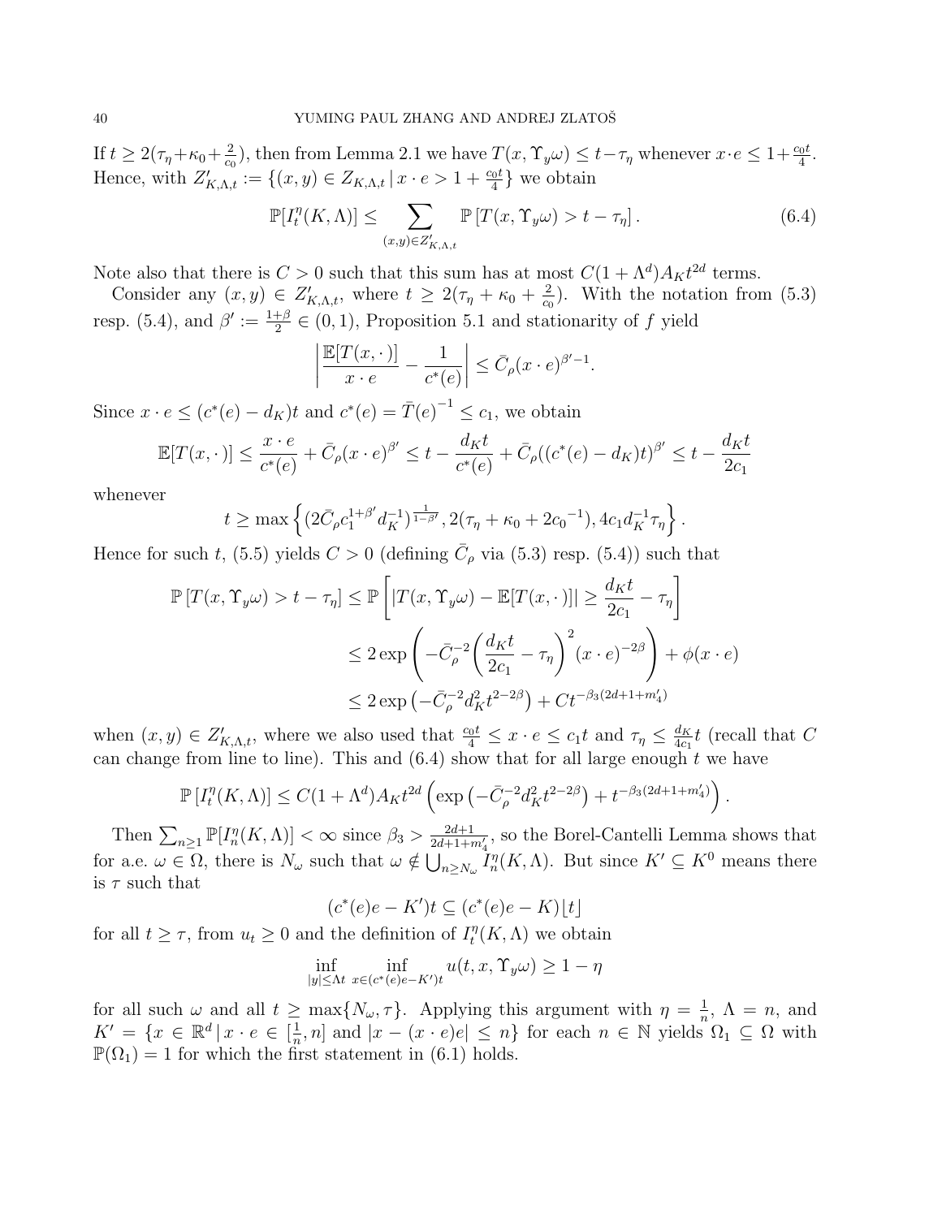If $t \geq 2(\tau_\eta + \kappa_0 + \frac{2}{c_0})$, then from Lemma 2.1 we have $T(x, \Upsilon_y \omega) \leq t - \tau_\eta$ whenever $x \cdot e \leq 1 + \frac{c_0 t}{4}$. Hence, with $Z'_{K,\Lambda,t} := \{(x,y) \in Z_{K,\Lambda,t} \,|\, x \cdot e > 1 + \frac{c_0 t}{4}\}$ we obtain

$$\mathbb{P}[I_t^\eta(K,\Lambda)] \leq \sum_{(x,y) \in Z'_{K,\Lambda,t}} \mathbb{P}\left[T(x, \Upsilon_y \omega) > t - \tau_\eta\right]. \tag{6.4}$$

Note also that there is $C > 0$ such that this sum has at most $C(1 + \Lambda^d) A_K t^{2d}$ terms.

Consider any $(x,y) \in Z'_{K,\Lambda,t}$, where $t \geq 2(\tau_\eta + \kappa_0 + \frac{2}{c_0})$. With the notation from (5.3) resp. (5.4), and $\beta' := \frac{1+\beta}{2} \in (0,1)$, Proposition 5.1 and stationarity of $f$ yield

$$\left| \frac{\mathbb{E}[T(x,\cdot)]}{x \cdot e} - \frac{1}{c^*(e)} \right| \leq \bar{C}_\rho (x \cdot e)^{\beta' - 1}.$$

Since $x \cdot e \leq (c^*(e) - d_K) t$ and $c^*(e) = \bar{T}(e)^{-1} \leq c_1$, we obtain

$$\mathbb{E}[T(x,\cdot)] \leq \frac{x \cdot e}{c^*(e)} + \bar{C}_\rho (x \cdot e)^{\beta'} \leq t - \frac{d_K t}{c^*(e)} + \bar{C}_\rho ((c^*(e) - d_K) t)^{\beta'} \leq t - \frac{d_K t}{2c_1}$$

whenever

$$t \geq \max\left\{ (2\bar{C}_\rho c_1^{1+\beta'} d_K^{-1})^{\frac{1}{1-\beta'}}, 2(\tau_\eta + \kappa_0 + 2c_0{}^{-1}), 4c_1 d_K^{-1} \tau_\eta \right\}.$$

Hence for such $t$, (5.5) yields $C > 0$ (defining $\bar{C}_\rho$ via (5.3) resp. (5.4)) such that

$$\begin{aligned}
\mathbb{P}\left[T(x, \Upsilon_y \omega) > t - \tau_\eta\right] &\leq \mathbb{P}\left[ |T(x, \Upsilon_y \omega) - \mathbb{E}[T(x,\cdot)]| \geq \frac{d_K t}{2c_1} - \tau_\eta \right] \\
&\leq 2 \exp\left( -\bar{C}_\rho^{-2} \left( \frac{d_K t}{2c_1} - \tau_\eta \right)^2 (x \cdot e)^{-2\beta} \right) + \phi(x \cdot e) \\
&\leq 2 \exp\left( -\bar{C}_\rho^{-2} d_K^2 t^{2-2\beta} \right) + C t^{-\beta_3 (2d+1+m_4')}
\end{aligned}$$

when $(x,y) \in Z'_{K,\Lambda,t}$, where we also used that $\frac{c_0 t}{4} \leq x \cdot e \leq c_1 t$ and $\tau_\eta \leq \frac{d_K}{4c_1} t$ (recall that $C$ can change from line to line). This and (6.4) show that for all large enough $t$ we have

$$\mathbb{P}\left[I_t^\eta(K,\Lambda)\right] \leq C(1 + \Lambda^d) A_K t^{2d} \left( \exp\left( -\bar{C}_\rho^{-2} d_K^2 t^{2-2\beta} \right) + t^{-\beta_3(2d+1+m_4')} \right).$$

Then $\sum_{n \geq 1} \mathbb{P}[I_n^\eta(K,\Lambda)] < \infty$ since $\beta_3 > \frac{2d+1}{2d+1+m_4'}$, so the Borel-Cantelli Lemma shows that for a.e. $\omega \in \Omega$, there is $N_\omega$ such that $\omega \notin \bigcup_{n \geq N_\omega} I_n^\eta(K,\Lambda)$. But since $K' \subseteq K^0$ means there is $\tau$ such that

$$(c^*(e)e - K')t \subseteq (c^*(e)e - K)\lfloor t \rfloor$$

for all $t \geq \tau$, from $u_t \geq 0$ and the definition of $I_t^\eta(K,\Lambda)$ we obtain

$$\inf_{|y| \leq \Lambda t} \inf_{x \in (c^*(e)e - K')t} u(t, x, \Upsilon_y \omega) \geq 1 - \eta$$

for all such $\omega$ and all $t \geq \max\{N_\omega, \tau\}$. Applying this argument with $\eta = \frac{1}{n}$, $\Lambda = n$, and $K' = \{x \in \mathbb{R}^d \,|\, x \cdot e \in [\frac{1}{n}, n] \text{ and } |x - (x \cdot e)e| \leq n\}$ for each $n \in \mathbb{N}$ yields $\Omega_1 \subseteq \Omega$ with $\mathbb{P}(\Omega_1) = 1$ for which the first statement in (6.1) holds.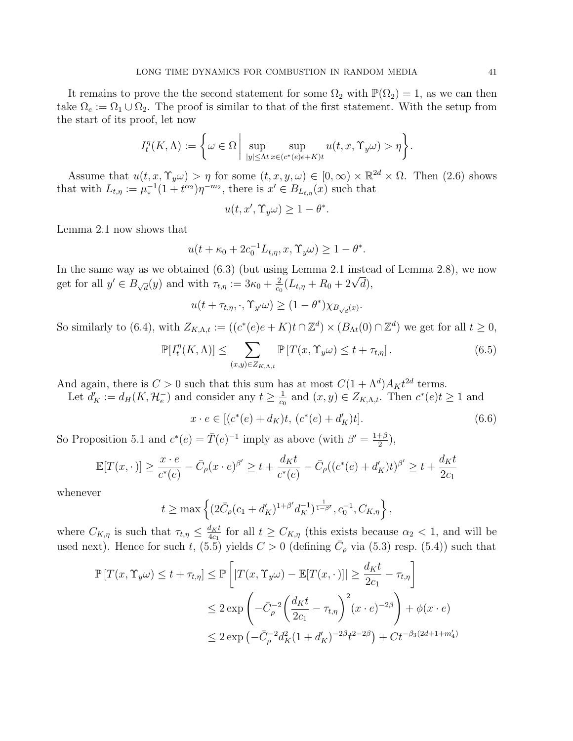It remains to prove the the second statement for some $\Omega_2$ with $\mathbb{P}(\Omega_2) = 1$, as we can then take $\Omega_e := \Omega_1 \cup \Omega_2$. The proof is similar to that of the first statement. With the setup from the start of its proof, let now

$$I_t^\eta(K, \Lambda) := \left\{ \omega \in \Omega \,\middle|\, \sup_{|y| \le \Lambda t} \sup_{x \in (c^*(e)e + K)t} u(t, x, \Upsilon_y \omega) > \eta \right\}.$$

Assume that $u(t, x, \Upsilon_y \omega) > \eta$ for some $(t, x, y, \omega) \in [0, \infty) \times \mathbb{R}^{2d} \times \Omega$. Then (2.6) shows that with $L_{t,\eta} := \mu_*^{-1}(1 + t^{\alpha_2})\eta^{-m_2}$, there is $x' \in B_{L_{t,\eta}}(x)$ such that

$$u(t, x', \Upsilon_y \omega) \ge 1 - \theta^*.$$

Lemma 2.1 now shows that

$$u(t + \kappa_0 + 2c_0^{-1} L_{t,\eta}, x, \Upsilon_y \omega) \ge 1 - \theta^*.$$

In the same way as we obtained (6.3) (but using Lemma 2.1 instead of Lemma 2.8), we now get for all $y' \in B_{\sqrt{d}}(y)$ and with $\tau_{t,\eta} := 3\kappa_0 + \frac{2}{c_0}(L_{t,\eta} + R_0 + 2\sqrt{d})$,

$$u(t + \tau_{t,\eta}, \cdot, \Upsilon_{y'} \omega) \ge (1 - \theta^*) \chi_{B_{\sqrt{d}}(x)}.$$

So similarly to (6.4), with $Z_{K,\Lambda,t} := ((c^*(e)e + K)t \cap \mathbb{Z}^d) \times (B_{\Lambda t}(0) \cap \mathbb{Z}^d)$ we get for all $t \ge 0$,

$$\mathbb{P}[I_t^\eta(K, \Lambda)] \le \sum_{(x,y) \in Z_{K,\Lambda,t}} \mathbb{P}\left[T(x, \Upsilon_y \omega) \le t + \tau_{t,\eta}\right]. \tag{6.5}$$

And again, there is $C > 0$ such that this sum has at most $C(1 + \Lambda^d) A_K t^{2d}$ terms.

Let $d'_K := d_H(K, \mathcal{H}_e^-)$ and consider any $t \ge \frac{1}{c_0}$ and $(x, y) \in Z_{K,\Lambda,t}$. Then $c^*(e)t \ge 1$ and

$$x \cdot e \in [(c^*(e) + d_K)t,\ (c^*(e) + d'_K)t]. \tag{6.6}$$

So Proposition 5.1 and $c^*(e) = \bar{T}(e)^{-1}$ imply as above (with $\beta' = \frac{1+\beta}{2}$),

$$\mathbb{E}[T(x, \cdot)] \ge \frac{x \cdot e}{c^*(e)} - \bar{C}_\rho (x \cdot e)^{\beta'} \ge t + \frac{d_K t}{c^*(e)} - \bar{C}_\rho((c^*(e) + d'_K)t)^{\beta'} \ge t + \frac{d_K t}{2c_1}$$

whenever

$$t \ge \max\left\{ (2\bar{C}_\rho (c_1 + d'_K)^{1+\beta'} d_K^{-1})^{\frac{1}{1-\beta'}}, c_0^{-1}, C_{K,\eta} \right\},$$

where $C_{K,\eta}$ is such that $\tau_{t,\eta} \le \frac{d_K t}{4c_1}$ for all $t \ge C_{K,\eta}$ (this exists because $\alpha_2 < 1$, and will be used next). Hence for such $t$, (5.5) yields $C > 0$ (defining $\bar{C}_\rho$ via (5.3) resp. (5.4)) such that

$$\begin{aligned}
\mathbb{P}\left[T(x, \Upsilon_y \omega) \le t + \tau_{t,\eta}\right] &\le \mathbb{P}\left[ |T(x, \Upsilon_y \omega) - \mathbb{E}[T(x, \cdot)]| \ge \frac{d_K t}{2c_1} - \tau_{t,\eta} \right] \\
&\le 2 \exp\left( -\bar{C}_\rho^{-2} \left( \frac{d_K t}{2c_1} - \tau_{t,\eta} \right)^2 (x \cdot e)^{-2\beta} \right) + \phi(x \cdot e) \\
&\le 2 \exp\left( -\bar{C}_\rho^{-2} d_K^2 (1 + d'_K)^{-2\beta} t^{2-2\beta} \right) + C t^{-\beta_3(2d+1+m'_4)}
\end{aligned}$$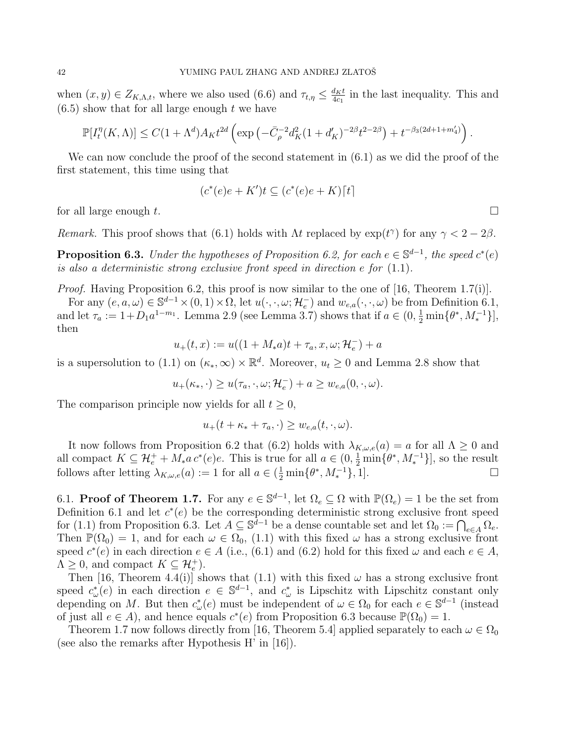when $(x, y) \in Z_{K,\Lambda,t}$, where we also used (6.6) and $\tau_{t,\eta} \leq \frac{d_K t}{4c_1}$ in the last inequality. This and (6.5) show that for all large enough $t$ we have

$$\mathbb{P}[I_t^\eta(K,\Lambda)] \leq C(1+\Lambda^d)A_K t^{2d} \left( \exp\left(-\bar{C}_\rho^{-2} d_K^2 (1+d_K')^{-2\beta} t^{2-2\beta}\right) + t^{-\beta_3(2d+1+m_4')} \right).$$

We can now conclude the proof of the second statement in (6.1) as we did the proof of the first statement, this time using that

$$(c^*(e)e + K')t \subseteq (c^*(e)e + K)\lceil t \rceil$$

for all large enough $t$. $\square$

*Remark.* This proof shows that (6.1) holds with $\Lambda t$ replaced by $\exp(t^\gamma)$ for any $\gamma < 2 - 2\beta$.

**Proposition 6.3.** *Under the hypotheses of Proposition 6.2, for each $e \in \mathbb{S}^{d-1}$, the speed $c^*(e)$ is also a deterministic strong exclusive front speed in direction $e$ for* (1.1).

*Proof.* Having Proposition 6.2, this proof is now similar to the one of [16, Theorem 1.7(i)].

For any $(e, a, \omega) \in \mathbb{S}^{d-1} \times (0,1) \times \Omega$, let $u(\cdot,\cdot,\omega;\mathcal{H}_e^-)$ and $w_{e,a}(\cdot,\cdot,\omega)$ be from Definition 6.1, and let $\tau_a := 1 + D_1 a^{1-m_1}$. Lemma 2.9 (see Lemma 3.7) shows that if $a \in (0, \frac{1}{2}\min\{\theta^*, M_*^{-1}\}]$, then

$$u_+(t,x) := u((1+M_*a)t + \tau_a, x, \omega; \mathcal{H}_e^-) + a$$

is a supersolution to (1.1) on $(\kappa_*, \infty) \times \mathbb{R}^d$. Moreover, $u_t \geq 0$ and Lemma 2.8 show that

$$u_+(\kappa_*, \cdot) \geq u(\tau_a, \cdot, \omega; \mathcal{H}_e^-) + a \geq w_{e,a}(0, \cdot, \omega).$$

The comparison principle now yields for all $t \geq 0$,

$$u_+(t + \kappa_* + \tau_a, \cdot) \geq w_{e,a}(t, \cdot, \omega).$$

It now follows from Proposition 6.2 that (6.2) holds with $\lambda_{K,\omega,e}(a) = a$ for all $\Lambda \geq 0$ and all compact $K \subseteq \mathcal{H}_e^+ + M_* a\, c^*(e)e$. This is true for all $a \in (0, \frac{1}{2}\min\{\theta^*, M_*^{-1}\}]$, so the result follows after letting $\lambda_{K,\omega,e}(a) := 1$ for all $a \in (\frac{1}{2}\min\{\theta^*, M_*^{-1}\}, 1]$. $\square$

## 6.1. Proof of Theorem 1.7.

For any $e \in \mathbb{S}^{d-1}$, let $\Omega_e \subseteq \Omega$ with $\mathbb{P}(\Omega_e) = 1$ be the set from Definition 6.1 and let $c^*(e)$ be the corresponding deterministic strong exclusive front speed for (1.1) from Proposition 6.3. Let $A \subseteq \mathbb{S}^{d-1}$ be a dense countable set and let $\Omega_0 := \bigcap_{e \in A} \Omega_e$. Then $\mathbb{P}(\Omega_0) = 1$, and for each $\omega \in \Omega_0$, (1.1) with this fixed $\omega$ has a strong exclusive front speed $c^*(e)$ in each direction $e \in A$ (i.e., (6.1) and (6.2) hold for this fixed $\omega$ and each $e \in A$, $\Lambda \geq 0$, and compact $K \subseteq \mathcal{H}_e^+$).

Then [16, Theorem 4.4(i)] shows that (1.1) with this fixed $\omega$ has a strong exclusive front speed $c_\omega^*(e)$ in each direction $e \in \mathbb{S}^{d-1}$, and $c_\omega^*$ is Lipschitz with Lipschitz constant only depending on $M$. But then $c_\omega^*(e)$ must be independent of $\omega \in \Omega_0$ for each $e \in \mathbb{S}^{d-1}$ (instead of just all $e \in A$), and hence equals $c^*(e)$ from Proposition 6.3 because $\mathbb{P}(\Omega_0) = 1$.

Theorem 1.7 now follows directly from [16, Theorem 5.4] applied separately to each $\omega \in \Omega_0$ (see also the remarks after Hypothesis H' in [16]).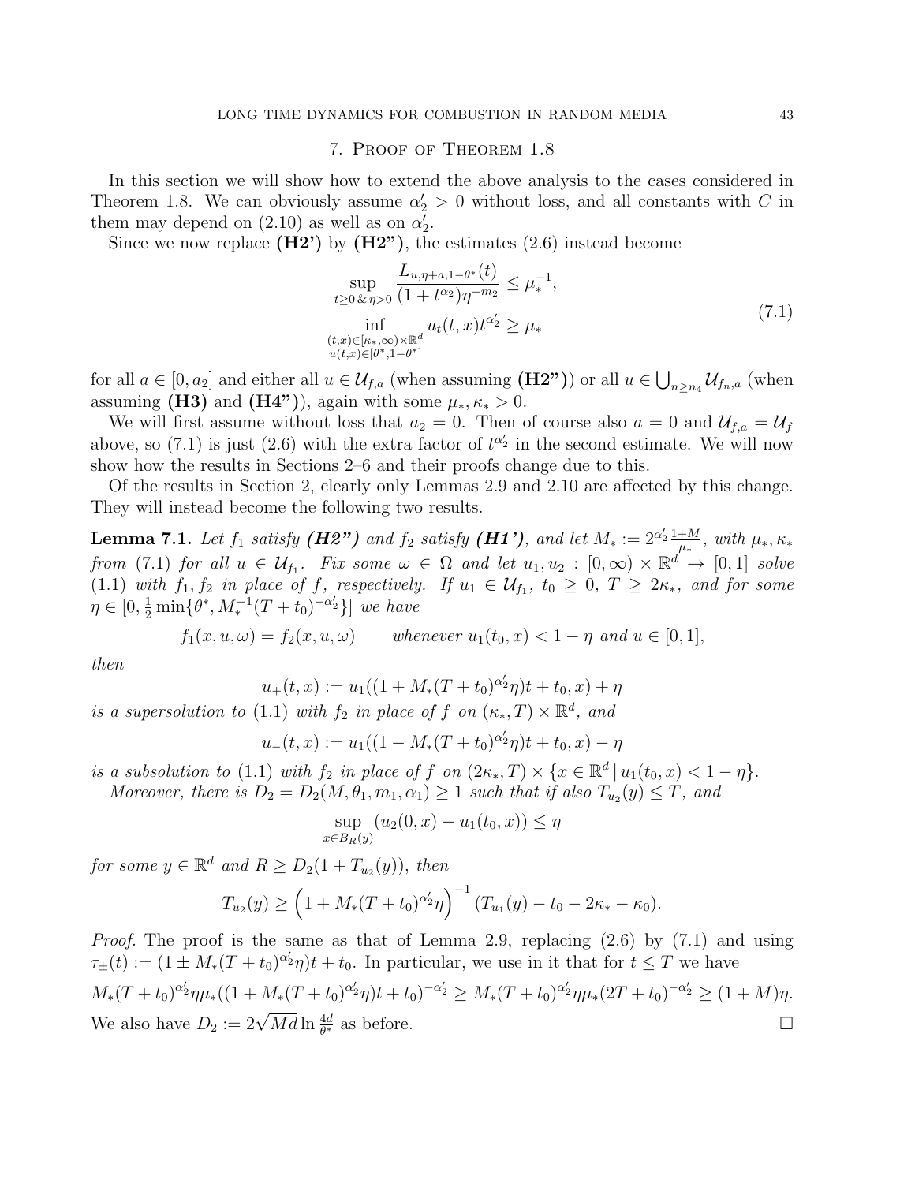## 7. Proof of Theorem 1.8

In this section we will show how to extend the above analysis to the cases considered in Theorem 1.8. We can obviously assume $\alpha_2' > 0$ without loss, and all constants with $C$ in them may depend on (2.10) as well as on $\alpha_2'$.

Since we now replace **(H2')** by **(H2")**, the estimates (2.6) instead become

$$\begin{aligned} \sup_{t\geq 0\,\&\,\eta>0} \frac{L_{u,\eta+a,1-\theta^*}(t)}{(1+t^{\alpha_2})\eta^{-m_2}} &\leq \mu_*^{-1}, \\ \inf_{\substack{(t,x)\in[\kappa_*,\infty)\times\mathbb{R}^d \\ u(t,x)\in[\theta^*,1-\theta^*]}} u_t(t,x)t^{\alpha_2'} &\geq \mu_* \end{aligned} \tag{7.1}$$

for all $a \in [0, a_2]$ and either all $u \in \mathcal{U}_{f,a}$ (when assuming **(H2")**) or all $u \in \bigcup_{n\geq n_4} \mathcal{U}_{f_n,a}$ (when assuming **(H3)** and **(H4")**), again with some $\mu_*, \kappa_* > 0$.

We will first assume without loss that $a_2 = 0$. Then of course also $a = 0$ and $\mathcal{U}_{f,a} = \mathcal{U}_f$ above, so (7.1) is just (2.6) with the extra factor of $t^{\alpha_2'}$ in the second estimate. We will now show how the results in Sections 2–6 and their proofs change due to this.

Of the results in Section 2, clearly only Lemmas 2.9 and 2.10 are affected by this change. They will instead become the following two results.

**Lemma 7.1.** *Let $f_1$ satisfy **(H2")** and $f_2$ satisfy **(H1')**, and let $M_* := 2^{\alpha_2'}\frac{1+M}{\mu_*}$, with $\mu_*, \kappa_*$ from (7.1) for all $u \in \mathcal{U}_{f_1}$. Fix some $\omega \in \Omega$ and let $u_1, u_2 : [0,\infty) \times \mathbb{R}^d \to [0,1]$ solve (1.1) with $f_1, f_2$ in place of $f$, respectively. If $u_1 \in \mathcal{U}_{f_1}$, $t_0 \geq 0$, $T \geq 2\kappa_*$, and for some $\eta \in [0, \frac{1}{2}\min\{\theta^*, M_*^{-1}(T+t_0)^{-\alpha_2'}\}]$ we have*

$$f_1(x,u,\omega) = f_2(x,u,\omega) \qquad \text{whenever } u_1(t_0,x) < 1-\eta \text{ and } u \in [0,1],$$

*then*

$$u_+(t,x) := u_1((1+M_*(T+t_0)^{\alpha_2'}\eta)t + t_0, x) + \eta$$

*is a supersolution to (1.1) with $f_2$ in place of $f$ on $(\kappa_*, T) \times \mathbb{R}^d$, and*

$$u_-(t,x) := u_1((1-M_*(T+t_0)^{\alpha_2'}\eta)t + t_0, x) - \eta$$

*is a subsolution to (1.1) with $f_2$ in place of $f$ on $(2\kappa_*, T) \times \{x \in \mathbb{R}^d \,|\, u_1(t_0,x) < 1-\eta\}$.*

*Moreover, there is $D_2 = D_2(M, \theta_1, m_1, \alpha_1) \geq 1$ such that if also $T_{u_2}(y) \leq T$, and*

$$\sup_{x\in B_R(y)} (u_2(0,x) - u_1(t_0,x)) \leq \eta$$

*for some $y \in \mathbb{R}^d$ and $R \geq D_2(1+T_{u_2}(y))$, then*

$$T_{u_2}(y) \geq \left(1 + M_*(T+t_0)^{\alpha_2'}\eta\right)^{-1} (T_{u_1}(y) - t_0 - 2\kappa_* - \kappa_0).$$

*Proof.* The proof is the same as that of Lemma 2.9, replacing (2.6) by (7.1) and using $\tau_\pm(t) := (1 \pm M_*(T+t_0)^{\alpha_2'}\eta)t + t_0$. In particular, we use in it that for $t \leq T$ we have

$$M_*(T+t_0)^{\alpha_2'}\eta\mu_*((1+M_*(T+t_0)^{\alpha_2'}\eta)t+t_0)^{-\alpha_2'} \geq M_*(T+t_0)^{\alpha_2'}\eta\mu_*(2T+t_0)^{-\alpha_2'} \geq (1+M)\eta.$$

We also have $D_2 := 2\sqrt{Md}\ln\frac{4d}{\theta^*}$ as before. $\square$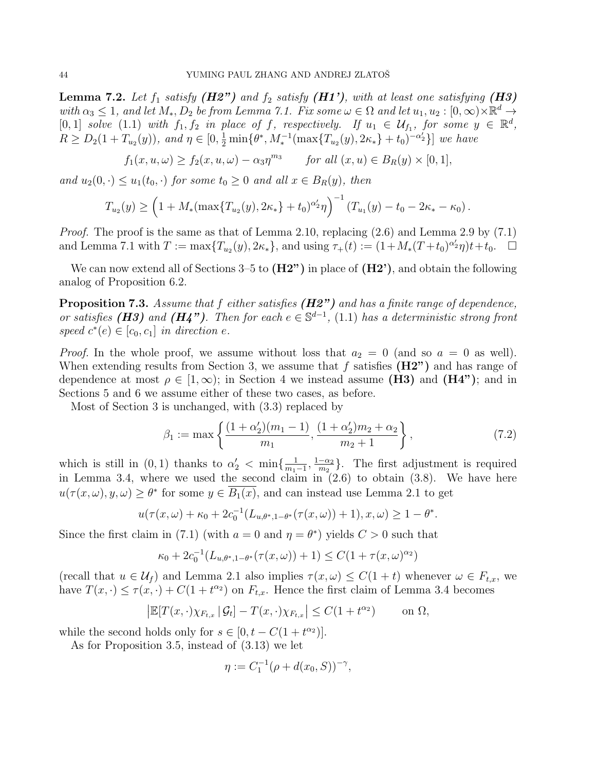**Lemma 7.2.** *Let $f_1$ satisfy **(H2")** and $f_2$ satisfy **(H1')**, with at least one satisfying **(H3)** with $\alpha_3 \le 1$, and let $M_*, D_2$ be from Lemma 7.1. Fix some $\omega \in \Omega$ and let $u_1, u_2 : [0,\infty)\times\mathbb{R}^d \to [0,1]$ solve (1.1) with $f_1, f_2$ in place of $f$, respectively. If $u_1 \in \mathcal{U}_{f_1}$, for some $y \in \mathbb{R}^d$, $R \ge D_2(1+T_{u_2}(y))$, and $\eta \in [0, \frac{1}{2}\min\{\theta^*, M_*^{-1}(\max\{T_{u_2}(y), 2\kappa_*\}+t_0)^{-\alpha_2'}\}]$ we have*

$$f_1(x,u,\omega) \ge f_2(x,u,\omega) - \alpha_3\eta^{m_3} \qquad \text{for all } (x,u)\in B_R(y)\times[0,1],$$

*and $u_2(0,\cdot) \le u_1(t_0,\cdot)$ for some $t_0 \ge 0$ and all $x \in B_R(y)$, then*

$$T_{u_2}(y) \ge \left(1 + M_*(\max\{T_{u_2}(y), 2\kappa_*\}+t_0)^{\alpha_2'}\eta\right)^{-1}\left(T_{u_1}(y) - t_0 - 2\kappa_* - \kappa_0\right).$$

*Proof.* The proof is the same as that of Lemma 2.10, replacing (2.6) and Lemma 2.9 by (7.1) and Lemma 7.1 with $T := \max\{T_{u_2}(y), 2\kappa_*\}$, and using $\tau_+(t) := (1+M_*(T+t_0)^{\alpha_2'}\eta)t + t_0$. $\square$

We can now extend all of Sections 3–5 to **(H2")** in place of **(H2')**, and obtain the following analog of Proposition 6.2.

**Proposition 7.3.** *Assume that $f$ either satisfies **(H2")** and has a finite range of dependence, or satisfies **(H3)** and **(H4")**. Then for each $e \in \mathbb{S}^{d-1}$, (1.1) has a deterministic strong front speed $c^*(e) \in [c_0, c_1]$ in direction $e$.*

*Proof.* In the whole proof, we assume without loss that $a_2 = 0$ (and so $a = 0$ as well). When extending results from Section 3, we assume that $f$ satisfies **(H2")** and has range of dependence at most $\rho \in [1,\infty)$; in Section 4 we instead assume **(H3)** and **(H4")**; and in Sections 5 and 6 we assume either of these two cases, as before.

Most of Section 3 is unchanged, with (3.3) replaced by

$$\beta_1 := \max\left\{\frac{(1+\alpha_2')(m_1-1)}{m_1}, \frac{(1+\alpha_2')m_2+\alpha_2}{m_2+1}\right\}, \tag{7.2}$$

which is still in $(0,1)$ thanks to $\alpha_2' < \min\{\frac{1}{m_1-1}, \frac{1-\alpha_2}{m_2}\}$. The first adjustment is required in Lemma 3.4, where we used the second claim in (2.6) to obtain (3.8). We have here $u(\tau(x,\omega), y, \omega) \ge \theta^*$ for some $y \in \overline{B_1(x)}$, and can instead use Lemma 2.1 to get

$$u(\tau(x,\omega) + \kappa_0 + 2c_0^{-1}(L_{u,\theta^*,1-\theta^*}(\tau(x,\omega))+1), x, \omega) \ge 1-\theta^*.$$

Since the first claim in (7.1) (with $a = 0$ and $\eta = \theta^*$) yields $C > 0$ such that

$$\kappa_0 + 2c_0^{-1}(L_{u,\theta^*,1-\theta^*}(\tau(x,\omega))+1) \le C(1+\tau(x,\omega)^{\alpha_2})$$

(recall that $u \in \mathcal{U}_f$) and Lemma 2.1 also implies $\tau(x,\omega) \le C(1+t)$ whenever $\omega \in F_{t,x}$, we have $T(x,\cdot) \le \tau(x,\cdot) + C(1+t^{\alpha_2})$ on $F_{t,x}$. Hence the first claim of Lemma 3.4 becomes

$$\left|\mathbb{E}[T(x,\cdot)\chi_{F_{t,x}}\,|\,\mathcal{G}_t] - T(x,\cdot)\chi_{F_{t,x}}\right| \le C(1+t^{\alpha_2}) \qquad \text{on } \Omega,$$

while the second holds only for $s \in [0, t - C(1+t^{\alpha_2})]$.

As for Proposition 3.5, instead of (3.13) we let

$$\eta := C_1^{-1}(\rho + d(x_0, S))^{-\gamma},$$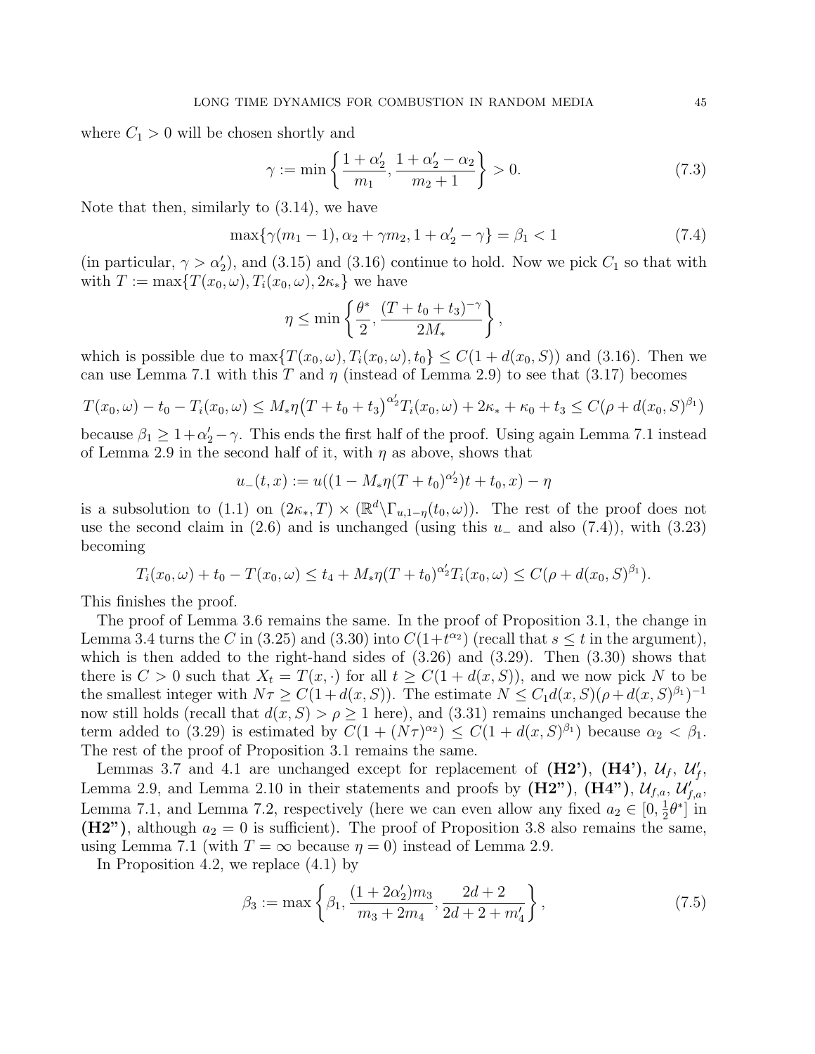where $C_1 > 0$ will be chosen shortly and

$$\gamma := \min\left\{\frac{1+\alpha_2'}{m_1}, \frac{1+\alpha_2'-\alpha_2}{m_2+1}\right\} > 0. \tag{7.3}$$

Note that then, similarly to (3.14), we have

$$\max\{\gamma(m_1-1), \alpha_2+\gamma m_2, 1+\alpha_2'-\gamma\} = \beta_1 < 1 \tag{7.4}$$

(in particular, $\gamma > \alpha_2'$), and (3.15) and (3.16) continue to hold. Now we pick $C_1$ so that with with $T := \max\{T(x_0,\omega), T_i(x_0,\omega), 2\kappa_*\}$ we have

$$\eta \le \min\left\{\frac{\theta^*}{2}, \frac{(T+t_0+t_3)^{-\gamma}}{2M_*}\right\},$$

which is possible due to $\max\{T(x_0,\omega), T_i(x_0,\omega), t_0\} \le C(1+d(x_0,S))$ and (3.16). Then we can use Lemma 7.1 with this $T$ and $\eta$ (instead of Lemma 2.9) to see that (3.17) becomes

$$T(x_0,\omega) - t_0 - T_i(x_0,\omega) \le M_*\eta\big(T+t_0+t_3\big)^{\alpha_2'}T_i(x_0,\omega) + 2\kappa_* + \kappa_0 + t_3 \le C(\rho + d(x_0,S)^{\beta_1})$$

because $\beta_1 \ge 1+\alpha_2'-\gamma$. This ends the first half of the proof. Using again Lemma 7.1 instead of Lemma 2.9 in the second half of it, with $\eta$ as above, shows that

$$u_-(t,x) := u((1-M_*\eta(T+t_0)^{\alpha_2'})t + t_0, x) - \eta$$

is a subsolution to (1.1) on $(2\kappa_*, T) \times (\mathbb{R}^d \backslash \Gamma_{u,1-\eta}(t_0,\omega))$. The rest of the proof does not use the second claim in (2.6) and is unchanged (using this $u_-$ and also (7.4)), with (3.23) becoming

$$T_i(x_0,\omega) + t_0 - T(x_0,\omega) \le t_4 + M_*\eta(T+t_0)^{\alpha_2'}T_i(x_0,\omega) \le C(\rho + d(x_0,S)^{\beta_1}).$$

This finishes the proof.

The proof of Lemma 3.6 remains the same. In the proof of Proposition 3.1, the change in Lemma 3.4 turns the $C$ in (3.25) and (3.30) into $C(1+t^{\alpha_2})$ (recall that $s \le t$ in the argument), which is then added to the right-hand sides of (3.26) and (3.29). Then (3.30) shows that there is $C > 0$ such that $X_t = T(x,\cdot)$ for all $t \ge C(1+d(x,S))$, and we now pick $N$ to be the smallest integer with $N\tau \ge C(1+d(x,S))$. The estimate $N \le C_1 d(x,S)(\rho + d(x,S)^{\beta_1})^{-1}$ now still holds (recall that $d(x,S) > \rho \ge 1$ here), and (3.31) remains unchanged because the term added to (3.29) is estimated by $C(1+(N\tau)^{\alpha_2}) \le C(1+d(x,S)^{\beta_1})$ because $\alpha_2 < \beta_1$. The rest of the proof of Proposition 3.1 remains the same.

Lemmas 3.7 and 4.1 are unchanged except for replacement of **(H2')**, **(H4')**, $\mathcal{U}_f$, $\mathcal{U}_f'$, Lemma 2.9, and Lemma 2.10 in their statements and proofs by **(H2")**, **(H4")**, $\mathcal{U}_{f,a}$, $\mathcal{U}_{f,a}'$, Lemma 7.1, and Lemma 7.2, respectively (here we can even allow any fixed $a_2 \in [0, \frac{1}{2}\theta^*]$ in **(H2")**, although $a_2 = 0$ is sufficient). The proof of Proposition 3.8 also remains the same, using Lemma 7.1 (with $T = \infty$ because $\eta = 0$) instead of Lemma 2.9.

In Proposition 4.2, we replace (4.1) by

$$\beta_3 := \max\left\{\beta_1, \frac{(1+2\alpha_2')m_3}{m_3+2m_4}, \frac{2d+2}{2d+2+m_4'}\right\}, \tag{7.5}$$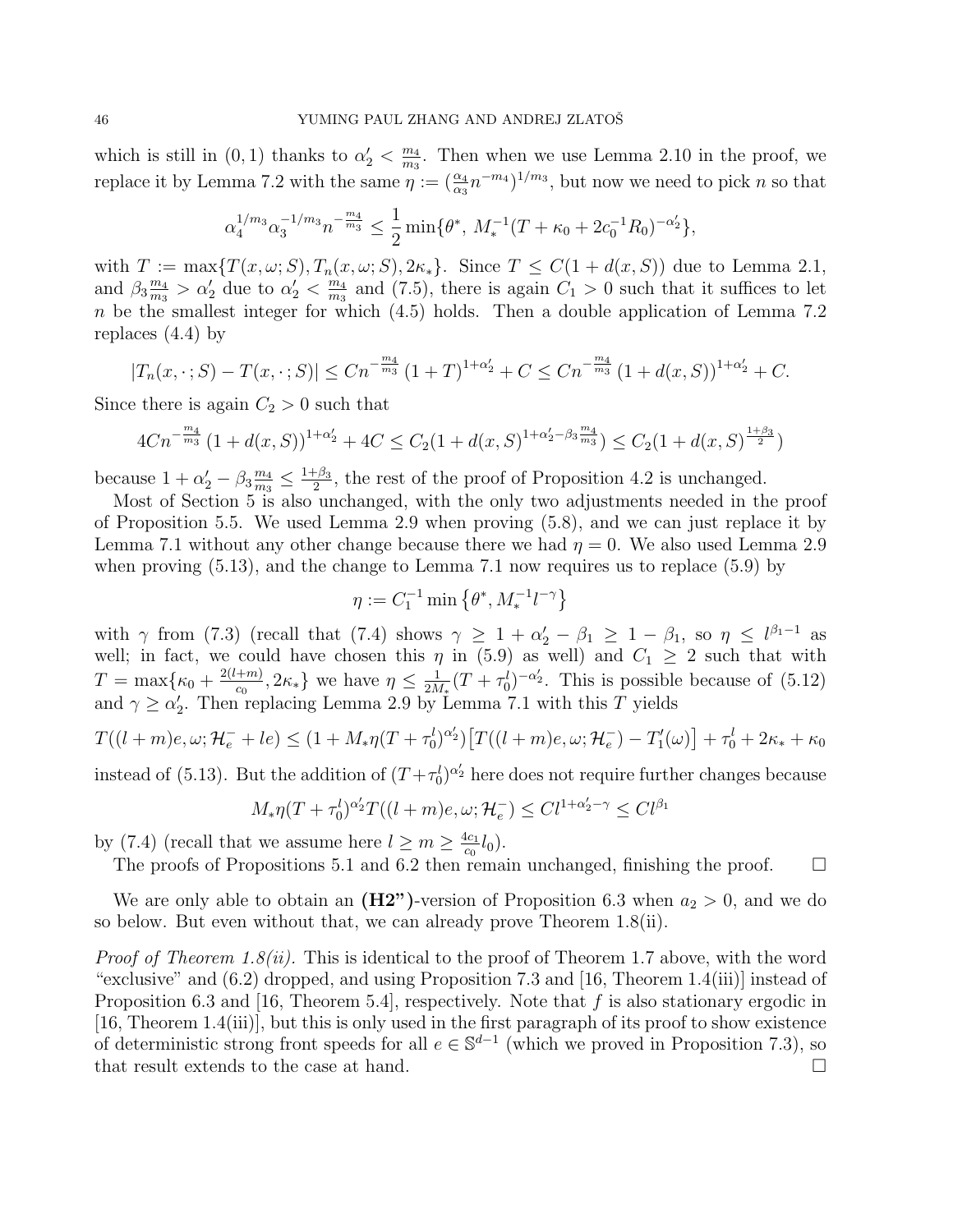which is still in $(0,1)$ thanks to $\alpha_2' < \frac{m_4}{m_3}$. Then when we use Lemma 2.10 in the proof, we replace it by Lemma 7.2 with the same $\eta := (\frac{\alpha_4}{\alpha_3} n^{-m_4})^{1/m_3}$, but now we need to pick $n$ so that

$$\alpha_4^{1/m_3}\alpha_3^{-1/m_3} n^{-\frac{m_4}{m_3}} \le \frac{1}{2}\min\{\theta^*,\ M_*^{-1}(T+\kappa_0+2c_0^{-1}R_0)^{-\alpha_2'}\},$$

with $T := \max\{T(x,\omega;S), T_n(x,\omega;S), 2\kappa_*\}$. Since $T \le C(1+d(x,S))$ due to Lemma 2.1, and $\beta_3\frac{m_4}{m_3} > \alpha_2'$ due to $\alpha_2' < \frac{m_4}{m_3}$ and (7.5), there is again $C_1 > 0$ such that it suffices to let $n$ be the smallest integer for which (4.5) holds. Then a double application of Lemma 7.2 replaces (4.4) by

$$|T_n(x,\cdot;S) - T(x,\cdot;S)| \le Cn^{-\frac{m_4}{m_3}}\,(1+T)^{1+\alpha_2'} + C \le Cn^{-\frac{m_4}{m_3}}\,(1+d(x,S))^{1+\alpha_2'} + C.$$

Since there is again $C_2 > 0$ such that

$$4Cn^{-\frac{m_4}{m_3}}\,(1+d(x,S))^{1+\alpha_2'} + 4C \le C_2(1+d(x,S)^{1+\alpha_2'-\beta_3\frac{m_4}{m_3}}) \le C_2(1+d(x,S)^{\frac{1+\beta_3}{2}})$$

because $1+\alpha_2'-\beta_3\frac{m_4}{m_3} \le \frac{1+\beta_3}{2}$, the rest of the proof of Proposition 4.2 is unchanged.

Most of Section 5 is also unchanged, with the only two adjustments needed in the proof of Proposition 5.5. We used Lemma 2.9 when proving (5.8), and we can just replace it by Lemma 7.1 without any other change because there we had $\eta = 0$. We also used Lemma 2.9 when proving (5.13), and the change to Lemma 7.1 now requires us to replace (5.9) by

$$\eta := C_1^{-1}\min\left\{\theta^*, M_*^{-1} l^{-\gamma}\right\}$$

with $\gamma$ from (7.3) (recall that (7.4) shows $\gamma \ge 1+\alpha_2'-\beta_1 \ge 1-\beta_1$, so $\eta \le l^{\beta_1-1}$ as well; in fact, we could have chosen this $\eta$ in (5.9) as well) and $C_1 \ge 2$ such that with $T = \max\{\kappa_0 + \frac{2(l+m)}{c_0}, 2\kappa_*\}$ we have $\eta \le \frac{1}{2M_*}(T+\tau_0^l)^{-\alpha_2'}$. This is possible because of (5.12) and $\gamma \ge \alpha_2'$. Then replacing Lemma 2.9 by Lemma 7.1 with this $T$ yields

$$T((l+m)e,\omega;\mathcal{H}_e^- + le) \le (1+M_*\eta(T+\tau_0^l)^{\alpha_2'})\big[T((l+m)e,\omega;\mathcal{H}_e^-) - T_1'(\omega)\big] + \tau_0^l + 2\kappa_* + \kappa_0$$

instead of (5.13). But the addition of $(T+\tau_0^l)^{\alpha_2'}$ here does not require further changes because

$$M_*\eta(T+\tau_0^l)^{\alpha_2'} T((l+m)e,\omega;\mathcal{H}_e^-) \le Cl^{1+\alpha_2'-\gamma} \le Cl^{\beta_1}$$

by (7.4) (recall that we assume here $l \ge m \ge \frac{4c_1}{c_0} l_0$).

The proofs of Propositions 5.1 and 6.2 then remain unchanged, finishing the proof. $\square$

We are only able to obtain an **(H2")**-version of Proposition 6.3 when $a_2 > 0$, and we do so below. But even without that, we can already prove Theorem 1.8(ii).

*Proof of Theorem 1.8(ii).* This is identical to the proof of Theorem 1.7 above, with the word "exclusive" and (6.2) dropped, and using Proposition 7.3 and [16, Theorem 1.4(iii)] instead of Proposition 6.3 and [16, Theorem 5.4], respectively. Note that $f$ is also stationary ergodic in [16, Theorem 1.4(iii)], but this is only used in the first paragraph of its proof to show existence of deterministic strong front speeds for all $e \in \mathbb{S}^{d-1}$ (which we proved in Proposition 7.3), so that result extends to the case at hand. $\square$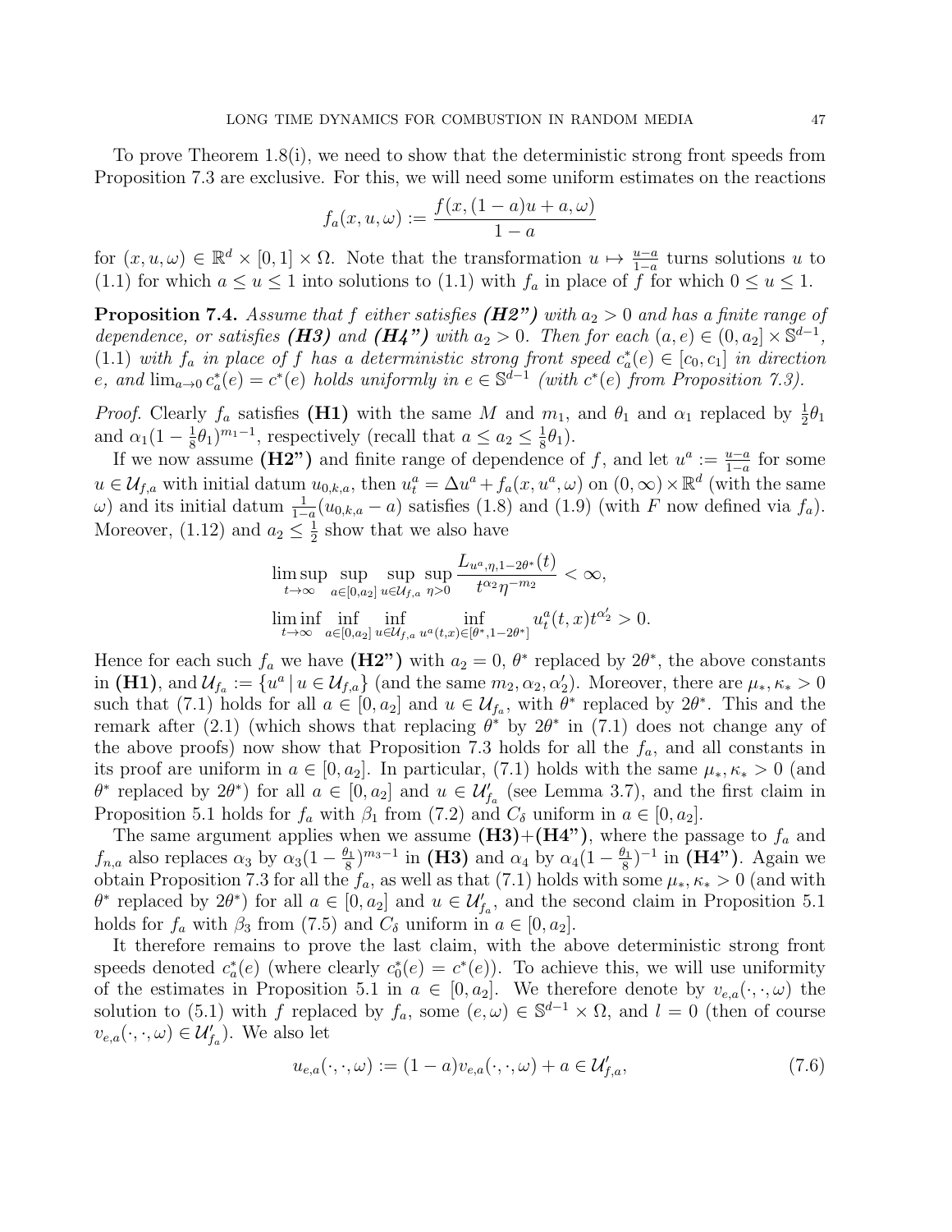To prove Theorem 1.8(i), we need to show that the deterministic strong front speeds from Proposition 7.3 are exclusive. For this, we will need some uniform estimates on the reactions

$$f_a(x,u,\omega) := \frac{f(x,(1-a)u+a,\omega)}{1-a}$$

for $(x,u,\omega) \in \mathbb{R}^d \times [0,1] \times \Omega$. Note that the transformation $u \mapsto \frac{u-a}{1-a}$ turns solutions $u$ to (1.1) for which $a \le u \le 1$ into solutions to (1.1) with $f_a$ in place of $f$ for which $0 \le u \le 1$.

**Proposition 7.4.** *Assume that $f$ either satisfies **(H2")** with $a_2 > 0$ and has a finite range of dependence, or satisfies **(H3)** and **(H4")** with $a_2 > 0$. Then for each $(a,e) \in (0,a_2] \times \mathbb{S}^{d-1}$, (1.1) with $f_a$ in place of $f$ has a deterministic strong front speed $c_a^*(e) \in [c_0, c_1]$ in direction $e$, and $\lim_{a\to 0} c_a^*(e) = c^*(e)$ holds uniformly in $e \in \mathbb{S}^{d-1}$ (with $c^*(e)$ from Proposition 7.3).*

*Proof.* Clearly $f_a$ satisfies **(H1)** with the same $M$ and $m_1$, and $\theta_1$ and $\alpha_1$ replaced by $\frac{1}{2}\theta_1$ and $\alpha_1(1-\frac{1}{8}\theta_1)^{m_1-1}$, respectively (recall that $a \le a_2 \le \frac{1}{8}\theta_1$).

If we now assume **(H2")** and finite range of dependence of $f$, and let $u^a := \frac{u-a}{1-a}$ for some $u \in \mathcal{U}_{f,a}$ with initial datum $u_{0,k,a}$, then $u_t^a = \Delta u^a + f_a(x,u^a,\omega)$ on $(0,\infty)\times\mathbb{R}^d$ (with the same $\omega$) and its initial datum $\frac{1}{1-a}(u_{0,k,a}-a)$ satisfies (1.8) and (1.9) (with $F$ now defined via $f_a$). Moreover, (1.12) and $a_2 \le \frac{1}{2}$ show that we also have

$$\limsup_{t\to\infty} \sup_{a\in[0,a_2]} \sup_{u\in\mathcal{U}_{f,a}} \sup_{\eta>0} \frac{L_{u^a,\eta,1-2\theta^*}(t)}{t^{\alpha_2}\eta^{-m_2}} < \infty,$$

$$\liminf_{t\to\infty} \inf_{a\in[0,a_2]} \inf_{u\in\mathcal{U}_{f,a}} \inf_{u^a(t,x)\in[\theta^*,1-2\theta^*]} u_t^a(t,x)t^{\alpha_2'} > 0.$$

Hence for each such $f_a$ we have **(H2")** with $a_2 = 0$, $\theta^*$ replaced by $2\theta^*$, the above constants in **(H1)**, and $\mathcal{U}_{f_a} := \{u^a \,|\, u \in \mathcal{U}_{f,a}\}$ (and the same $m_2, \alpha_2, \alpha_2'$). Moreover, there are $\mu_*, \kappa_* > 0$ such that (7.1) holds for all $a \in [0,a_2]$ and $u \in \mathcal{U}_{f_a}$, with $\theta^*$ replaced by $2\theta^*$. This and the remark after (2.1) (which shows that replacing $\theta^*$ by $2\theta^*$ in (7.1) does not change any of the above proofs) now show that Proposition 7.3 holds for all the $f_a$, and all constants in its proof are uniform in $a \in [0,a_2]$. In particular, (7.1) holds with the same $\mu_*, \kappa_* > 0$ (and $\theta^*$ replaced by $2\theta^*$) for all $a \in [0,a_2]$ and $u \in \mathcal{U}'_{f_a}$ (see Lemma 3.7), and the first claim in Proposition 5.1 holds for $f_a$ with $\beta_1$ from (7.2) and $C_\delta$ uniform in $a \in [0,a_2]$.

The same argument applies when we assume **(H3)+(H4")**, where the passage to $f_a$ and $f_{n,a}$ also replaces $\alpha_3$ by $\alpha_3(1-\frac{\theta_1}{8})^{m_3-1}$ in **(H3)** and $\alpha_4$ by $\alpha_4(1-\frac{\theta_1}{8})^{-1}$ in **(H4")**. Again we obtain Proposition 7.3 for all the $f_a$, as well as that (7.1) holds with some $\mu_*, \kappa_* > 0$ (and with $\theta^*$ replaced by $2\theta^*$) for all $a \in [0,a_2]$ and $u \in \mathcal{U}'_{f_a}$, and the second claim in Proposition 5.1 holds for $f_a$ with $\beta_3$ from (7.5) and $C_\delta$ uniform in $a \in [0,a_2]$.

It therefore remains to prove the last claim, with the above deterministic strong front speeds denoted $c_a^*(e)$ (where clearly $c_0^*(e) = c^*(e)$). To achieve this, we will use uniformity of the estimates in Proposition 5.1 in $a \in [0,a_2]$. We therefore denote by $v_{e,a}(\cdot,\cdot,\omega)$ the solution to (5.1) with $f$ replaced by $f_a$, some $(e,\omega) \in \mathbb{S}^{d-1}\times\Omega$, and $l = 0$ (then of course $v_{e,a}(\cdot,\cdot,\omega) \in \mathcal{U}'_{f_a}$). We also let

$$u_{e,a}(\cdot,\cdot,\omega) := (1-a)v_{e,a}(\cdot,\cdot,\omega) + a \in \mathcal{U}'_{f,a}, \tag{7.6}$$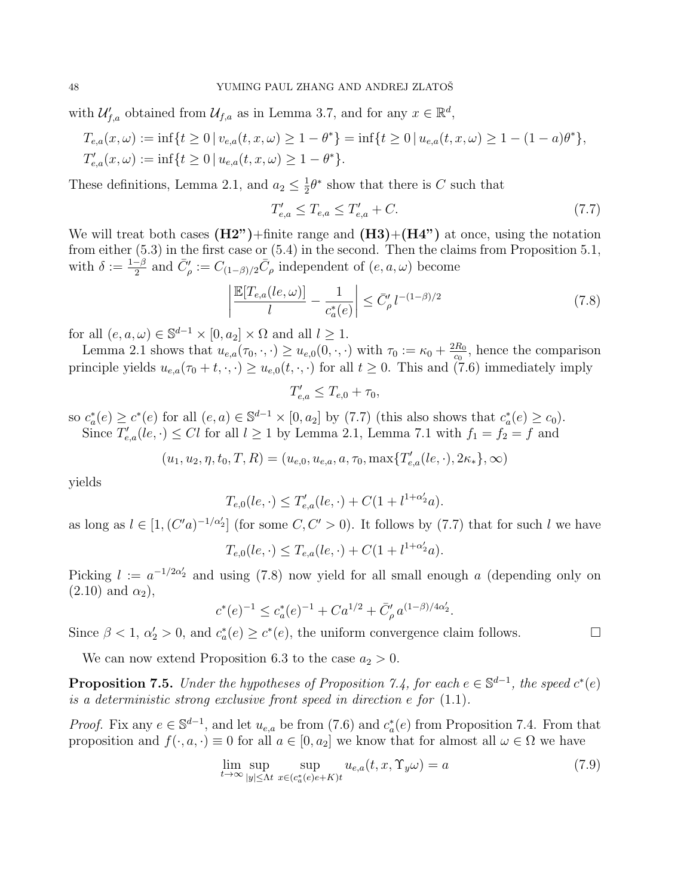with $\mathcal{U}'_{f,a}$ obtained from $\mathcal{U}_{f,a}$ as in Lemma 3.7, and for any $x \in \mathbb{R}^d$,

$$T_{e,a}(x,\omega) := \inf\{t \geq 0 \,|\, v_{e,a}(t,x,\omega) \geq 1-\theta^*\} = \inf\{t \geq 0 \,|\, u_{e,a}(t,x,\omega) \geq 1-(1-a)\theta^*\},$$
$$T'_{e,a}(x,\omega) := \inf\{t \geq 0 \,|\, u_{e,a}(t,x,\omega) \geq 1-\theta^*\}.$$

These definitions, Lemma 2.1, and $a_2 \leq \frac{1}{2}\theta^*$ show that there is $C$ such that

$$T'_{e,a} \leq T_{e,a} \leq T'_{e,a} + C. \tag{7.7}$$

We will treat both cases **(H2")**+finite range and **(H3)**+**(H4")** at once, using the notation from either (5.3) in the first case or (5.4) in the second. Then the claims from Proposition 5.1, with $\delta := \frac{1-\beta}{2}$ and $\bar{C}'_\rho := C_{(1-\beta)/2}\bar{C}_\rho$ independent of $(e,a,\omega)$ become

$$\left| \frac{\mathbb{E}[T_{e,a}(le,\omega)]}{l} - \frac{1}{c^*_a(e)} \right| \leq \bar{C}'_\rho \, l^{-(1-\beta)/2} \tag{7.8}$$

for all $(e,a,\omega) \in \mathbb{S}^{d-1} \times [0,a_2] \times \Omega$ and all $l \geq 1$.

Lemma 2.1 shows that $u_{e,a}(\tau_0,\cdot,\cdot) \geq u_{e,0}(0,\cdot,\cdot)$ with $\tau_0 := \kappa_0 + \frac{2R_0}{c_0}$, hence the comparison principle yields $u_{e,a}(\tau_0+t,\cdot,\cdot) \geq u_{e,0}(t,\cdot,\cdot)$ for all $t \geq 0$. This and (7.6) immediately imply

$$T'_{e,a} \leq T_{e,0} + \tau_0,$$

so $c^*_a(e) \geq c^*(e)$ for all $(e,a) \in \mathbb{S}^{d-1} \times [0,a_2]$ by (7.7) (this also shows that $c^*_a(e) \geq c_0$).

Since $T'_{e,a}(le,\cdot) \leq Cl$ for all $l \geq 1$ by Lemma 2.1, Lemma 7.1 with $f_1 = f_2 = f$ and

$$(u_1,u_2,\eta,t_0,T,R) = (u_{e,0},u_{e,a},a,\tau_0,\max\{T'_{e,a}(le,\cdot),2\kappa_*\},\infty)$$

yields

$$T_{e,0}(le,\cdot) \leq T'_{e,a}(le,\cdot) + C(1 + l^{1+\alpha'_2}a).$$

as long as $l \in [1,(C'a)^{-1/\alpha'_2}]$ (for some $C,C' > 0$). It follows by (7.7) that for such $l$ we have

$$T_{e,0}(le,\cdot) \leq T_{e,a}(le,\cdot) + C(1 + l^{1+\alpha'_2}a).$$

Picking $l := a^{-1/2\alpha'_2}$ and using (7.8) now yield for all small enough $a$ (depending only on (2.10) and $\alpha_2$),

$$c^*(e)^{-1} \leq c^*_a(e)^{-1} + Ca^{1/2} + \bar{C}'_\rho \, a^{(1-\beta)/4\alpha'_2}.$$

Since $\beta < 1$, $\alpha'_2 > 0$, and $c^*_a(e) \geq c^*(e)$, the uniform convergence claim follows. $\square$

We can now extend Proposition 6.3 to the case $a_2 > 0$.

**Proposition 7.5.** *Under the hypotheses of Proposition 7.4, for each $e \in \mathbb{S}^{d-1}$, the speed $c^*(e)$ is a deterministic strong exclusive front speed in direction $e$ for* (1.1).

*Proof.* Fix any $e \in \mathbb{S}^{d-1}$, and let $u_{e,a}$ be from (7.6) and $c^*_a(e)$ from Proposition 7.4. From that proposition and $f(\cdot,a,\cdot) \equiv 0$ for all $a \in [0,a_2]$ we know that for almost all $\omega \in \Omega$ we have

$$\lim_{t\to\infty} \sup_{|y|\leq \Lambda t} \sup_{x \in (c^*_a(e)e+K)t} u_{e,a}(t,x,\Upsilon_y\omega) = a \tag{7.9}$$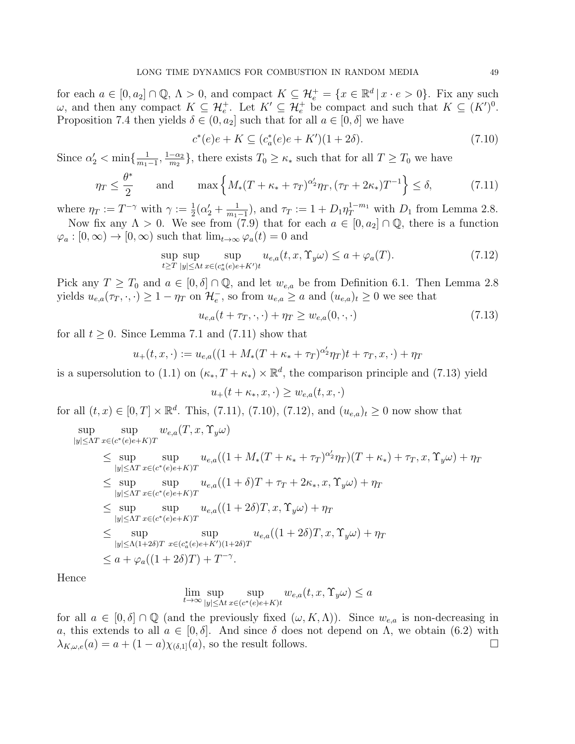for each $a \in [0, a_2] \cap \mathbb{Q}$, $\Lambda > 0$, and compact $K \subseteq \mathcal{H}_e^+ = \{x \in \mathbb{R}^d \,|\, x \cdot e > 0\}$. Fix any such $\omega$, and then any compact $K \subseteq \mathcal{H}_e^+$. Let $K' \subseteq \mathcal{H}_e^+$ be compact and such that $K \subseteq (K')^0$. Proposition 7.4 then yields $\delta \in (0, a_2]$ such that for all $a \in [0, \delta]$ we have

$$c^*(e)e + K \subseteq (c_a^*(e)e + K')(1 + 2\delta). \tag{7.10}$$

Since $\alpha_2' < \min\{\frac{1}{m_1 - 1}, \frac{1-\alpha_2}{m_2}\}$, there exists $T_0 \geq \kappa_*$ such that for all $T \geq T_0$ we have

$$\eta_T \leq \frac{\theta^*}{2} \qquad \text{and} \qquad \max\Big\{ M_*(T + \kappa_* + \tau_T)^{\alpha_2'} \eta_T, (\tau_T + 2\kappa_*)T^{-1} \Big\} \leq \delta, \tag{7.11}$$

where $\eta_T := T^{-\gamma}$ with $\gamma := \frac{1}{2}(\alpha_2' + \frac{1}{m_1 - 1})$, and $\tau_T := 1 + D_1 \eta_T^{1-m_1}$ with $D_1$ from Lemma 2.8.

Now fix any $\Lambda > 0$. We see from (7.9) that for each $a \in [0, a_2] \cap \mathbb{Q}$, there is a function $\varphi_a : [0, \infty) \to [0, \infty)$ such that $\lim_{t \to \infty} \varphi_a(t) = 0$ and

$$\sup_{t \geq T} \sup_{|y| \leq \Lambda t} \sup_{x \in (c_a^*(e)e + K')t} u_{e,a}(t, x, \Upsilon_y \omega) \leq a + \varphi_a(T). \tag{7.12}$$

Pick any $T \geq T_0$ and $a \in [0, \delta] \cap \mathbb{Q}$, and let $w_{e,a}$ be from Definition 6.1. Then Lemma 2.8 yields $u_{e,a}(\tau_T, \cdot, \cdot) \geq 1 - \eta_T$ on $\mathcal{H}_e^-$, so from $u_{e,a} \geq a$ and $(u_{e,a})_t \geq 0$ we see that

$$u_{e,a}(t + \tau_T, \cdot, \cdot) + \eta_T \geq w_{e,a}(0, \cdot, \cdot) \tag{7.13}$$

for all $t \geq 0$. Since Lemma 7.1 and (7.11) show that

$$u_+(t, x, \cdot) := u_{e,a}((1 + M_*(T + \kappa_* + \tau_T)^{\alpha_2'} \eta_T)t + \tau_T, x, \cdot) + \eta_T$$

is a supersolution to (1.1) on $(\kappa_*, T + \kappa_*) \times \mathbb{R}^d$, the comparison principle and (7.13) yield

$$u_+(t + \kappa_*, x, \cdot) \geq w_{e,a}(t, x, \cdot)$$

for all $(t, x) \in [0, T] \times \mathbb{R}^d$. This, (7.11), (7.10), (7.12), and $(u_{e,a})_t \geq 0$ now show that

$$\begin{aligned}
&\sup_{|y| \leq \Lambda T} \sup_{x \in (c^*(e)e + K)T} w_{e,a}(T, x, \Upsilon_y \omega) \\
&\qquad \leq \sup_{|y| \leq \Lambda T} \sup_{x \in (c^*(e)e + K)T} u_{e,a}((1 + M_*(T + \kappa_* + \tau_T)^{\alpha_2'} \eta_T)(T + \kappa_*) + \tau_T, x, \Upsilon_y \omega) + \eta_T \\
&\qquad \leq \sup_{|y| \leq \Lambda T} \sup_{x \in (c^*(e)e + K)T} u_{e,a}((1 + \delta)T + \tau_T + 2\kappa_*, x, \Upsilon_y \omega) + \eta_T \\
&\qquad \leq \sup_{|y| \leq \Lambda T} \sup_{x \in (c^*(e)e + K)T} u_{e,a}((1 + 2\delta)T, x, \Upsilon_y \omega) + \eta_T \\
&\qquad \leq \sup_{|y| \leq \Lambda(1+2\delta)T} \sup_{x \in (c_a^*(e)e + K')(1+2\delta)T} u_{e,a}((1 + 2\delta)T, x, \Upsilon_y \omega) + \eta_T \\
&\qquad \leq a + \varphi_a((1 + 2\delta)T) + T^{-\gamma}.
\end{aligned}$$

Hence

$$\lim_{t \to \infty} \sup_{|y| \leq \Lambda t} \sup_{x \in (c^*(e)e + K)t} w_{e,a}(t, x, \Upsilon_y \omega) \leq a$$

for all $a \in [0, \delta] \cap \mathbb{Q}$ (and the previously fixed $(\omega, K, \Lambda)$). Since $w_{e,a}$ is non-decreasing in $a$, this extends to all $a \in [0, \delta]$. And since $\delta$ does not depend on $\Lambda$, we obtain (6.2) with $\lambda_{K,\omega,e}(a) = a + (1 - a)\chi_{(\delta,1]}(a)$, so the result follows. $\square$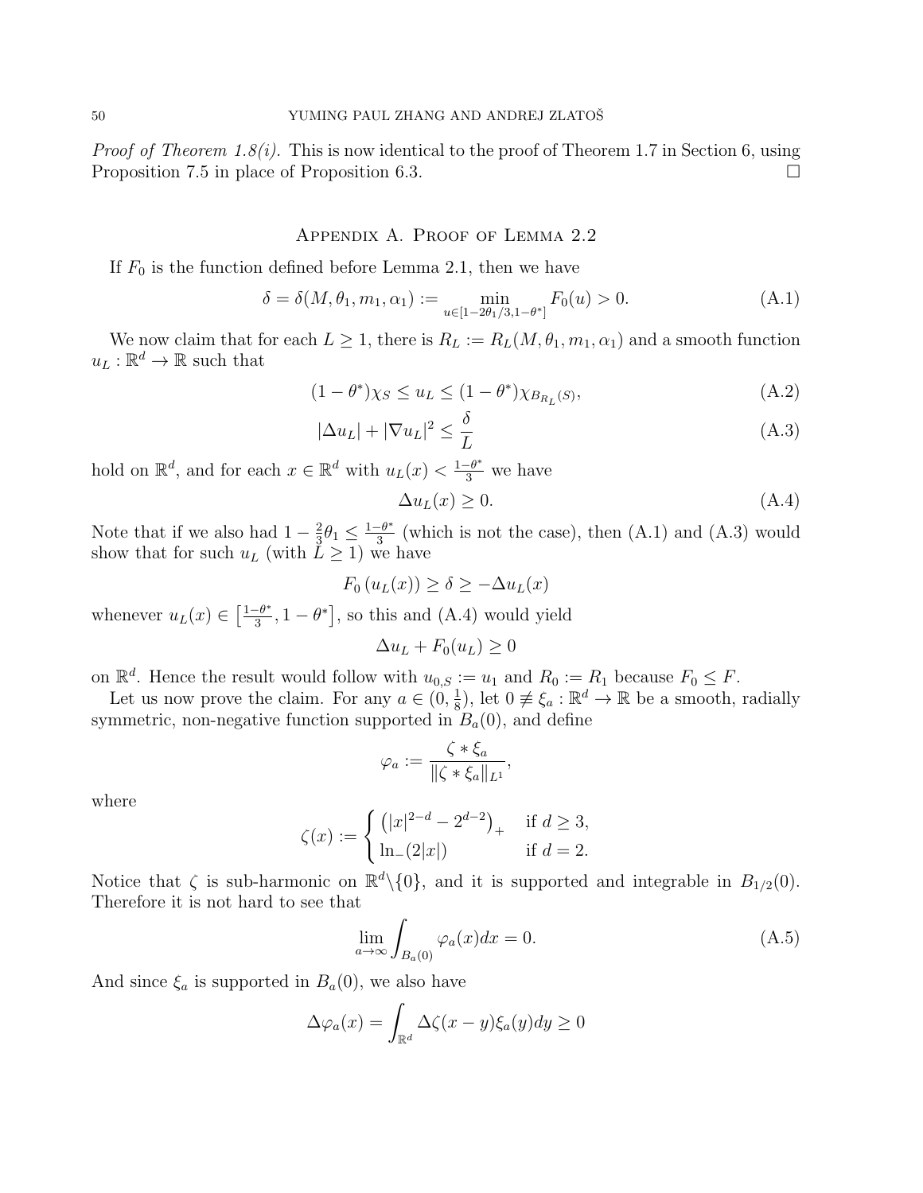*Proof of Theorem 1.8(i).* This is now identical to the proof of Theorem 1.7 in Section 6, using Proposition 7.5 in place of Proposition 6.3. □

## Appendix A. Proof of Lemma 2.2

If $F_0$ is the function defined before Lemma 2.1, then we have

$$\delta = \delta(M, \theta_1, m_1, \alpha_1) := \min_{u \in [1 - 2\theta_1/3, 1-\theta^*]} F_0(u) > 0. \tag{A.1}$$

We now claim that for each $L \geq 1$, there is $R_L := R_L(M, \theta_1, m_1, \alpha_1)$ and a smooth function $u_L : \mathbb{R}^d \to \mathbb{R}$ such that

$$(1-\theta^*)\chi_S \leq u_L \leq (1-\theta^*)\chi_{B_{R_L}(S)}, \tag{A.2}$$

$$|\Delta u_L| + |\nabla u_L|^2 \leq \frac{\delta}{L} \tag{A.3}$$

hold on $\mathbb{R}^d$, and for each $x \in \mathbb{R}^d$ with $u_L(x) < \frac{1-\theta^*}{3}$ we have

$$\Delta u_L(x) \geq 0. \tag{A.4}$$

Note that if we also had $1 - \frac{2}{3}\theta_1 \leq \frac{1-\theta^*}{3}$ (which is not the case), then (A.1) and (A.3) would show that for such $u_L$ (with $L \geq 1$) we have

$$F_0\left(u_L(x)\right) \geq \delta \geq -\Delta u_L(x)$$

whenever $u_L(x) \in \left[\frac{1-\theta^*}{3}, 1-\theta^*\right]$, so this and (A.4) would yield

$$\Delta u_L + F_0(u_L) \geq 0$$

on $\mathbb{R}^d$. Hence the result would follow with $u_{0,S} := u_1$ and $R_0 := R_1$ because $F_0 \leq F$.

Let us now prove the claim. For any $a \in (0, \frac{1}{8})$, let $0 \not\equiv \xi_a : \mathbb{R}^d \to \mathbb{R}$ be a smooth, radially symmetric, non-negative function supported in $B_a(0)$, and define

$$\varphi_a := \frac{\zeta * \xi_a}{\|\zeta * \xi_a\|_{L^1}},$$

where

$$\zeta(x) := \begin{cases} \left(|x|^{2-d} - 2^{d-2}\right)_+ & \text{if } d \geq 3, \\ \ln_-(2|x|) & \text{if } d = 2. \end{cases}$$

Notice that $\zeta$ is sub-harmonic on $\mathbb{R}^d \backslash \{0\}$, and it is supported and integrable in $B_{1/2}(0)$. Therefore it is not hard to see that

$$\lim_{a \to \infty} \int_{B_a(0)} \varphi_a(x)dx = 0. \tag{A.5}$$

And since $\xi_a$ is supported in $B_a(0)$, we also have

$$\Delta\varphi_a(x) = \int_{\mathbb{R}^d} \Delta\zeta(x-y)\xi_a(y)dy \geq 0$$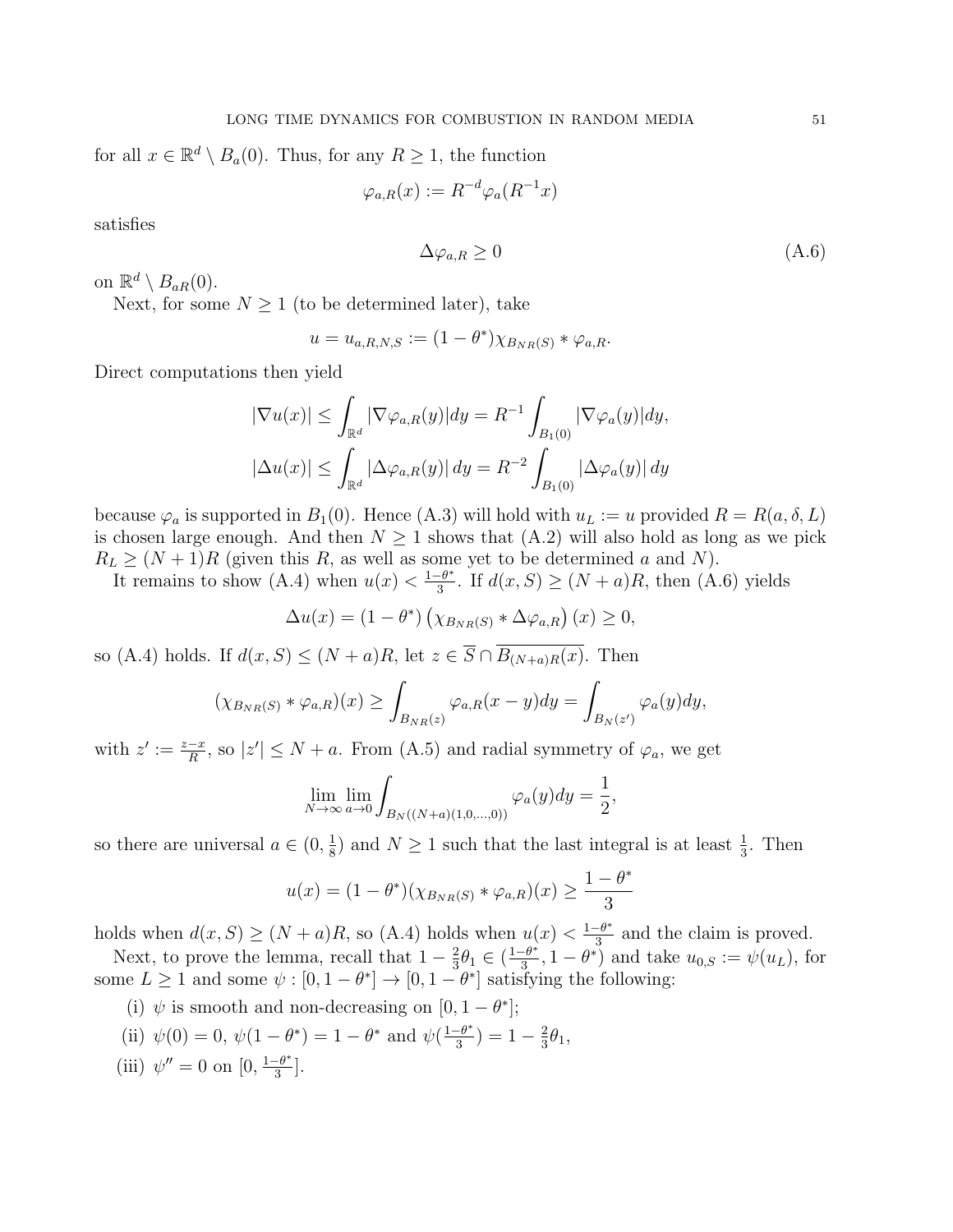for all $x \in \mathbb{R}^d \setminus B_a(0)$. Thus, for any $R \geq 1$, the function

$$\varphi_{a,R}(x) := R^{-d}\varphi_a(R^{-1}x)$$

satisfies

$$\Delta\varphi_{a,R} \geq 0 \tag{A.6}$$

on $\mathbb{R}^d \setminus B_{aR}(0)$.

Next, for some $N \geq 1$ (to be determined later), take

$$u = u_{a,R,N,S} := (1-\theta^*)\chi_{B_{NR}(S)} * \varphi_{a,R}.$$

Direct computations then yield

$$|\nabla u(x)| \leq \int_{\mathbb{R}^d} |\nabla \varphi_{a,R}(y)|dy = R^{-1}\int_{B_1(0)} |\nabla\varphi_a(y)|dy,$$

$$|\Delta u(x)| \leq \int_{\mathbb{R}^d} |\Delta \varphi_{a,R}(y)|\, dy = R^{-2}\int_{B_1(0)} |\Delta\varphi_a(y)|\, dy$$

because $\varphi_a$ is supported in $B_1(0)$. Hence (A.3) will hold with $u_L := u$ provided $R = R(a, \delta, L)$ is chosen large enough. And then $N \geq 1$ shows that (A.2) will also hold as long as we pick $R_L \geq (N+1)R$ (given this $R$, as well as some yet to be determined $a$ and $N$).

It remains to show (A.4) when $u(x) < \frac{1-\theta^*}{3}$. If $d(x, S) \geq (N+a)R$, then (A.6) yields

$$\Delta u(x) = (1-\theta^*)\left(\chi_{B_{NR}(S)} * \Delta\varphi_{a,R}\right)(x) \geq 0,$$

so (A.4) holds. If $d(x, S) \leq (N+a)R$, let $z \in \overline{S} \cap \overline{B_{(N+a)R}(x)}$. Then

$$(\chi_{B_{NR}(S)} * \varphi_{a,R})(x) \geq \int_{B_{NR}(z)} \varphi_{a,R}(x-y)dy = \int_{B_N(z')} \varphi_a(y)dy,$$

with $z' := \frac{z-x}{R}$, so $|z'| \leq N + a$. From (A.5) and radial symmetry of $\varphi_a$, we get

$$\lim_{N\to\infty}\lim_{a\to 0}\int_{B_N((N+a)(1,0,\dots,0))} \varphi_a(y)dy = \frac{1}{2},$$

so there are universal $a \in (0, \frac{1}{8})$ and $N \geq 1$ such that the last integral is at least $\frac{1}{3}$. Then

$$u(x) = (1-\theta^*)(\chi_{B_{NR}(S)} * \varphi_{a,R})(x) \geq \frac{1-\theta^*}{3}$$

holds when $d(x, S) \geq (N+a)R$, so (A.4) holds when $u(x) < \frac{1-\theta^*}{3}$ and the claim is proved.

Next, to prove the lemma, recall that $1 - \frac{2}{3}\theta_1 \in (\frac{1-\theta^*}{3}, 1-\theta^*)$ and take $u_{0,S} := \psi(u_L)$, for some $L \geq 1$ and some $\psi : [0, 1-\theta^*] \to [0, 1-\theta^*]$ satisfying the following:

(i) $\psi$ is smooth and non-decreasing on $[0, 1-\theta^*]$;

(ii) $\psi(0) = 0$, $\psi(1-\theta^*) = 1-\theta^*$ and $\psi(\frac{1-\theta^*}{3}) = 1 - \frac{2}{3}\theta_1$,

(iii) $\psi'' = 0$ on $[0, \frac{1-\theta^*}{3}]$.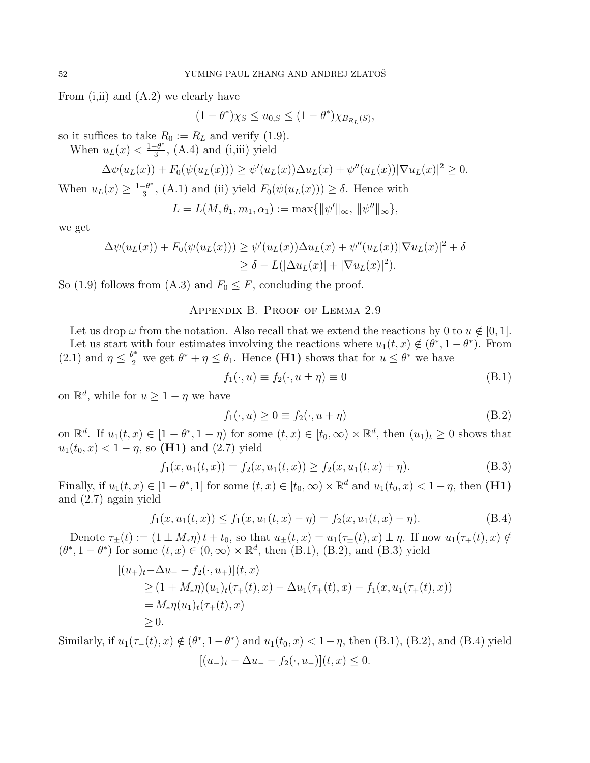From (i,ii) and (A.2) we clearly have

$$(1-\theta^*)\chi_S \le u_{0,S} \le (1-\theta^*)\chi_{B_{R_L}(S)},$$

so it suffices to take $R_0 := R_L$ and verify (1.9).

When $u_L(x) < \frac{1-\theta^*}{3}$, (A.4) and (i,iii) yield

$$\Delta\psi(u_L(x)) + F_0(\psi(u_L(x))) \ge \psi'(u_L(x))\Delta u_L(x) + \psi''(u_L(x))|\nabla u_L(x)|^2 \ge 0.$$

When $u_L(x) \ge \frac{1-\theta^*}{3}$, (A.1) and (ii) yield $F_0(\psi(u_L(x))) \ge \delta$. Hence with

$$L = L(M, \theta_1, m_1, \alpha_1) := \max\{\|\psi'\|_\infty, \|\psi''\|_\infty\},$$

we get

$$\begin{aligned}
\Delta\psi(u_L(x)) + F_0(\psi(u_L(x))) &\ge \psi'(u_L(x))\Delta u_L(x) + \psi''(u_L(x))|\nabla u_L(x)|^2 + \delta \\
&\ge \delta - L(|\Delta u_L(x)| + |\nabla u_L(x)|^2).
\end{aligned}$$

So (1.9) follows from (A.3) and $F_0 \le F$, concluding the proof.

## Appendix B. Proof of Lemma 2.9

Let us drop $\omega$ from the notation. Also recall that we extend the reactions by 0 to $u \notin [0,1]$.

Let us start with four estimates involving the reactions where $u_1(t,x) \notin (\theta^*, 1-\theta^*)$. From (2.1) and $\eta \le \frac{\theta^*}{2}$ we get $\theta^* + \eta \le \theta_1$. Hence **(H1)** shows that for $u \le \theta^*$ we have

$$f_1(\cdot, u) \equiv f_2(\cdot, u \pm \eta) \equiv 0 \tag{B.1}$$

on $\mathbb{R}^d$, while for $u \ge 1-\eta$ we have

$$f_1(\cdot, u) \ge 0 \equiv f_2(\cdot, u+\eta) \tag{B.2}$$

on $\mathbb{R}^d$. If $u_1(t,x) \in [1-\theta^*, 1-\eta)$ for some $(t,x) \in [t_0, \infty) \times \mathbb{R}^d$, then $(u_1)_t \ge 0$ shows that $u_1(t_0, x) < 1-\eta$, so **(H1)** and (2.7) yield

$$f_1(x, u_1(t,x)) = f_2(x, u_1(t,x)) \ge f_2(x, u_1(t,x)+\eta). \tag{B.3}$$

Finally, if $u_1(t,x) \in [1-\theta^*, 1]$ for some $(t,x) \in [t_0,\infty) \times \mathbb{R}^d$ and $u_1(t_0,x) < 1-\eta$, then **(H1)** and (2.7) again yield

$$f_1(x, u_1(t,x)) \le f_1(x, u_1(t,x)-\eta) = f_2(x, u_1(t,x)-\eta). \tag{B.4}$$

Denote $\tau_\pm(t) := (1 \pm M_*\eta)\,t + t_0$, so that $u_\pm(t,x) = u_1(\tau_\pm(t), x) \pm \eta$. If now $u_1(\tau_+(t), x) \notin (\theta^*, 1-\theta^*)$ for some $(t,x) \in (0,\infty) \times \mathbb{R}^d$, then (B.1), (B.2), and (B.3) yield

$$\begin{aligned}
[(u_+)_t - &\Delta u_+ - f_2(\cdot, u_+)](t,x) \\
&\ge (1+M_*\eta)(u_1)_t(\tau_+(t),x) - \Delta u_1(\tau_+(t),x) - f_1(x, u_1(\tau_+(t),x)) \\
&= M_*\eta(u_1)_t(\tau_+(t),x) \\
&\ge 0.
\end{aligned}$$

Similarly, if $u_1(\tau_-(t),x) \notin (\theta^*, 1-\theta^*)$ and $u_1(t_0,x) < 1-\eta$, then (B.1), (B.2), and (B.4) yield

$$[(u_-)_t - \Delta u_- - f_2(\cdot, u_-)](t,x) \le 0.$$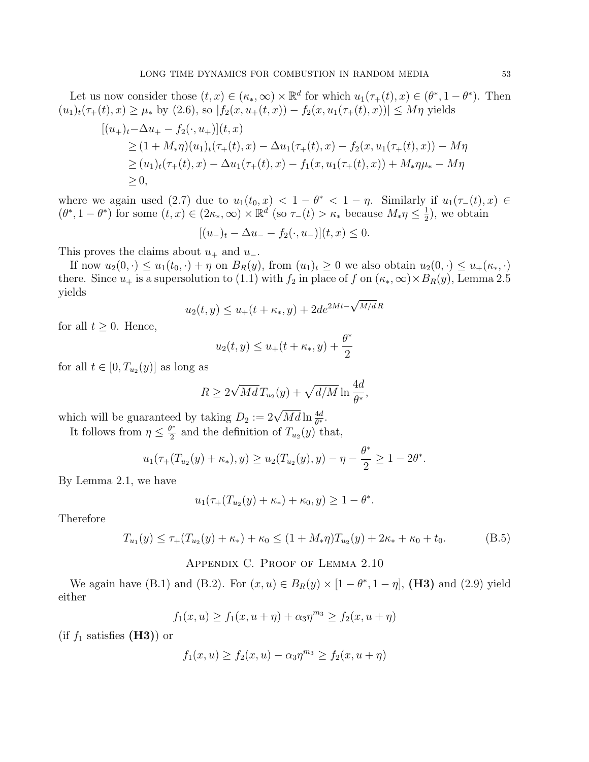Let us now consider those $(t,x) \in (\kappa_*, \infty) \times \mathbb{R}^d$ for which $u_1(\tau_+(t),x) \in (\theta^*, 1-\theta^*)$. Then $(u_1)_t(\tau_+(t),x) \geq \mu_*$ by (2.6), so $|f_2(x, u_+(t,x)) - f_2(x, u_1(\tau_+(t),x))| \leq M\eta$ yields

$$
\begin{aligned}
[(u_+)_t - &\Delta u_+ - f_2(\cdot, u_+)](t,x) \\
&\geq (1 + M_*\eta)(u_1)_t(\tau_+(t),x) - \Delta u_1(\tau_+(t),x) - f_2(x, u_1(\tau_+(t),x)) - M\eta \\
&\geq (u_1)_t(\tau_+(t),x) - \Delta u_1(\tau_+(t),x) - f_1(x, u_1(\tau_+(t),x)) + M_*\eta\mu_* - M\eta \\
&\geq 0,
\end{aligned}
$$

where we again used (2.7) due to $u_1(t_0,x) < 1-\theta^* < 1-\eta$. Similarly if $u_1(\tau_-(t),x) \in (\theta^*, 1-\theta^*)$ for some $(t,x) \in (2\kappa_*, \infty) \times \mathbb{R}^d$ (so $\tau_-(t) > \kappa_*$ because $M_*\eta \leq \frac{1}{2}$), we obtain

$$
[(u_-)_t - \Delta u_- - f_2(\cdot, u_-)](t,x) \leq 0.
$$

This proves the claims about $u_+$ and $u_-$.

If now $u_2(0,\cdot) \leq u_1(t_0,\cdot) + \eta$ on $B_R(y)$, from $(u_1)_t \geq 0$ we also obtain $u_2(0,\cdot) \leq u_+(\kappa_*,\cdot)$ there. Since $u_+$ is a supersolution to (1.1) with $f_2$ in place of $f$ on $(\kappa_*, \infty) \times B_R(y)$, Lemma 2.5 yields

$$
u_2(t,y) \leq u_+(t+\kappa_*, y) + 2de^{2Mt - \sqrt{M/d}\,R}
$$

for all $t \geq 0$. Hence,

$$
u_2(t,y) \leq u_+(t+\kappa_*, y) + \frac{\theta^*}{2}
$$

for all $t \in [0, T_{u_2}(y)]$ as long as

$$
R \geq 2\sqrt{Md}\,T_{u_2}(y) + \sqrt{d/M}\ln\frac{4d}{\theta^*},
$$

which will be guaranteed by taking $D_2 := 2\sqrt{Md}\ln\frac{4d}{\theta^*}$.

It follows from $\eta \leq \frac{\theta^*}{2}$ and the definition of $T_{u_2}(y)$ that,

$$
u_1(\tau_+(T_{u_2}(y) + \kappa_*), y) \geq u_2(T_{u_2}(y), y) - \eta - \frac{\theta^*}{2} \geq 1 - 2\theta^*.
$$

By Lemma 2.1, we have

$$
u_1(\tau_+(T_{u_2}(y) + \kappa_*) + \kappa_0, y) \geq 1 - \theta^*.
$$

Therefore

$$
T_{u_1}(y) \leq \tau_+(T_{u_2}(y) + \kappa_*) + \kappa_0 \leq (1 + M_*\eta)T_{u_2}(y) + 2\kappa_* + \kappa_0 + t_0. \tag{B.5}
$$

## Appendix C. Proof of Lemma 2.10

We again have (B.1) and (B.2). For $(x,u) \in B_R(y) \times [1-\theta^*, 1-\eta]$, **(H3)** and (2.9) yield either

$$
f_1(x,u) \geq f_1(x, u+\eta) + \alpha_3\eta^{m_3} \geq f_2(x, u+\eta)
$$

(if $f_1$ satisfies **(H3)**) or

$$
f_1(x,u) \geq f_2(x,u) - \alpha_3\eta^{m_3} \geq f_2(x, u+\eta)
$$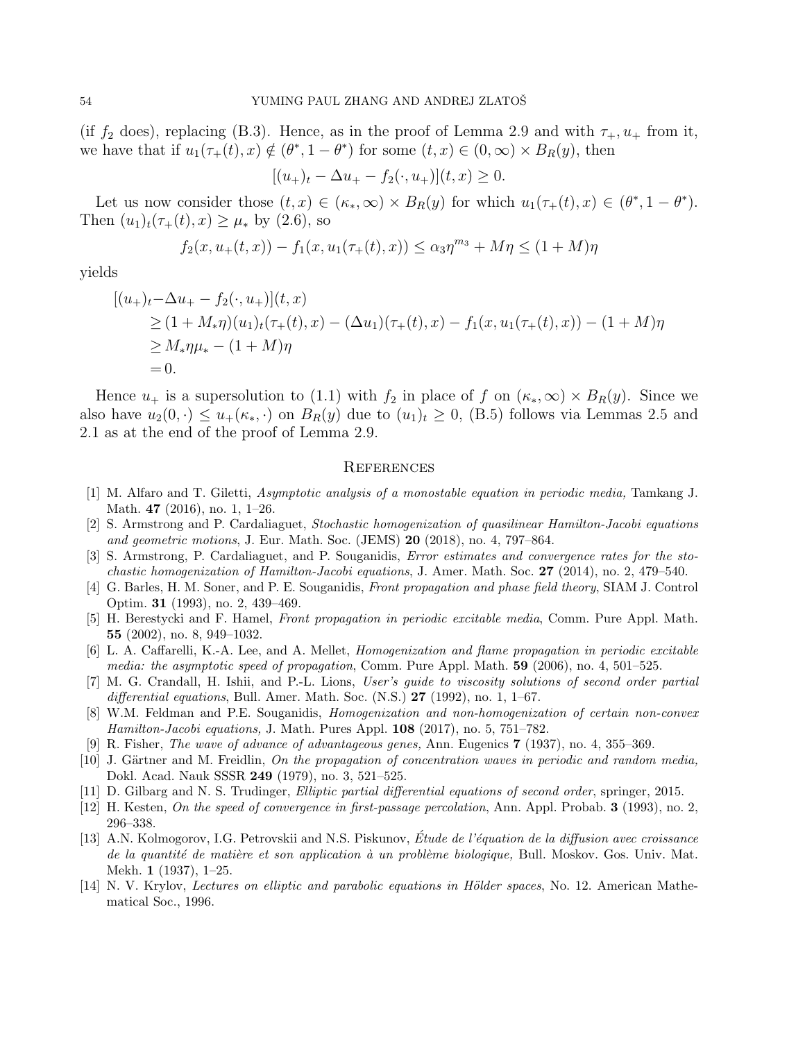(if $f_2$ does), replacing (B.3). Hence, as in the proof of Lemma 2.9 and with $\tau_+, u_+$ from it, we have that if $u_1(\tau_+(t), x) \notin (\theta^*, 1 - \theta^*)$ for some $(t, x) \in (0, \infty) \times B_R(y)$, then

$$[(u_+)_t - \Delta u_+ - f_2(\cdot, u_+)](t, x) \geq 0.$$

Let us now consider those $(t, x) \in (\kappa_*, \infty) \times B_R(y)$ for which $u_1(\tau_+(t), x) \in (\theta^*, 1 - \theta^*)$. Then $(u_1)_t(\tau_+(t), x) \geq \mu_*$ by (2.6), so

$$f_2(x, u_+(t, x)) - f_1(x, u_1(\tau_+(t), x)) \leq \alpha_3 \eta^{m_3} + M\eta \leq (1 + M)\eta$$

yields

$$\begin{aligned}
[(u_+)_t - &\Delta u_+ - f_2(\cdot, u_+)](t, x) \\
&\geq (1 + M_*\eta)(u_1)_t(\tau_+(t), x) - (\Delta u_1)(\tau_+(t), x) - f_1(x, u_1(\tau_+(t), x)) - (1 + M)\eta \\
&\geq M_*\eta\mu_* - (1 + M)\eta \\
&= 0.
\end{aligned}$$

Hence $u_+$ is a supersolution to (1.1) with $f_2$ in place of $f$ on $(\kappa_*, \infty) \times B_R(y)$. Since we also have $u_2(0, \cdot) \leq u_+(\kappa_*, \cdot)$ on $B_R(y)$ due to $(u_1)_t \geq 0$, (B.5) follows via Lemmas 2.5 and 2.1 as at the end of the proof of Lemma 2.9.

## References

[1] M. Alfaro and T. Giletti, *Asymptotic analysis of a monostable equation in periodic media,* Tamkang J. Math. **47** (2016), no. 1, 1–26.

[2] S. Armstrong and P. Cardaliaguet, *Stochastic homogenization of quasilinear Hamilton-Jacobi equations and geometric motions*, J. Eur. Math. Soc. (JEMS) **20** (2018), no. 4, 797–864.

[3] S. Armstrong, P. Cardaliaguet, and P. Souganidis, *Error estimates and convergence rates for the stochastic homogenization of Hamilton-Jacobi equations*, J. Amer. Math. Soc. **27** (2014), no. 2, 479–540.

[4] G. Barles, H. M. Soner, and P. E. Souganidis, *Front propagation and phase field theory*, SIAM J. Control Optim. **31** (1993), no. 2, 439–469.

[5] H. Berestycki and F. Hamel, *Front propagation in periodic excitable media*, Comm. Pure Appl. Math. **55** (2002), no. 8, 949–1032.

[6] L. A. Caffarelli, K.-A. Lee, and A. Mellet, *Homogenization and flame propagation in periodic excitable media: the asymptotic speed of propagation*, Comm. Pure Appl. Math. **59** (2006), no. 4, 501–525.

[7] M. G. Crandall, H. Ishii, and P.-L. Lions, *User's guide to viscosity solutions of second order partial differential equations*, Bull. Amer. Math. Soc. (N.S.) **27** (1992), no. 1, 1–67.

[8] W.M. Feldman and P.E. Souganidis, *Homogenization and non-homogenization of certain non-convex Hamilton-Jacobi equations,* J. Math. Pures Appl. **108** (2017), no. 5, 751–782.

[9] R. Fisher, *The wave of advance of advantageous genes,* Ann. Eugenics **7** (1937), no. 4, 355–369.

[10] J. Gärtner and M. Freidlin, *On the propagation of concentration waves in periodic and random media,* Dokl. Acad. Nauk SSSR **249** (1979), no. 3, 521–525.

[11] D. Gilbarg and N. S. Trudinger, *Elliptic partial differential equations of second order*, springer, 2015.

[12] H. Kesten, *On the speed of convergence in first-passage percolation*, Ann. Appl. Probab. **3** (1993), no. 2, 296–338.

[13] A.N. Kolmogorov, I.G. Petrovskii and N.S. Piskunov, *Étude de l'équation de la diffusion avec croissance de la quantité de matière et son application à un problème biologique,* Bull. Moskov. Gos. Univ. Mat. Mekh. **1** (1937), 1–25.

[14] N. V. Krylov, *Lectures on elliptic and parabolic equations in Hölder spaces*, No. 12. American Mathematical Soc., 1996.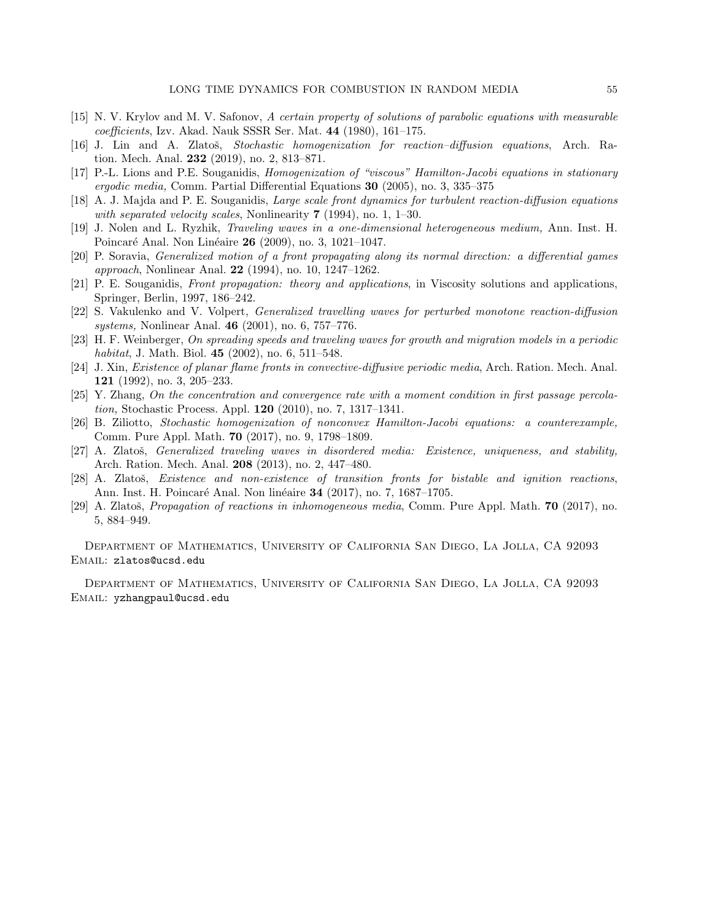[15] N. V. Krylov and M. V. Safonov, *A certain property of solutions of parabolic equations with measurable coefficients*, Izv. Akad. Nauk SSSR Ser. Mat. **44** (1980), 161–175.

[16] J. Lin and A. Zlatoš, *Stochastic homogenization for reaction–diffusion equations*, Arch. Ration. Mech. Anal. **232** (2019), no. 2, 813–871.

[17] P.-L. Lions and P.E. Souganidis, *Homogenization of "viscous" Hamilton-Jacobi equations in stationary ergodic media,* Comm. Partial Differential Equations **30** (2005), no. 3, 335–375

[18] A. J. Majda and P. E. Souganidis, *Large scale front dynamics for turbulent reaction-diffusion equations with separated velocity scales*, Nonlinearity **7** (1994), no. 1, 1–30.

[19] J. Nolen and L. Ryzhik, *Traveling waves in a one-dimensional heterogeneous medium,* Ann. Inst. H. Poincaré Anal. Non Linéaire **26** (2009), no. 3, 1021–1047.

[20] P. Soravia, *Generalized motion of a front propagating along its normal direction: a differential games approach*, Nonlinear Anal. **22** (1994), no. 10, 1247–1262.

[21] P. E. Souganidis, *Front propagation: theory and applications*, in Viscosity solutions and applications, Springer, Berlin, 1997, 186–242.

[22] S. Vakulenko and V. Volpert, *Generalized travelling waves for perturbed monotone reaction-diffusion systems,* Nonlinear Anal. **46** (2001), no. 6, 757–776.

[23] H. F. Weinberger, *On spreading speeds and traveling waves for growth and migration models in a periodic habitat*, J. Math. Biol. **45** (2002), no. 6, 511–548.

[24] J. Xin, *Existence of planar flame fronts in convective-diffusive periodic media*, Arch. Ration. Mech. Anal. **121** (1992), no. 3, 205–233.

[25] Y. Zhang, *On the concentration and convergence rate with a moment condition in first passage percolation,* Stochastic Process. Appl. **120** (2010), no. 7, 1317–1341.

[26] B. Ziliotto, *Stochastic homogenization of nonconvex Hamilton-Jacobi equations: a counterexample,* Comm. Pure Appl. Math. **70** (2017), no. 9, 1798–1809.

[27] A. Zlatoš, *Generalized traveling waves in disordered media: Existence, uniqueness, and stability,* Arch. Ration. Mech. Anal. **208** (2013), no. 2, 447–480.

[28] A. Zlatoš, *Existence and non-existence of transition fronts for bistable and ignition reactions*, Ann. Inst. H. Poincaré Anal. Non linéaire **34** (2017), no. 7, 1687–1705.

[29] A. Zlatoš, *Propagation of reactions in inhomogeneous media*, Comm. Pure Appl. Math. **70** (2017), no. 5, 884–949.

Department of Mathematics, University of California San Diego, La Jolla, CA 92093
Email: zlatos@ucsd.edu

Department of Mathematics, University of California San Diego, La Jolla, CA 92093
Email: yzhangpaul@ucsd.edu